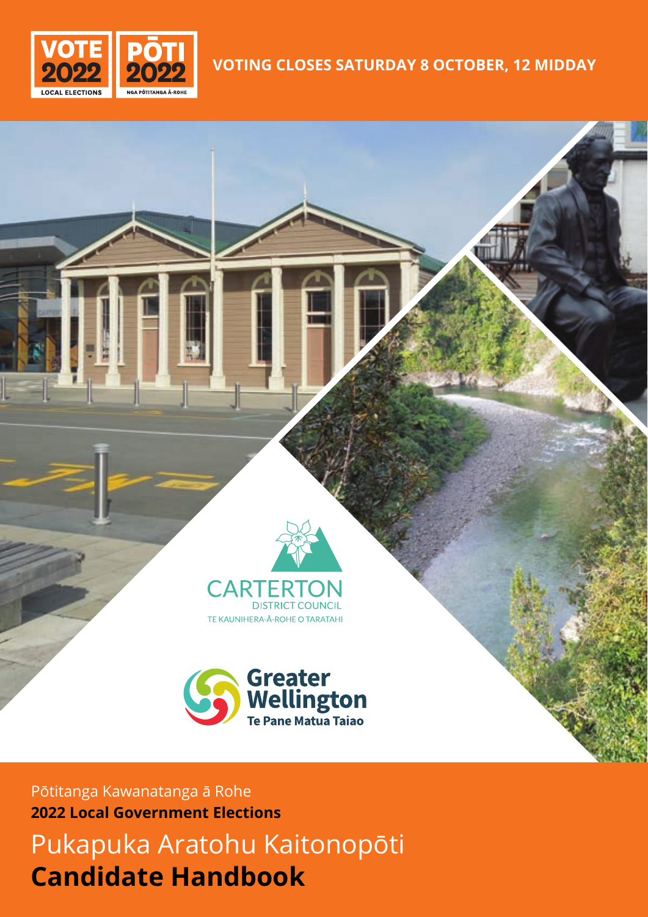VOTE 2022 LOCAL ELECTIONS

PŌTI 2022 NGA PŌTITANGA Ā-ROHE

**VOTING CLOSES SATURDAY 8 OCTOBER, 12 MIDDAY**

CARTERTON DISTRICT COUNCIL
TE KAUNIHERA-Ā-ROHE O TARATAHI

Greater Wellington
Te Pane Matua Taiao

Pōtitanga Kawanatanga ā Rohe
**2022 Local Government Elections**

# Pukapuka Aratohu Kaitonopōti
# **Candidate Handbook**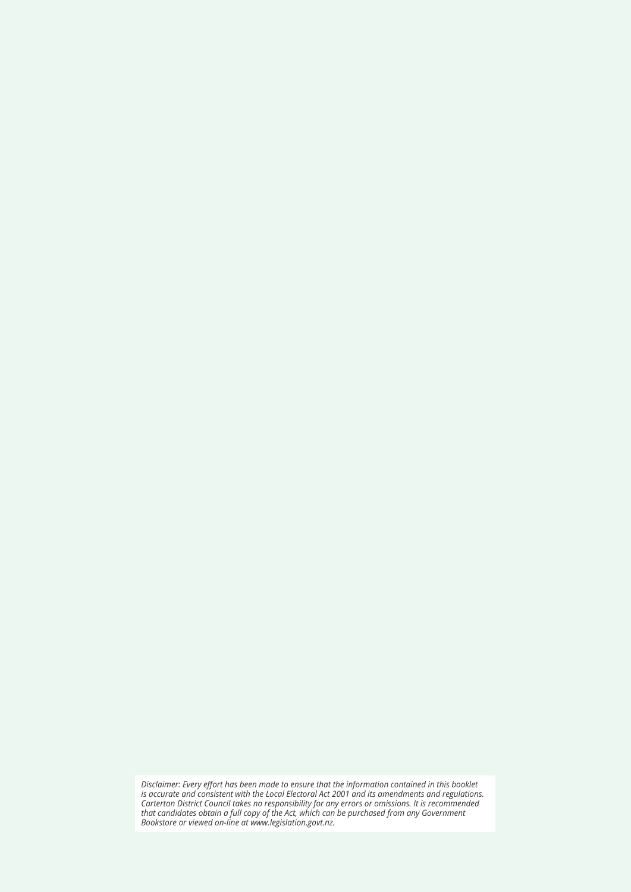*Disclaimer: Every effort has been made to ensure that the information contained in this booklet is accurate and consistent with the Local Electoral Act 2001 and its amendments and regulations. Carterton District Council takes no responsibility for any errors or omissions. It is recommended that candidates obtain a full copy of the Act, which can be purchased from any Government Bookstore or viewed on-line at www.legislation.govt.nz.*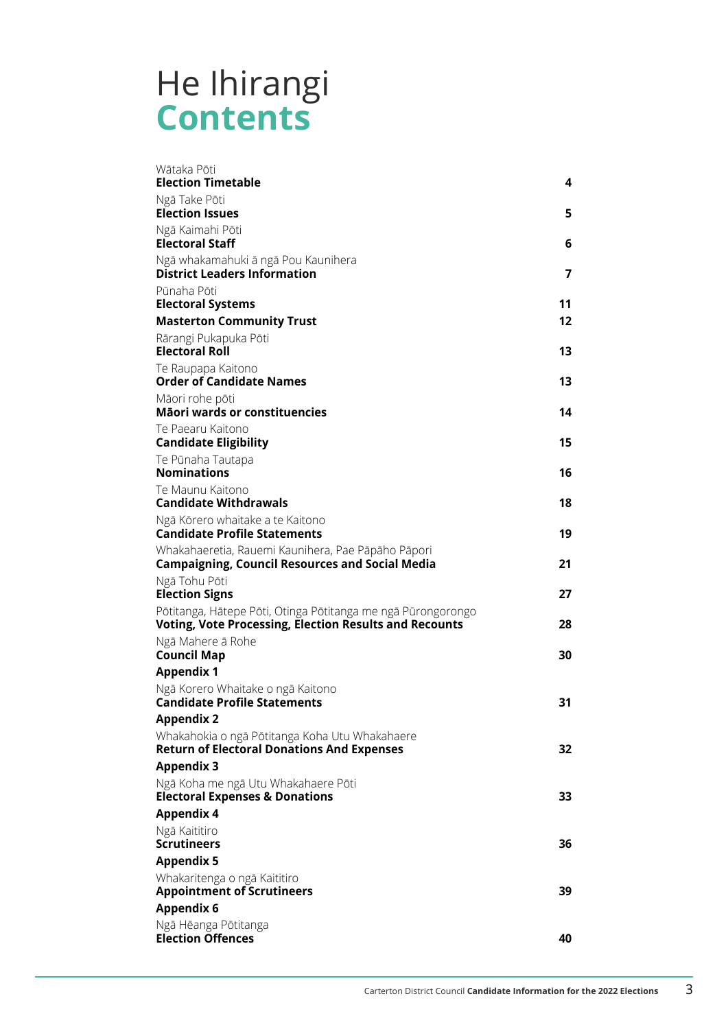# He Ihirangi **Contents**

| | |
|---|---|
| Wātaka Pōti<br>**Election Timetable** | **4** |
| Ngā Take Pōti<br>**Election Issues** | **5** |
| Ngā Kaimahi Pōti<br>**Electoral Staff** | **6** |
| Ngā whakamahuki ā ngā Pou Kaunihera<br>**District Leaders Information** | **7** |
| Pūnaha Pōti<br>**Electoral Systems** | **11** |
| **Masterton Community Trust** | **12** |
| Rārangi Pukapuka Pōti<br>**Electoral Roll** | **13** |
| Te Raupapa Kaitono<br>**Order of Candidate Names** | **13** |
| Māori rohe pōti<br>**Māori wards or constituencies** | **14** |
| Te Paearu Kaitono<br>**Candidate Eligibility** | **15** |
| Te Pūnaha Tautapa<br>**Nominations** | **16** |
| Te Maunu Kaitono<br>**Candidate Withdrawals** | **18** |
| Ngā Kōrero whaitake a te Kaitono<br>**Candidate Profile Statements** | **19** |
| Whakahaeretia, Rauemi Kaunihera, Pae Pāpāho Pāpori<br>**Campaigning, Council Resources and Social Media** | **21** |
| Ngā Tohu Pōti<br>**Election Signs** | **27** |
| Pōtitanga, Hātepe Pōti, Otinga Pōtitanga me ngā Pūrongorongo<br>**Voting, Vote Processing, Election Results and Recounts** | **28** |
| Ngā Mahere ā Rohe<br>**Council Map** | **30** |
| **Appendix 1**<br>Ngā Korero Whaitake o ngā Kaitono<br>**Candidate Profile Statements** | **31** |
| **Appendix 2**<br>Whakahokia o ngā Pōtitanga Koha Utu Whakahaere<br>**Return of Electoral Donations And Expenses** | **32** |
| **Appendix 3**<br>Ngā Koha me ngā Utu Whakahaere Pōti<br>**Electoral Expenses & Donations** | **33** |
| **Appendix 4**<br>Ngā Kaititiro<br>**Scrutineers** | **36** |
| **Appendix 5**<br>Whakaritenga o ngā Kaititiro<br>**Appointment of Scrutineers** | **39** |
| **Appendix 6**<br>Ngā Hēanga Pōtitanga<br>**Election Offences** | **40** |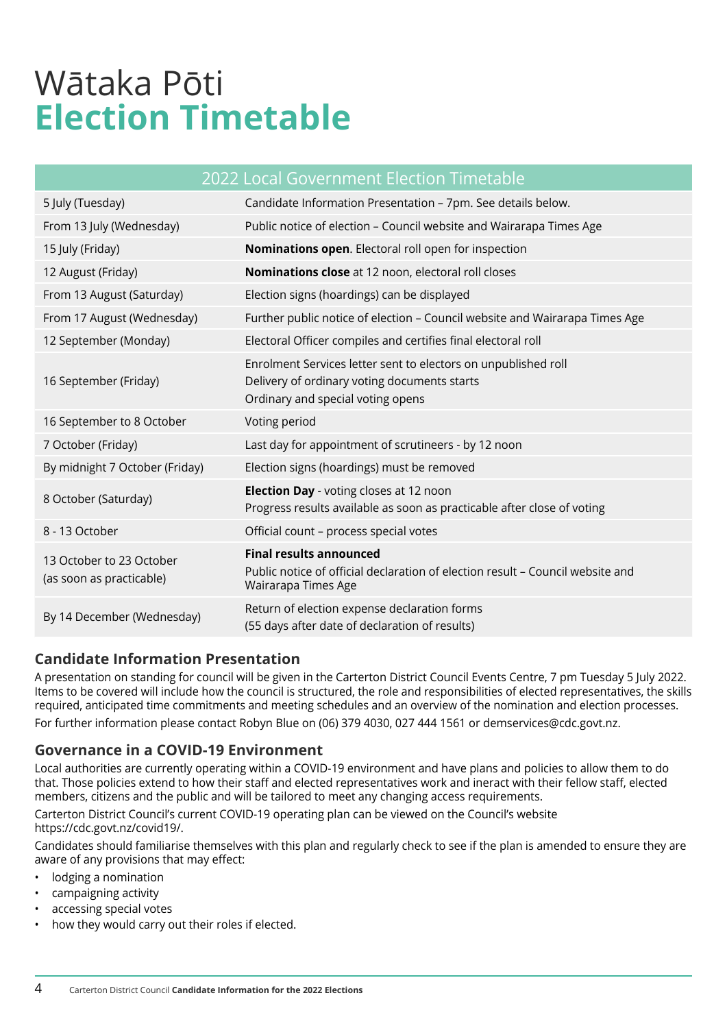# Wātaka Pōti
# **Election Timetable**

| 2022 Local Government Election Timetable | |
|---|---|
| 5 July (Tuesday) | Candidate Information Presentation – 7pm. See details below. |
| From 13 July (Wednesday) | Public notice of election – Council website and Wairarapa Times Age |
| 15 July (Friday) | **Nominations open**. Electoral roll open for inspection |
| 12 August (Friday) | **Nominations close** at 12 noon, electoral roll closes |
| From 13 August (Saturday) | Election signs (hoardings) can be displayed |
| From 17 August (Wednesday) | Further public notice of election – Council website and Wairarapa Times Age |
| 12 September (Monday) | Electoral Officer compiles and certifies final electoral roll |
| 16 September (Friday) | Enrolment Services letter sent to electors on unpublished roll<br>Delivery of ordinary voting documents starts<br>Ordinary and special voting opens |
| 16 September to 8 October | Voting period |
| 7 October (Friday) | Last day for appointment of scrutineers - by 12 noon |
| By midnight 7 October (Friday) | Election signs (hoardings) must be removed |
| 8 October (Saturday) | **Election Day** - voting closes at 12 noon<br>Progress results available as soon as practicable after close of voting |
| 8 - 13 October | Official count – process special votes |
| 13 October to 23 October (as soon as practicable) | **Final results announced**<br>Public notice of official declaration of election result – Council website and Wairarapa Times Age |
| By 14 December (Wednesday) | Return of election expense declaration forms<br>(55 days after date of declaration of results) |

## Candidate Information Presentation

A presentation on standing for council will be given in the Carterton District Council Events Centre, 7 pm Tuesday 5 July 2022. Items to be covered will include how the council is structured, the role and responsibilities of elected representatives, the skills required, anticipated time commitments and meeting schedules and an overview of the nomination and election processes.

For further information please contact Robyn Blue on (06) 379 4030, 027 444 1561 or demservices@cdc.govt.nz.

## Governance in a COVID-19 Environment

Local authorities are currently operating within a COVID-19 environment and have plans and policies to allow them to do that. Those policies extend to how their staff and elected representatives work and ineract with their fellow staff, elected members, citizens and the public and will be tailored to meet any changing access requirements.

Carterton District Council's current COVID-19 operating plan can be viewed on the Council's website https://cdc.govt.nz/covid19/.

Candidates should familiarise themselves with this plan and regularly check to see if the plan is amended to ensure they are aware of any provisions that may effect:

- lodging a nomination
- campaigning activity
- accessing special votes
- how they would carry out their roles if elected.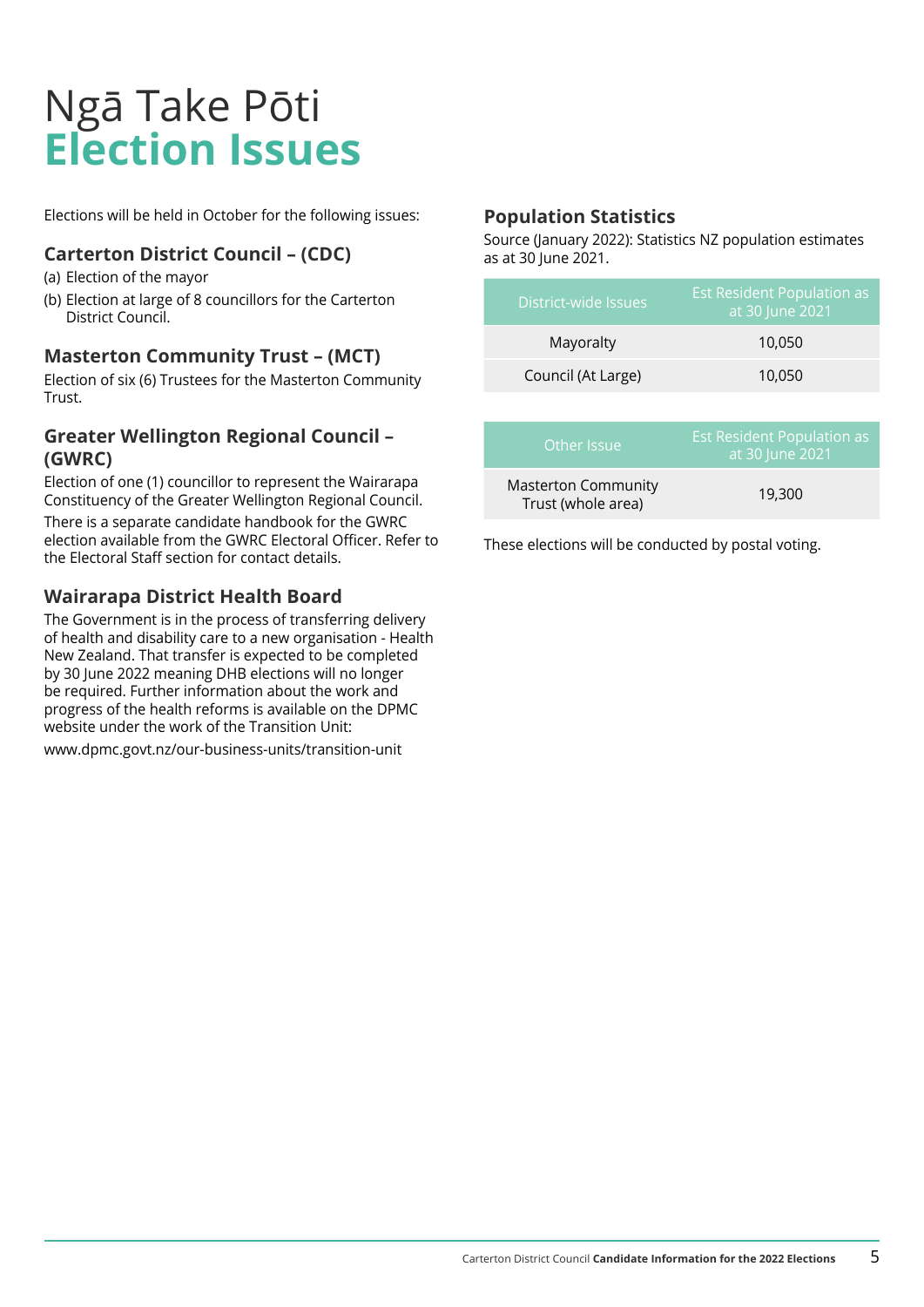# Ngā Take Pōti
# Election Issues

Elections will be held in October for the following issues:

### Carterton District Council – (CDC)

(a) Election of the mayor

(b) Election at large of 8 councillors for the Carterton District Council.

### Masterton Community Trust – (MCT)

Election of six (6) Trustees for the Masterton Community Trust.

### Greater Wellington Regional Council – (GWRC)

Election of one (1) councillor to represent the Wairarapa Constituency of the Greater Wellington Regional Council.

There is a separate candidate handbook for the GWRC election available from the GWRC Electoral Officer. Refer to the Electoral Staff section for contact details.

### Wairarapa District Health Board

The Government is in the process of transferring delivery of health and disability care to a new organisation - Health New Zealand. That transfer is expected to be completed by 30 June 2022 meaning DHB elections will no longer be required. Further information about the work and progress of the health reforms is available on the DPMC website under the work of the Transition Unit:

www.dpmc.govt.nz/our-business-units/transition-unit

### Population Statistics

Source (January 2022): Statistics NZ population estimates as at 30 June 2021.

| District-wide Issues | Est Resident Population as at 30 June 2021 |
|---|---|
| Mayoralty | 10,050 |
| Council (At Large) | 10,050 |

| Other Issue | Est Resident Population as at 30 June 2021 |
|---|---|
| Masterton Community Trust (whole area) | 19,300 |

These elections will be conducted by postal voting.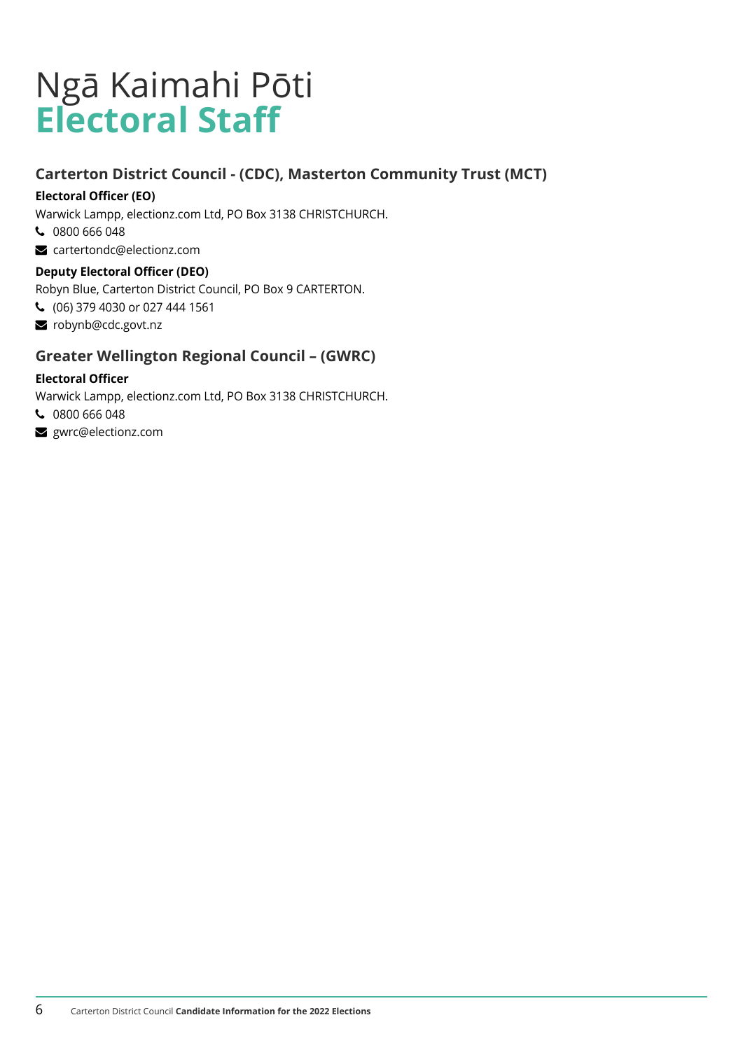# Ngā Kaimahi Pōti
# Electoral Staff

## Carterton District Council - (CDC), Masterton Community Trust (MCT)

**Electoral Officer (EO)**

Warwick Lampp, electionz.com Ltd, PO Box 3138 CHRISTCHURCH.

0800 666 048

cartertondc@electionz.com

**Deputy Electoral Officer (DEO)**

Robyn Blue, Carterton District Council, PO Box 9 CARTERTON.

(06) 379 4030 or 027 444 1561

robynb@cdc.govt.nz

## Greater Wellington Regional Council – (GWRC)

**Electoral Officer**

Warwick Lampp, electionz.com Ltd, PO Box 3138 CHRISTCHURCH.

0800 666 048

gwrc@electionz.com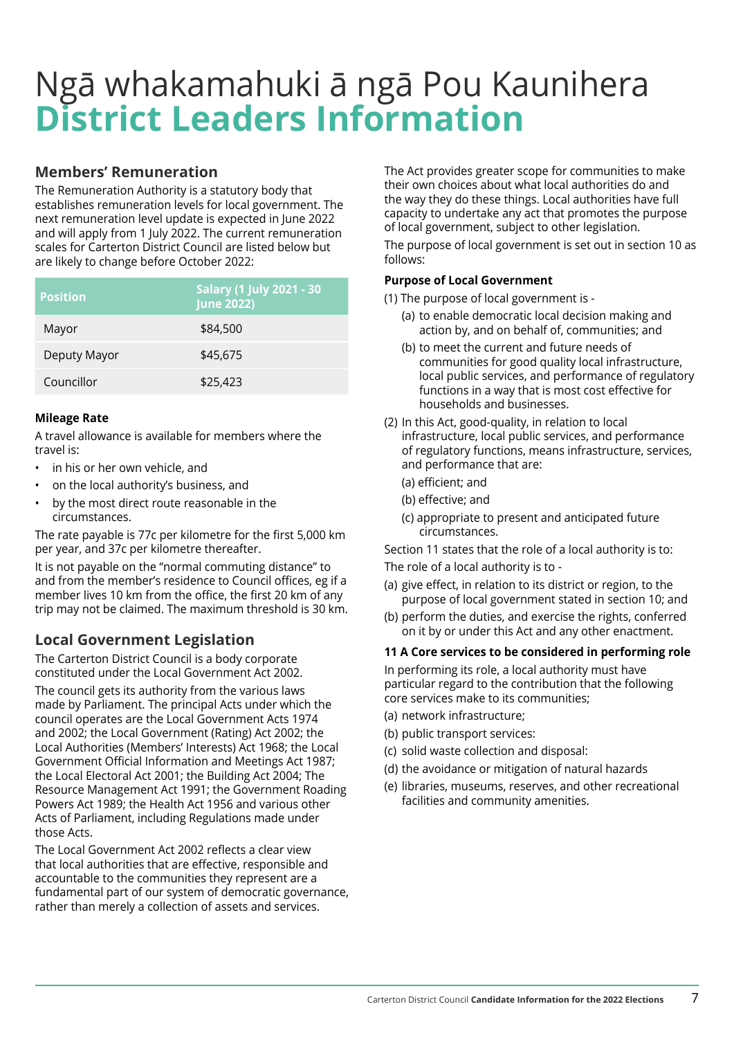# Ngā whakamahuki ā ngā Pou Kaunihera
# District Leaders Information

## Members' Remuneration

The Remuneration Authority is a statutory body that establishes remuneration levels for local government. The next remuneration level update is expected in June 2022 and will apply from 1 July 2022. The current remuneration scales for Carterton District Council are listed below but are likely to change before October 2022:

| Position | Salary (1 July 2021 - 30 June 2022) |
|---|---|
| Mayor | $84,500 |
| Deputy Mayor | $45,675 |
| Councillor | $25,423 |

**Mileage Rate**

A travel allowance is available for members where the travel is:

- in his or her own vehicle, and
- on the local authority's business, and
- by the most direct route reasonable in the circumstances.

The rate payable is 77c per kilometre for the first 5,000 km per year, and 37c per kilometre thereafter.

It is not payable on the "normal commuting distance" to and from the member's residence to Council offices, eg if a member lives 10 km from the office, the first 20 km of any trip may not be claimed. The maximum threshold is 30 km.

## Local Government Legislation

The Carterton District Council is a body corporate constituted under the Local Government Act 2002.

The council gets its authority from the various laws made by Parliament. The principal Acts under which the council operates are the Local Government Acts 1974 and 2002; the Local Government (Rating) Act 2002; the Local Authorities (Members' Interests) Act 1968; the Local Government Official Information and Meetings Act 1987; the Local Electoral Act 2001; the Building Act 2004; The Resource Management Act 1991; the Government Roading Powers Act 1989; the Health Act 1956 and various other Acts of Parliament, including Regulations made under those Acts.

The Local Government Act 2002 reflects a clear view that local authorities that are effective, responsible and accountable to the communities they represent are a fundamental part of our system of democratic governance, rather than merely a collection of assets and services.

The Act provides greater scope for communities to make their own choices about what local authorities do and the way they do these things. Local authorities have full capacity to undertake any act that promotes the purpose of local government, subject to other legislation.

The purpose of local government is set out in section 10 as follows:

**Purpose of Local Government**

(1) The purpose of local government is -

- (a) to enable democratic local decision making and action by, and on behalf of, communities; and
- (b) to meet the current and future needs of communities for good quality local infrastructure, local public services, and performance of regulatory functions in a way that is most cost effective for households and businesses.

(2) In this Act, good-quality, in relation to local infrastructure, local public services, and performance of regulatory functions, means infrastructure, services, and performance that are:

- (a) efficient; and
- (b) effective; and
- (c) appropriate to present and anticipated future circumstances.

Section 11 states that the role of a local authority is to:

The role of a local authority is to -

(a) give effect, in relation to its district or region, to the purpose of local government stated in section 10; and

(b) perform the duties, and exercise the rights, conferred on it by or under this Act and any other enactment.

**11 A Core services to be considered in performing role**

In performing its role, a local authority must have particular regard to the contribution that the following core services make to its communities;

(a) network infrastructure;

(b) public transport services:

(c) solid waste collection and disposal:

(d) the avoidance or mitigation of natural hazards

(e) libraries, museums, reserves, and other recreational facilities and community amenities.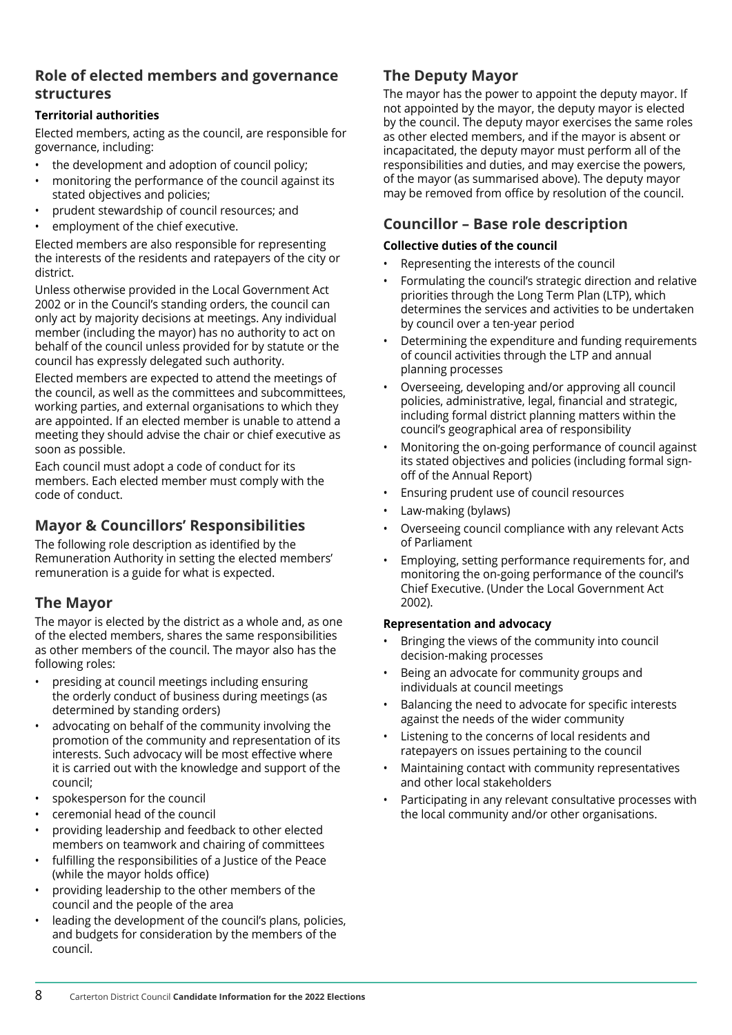## Role of elected members and governance structures

### Territorial authorities

Elected members, acting as the council, are responsible for governance, including:

- the development and adoption of council policy;
- monitoring the performance of the council against its stated objectives and policies;
- prudent stewardship of council resources; and
- employment of the chief executive.

Elected members are also responsible for representing the interests of the residents and ratepayers of the city or district.

Unless otherwise provided in the Local Government Act 2002 or in the Council's standing orders, the council can only act by majority decisions at meetings. Any individual member (including the mayor) has no authority to act on behalf of the council unless provided for by statute or the council has expressly delegated such authority.

Elected members are expected to attend the meetings of the council, as well as the committees and subcommittees, working parties, and external organisations to which they are appointed. If an elected member is unable to attend a meeting they should advise the chair or chief executive as soon as possible.

Each council must adopt a code of conduct for its members. Each elected member must comply with the code of conduct.

## Mayor & Councillors' Responsibilities

The following role description as identified by the Remuneration Authority in setting the elected members' remuneration is a guide for what is expected.

## The Mayor

The mayor is elected by the district as a whole and, as one of the elected members, shares the same responsibilities as other members of the council. The mayor also has the following roles:

- presiding at council meetings including ensuring the orderly conduct of business during meetings (as determined by standing orders)
- advocating on behalf of the community involving the promotion of the community and representation of its interests. Such advocacy will be most effective where it is carried out with the knowledge and support of the council;
- spokesperson for the council
- ceremonial head of the council
- providing leadership and feedback to other elected members on teamwork and chairing of committees
- fulfilling the responsibilities of a Justice of the Peace (while the mayor holds office)
- providing leadership to the other members of the council and the people of the area
- leading the development of the council's plans, policies, and budgets for consideration by the members of the council.

## The Deputy Mayor

The mayor has the power to appoint the deputy mayor. If not appointed by the mayor, the deputy mayor is elected by the council. The deputy mayor exercises the same roles as other elected members, and if the mayor is absent or incapacitated, the deputy mayor must perform all of the responsibilities and duties, and may exercise the powers, of the mayor (as summarised above). The deputy mayor may be removed from office by resolution of the council.

## Councillor – Base role description

### Collective duties of the council

- Representing the interests of the council
- Formulating the council's strategic direction and relative priorities through the Long Term Plan (LTP), which determines the services and activities to be undertaken by council over a ten-year period
- Determining the expenditure and funding requirements of council activities through the LTP and annual planning processes
- Overseeing, developing and/or approving all council policies, administrative, legal, financial and strategic, including formal district planning matters within the council's geographical area of responsibility
- Monitoring the on-going performance of council against its stated objectives and policies (including formal sign-off of the Annual Report)
- Ensuring prudent use of council resources
- Law-making (bylaws)
- Overseeing council compliance with any relevant Acts of Parliament
- Employing, setting performance requirements for, and monitoring the on-going performance of the council's Chief Executive. (Under the Local Government Act 2002).

### Representation and advocacy

- Bringing the views of the community into council decision-making processes
- Being an advocate for community groups and individuals at council meetings
- Balancing the need to advocate for specific interests against the needs of the wider community
- Listening to the concerns of local residents and ratepayers on issues pertaining to the council
- Maintaining contact with community representatives and other local stakeholders
- Participating in any relevant consultative processes with the local community and/or other organisations.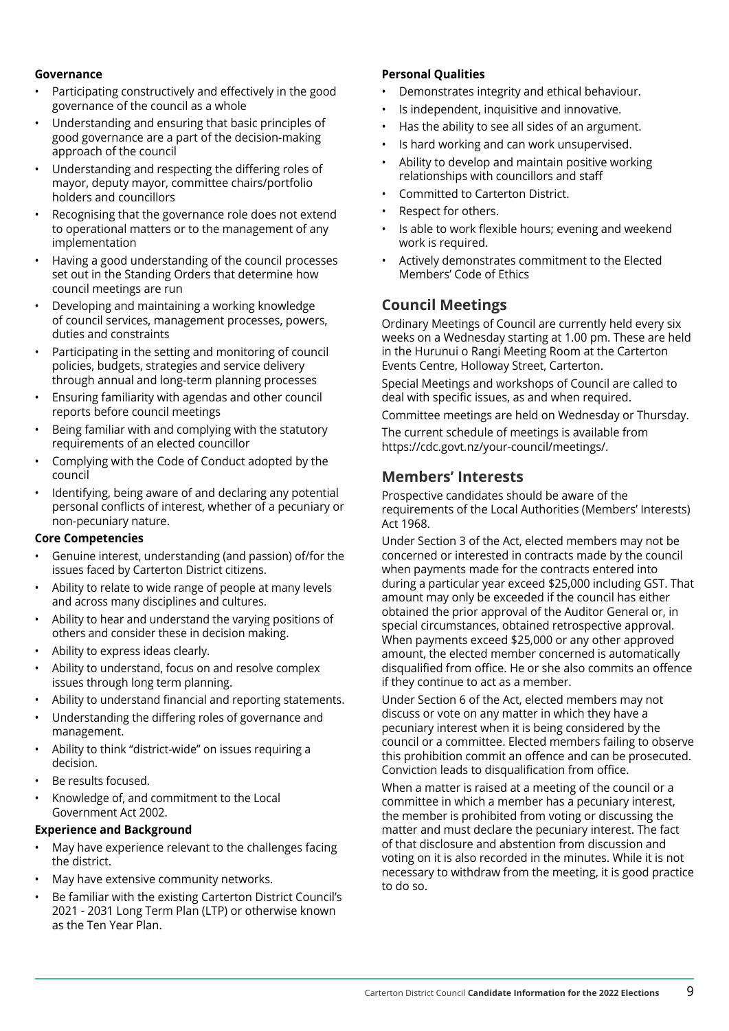**Governance**

- Participating constructively and effectively in the good governance of the council as a whole
- Understanding and ensuring that basic principles of good governance are a part of the decision-making approach of the council
- Understanding and respecting the differing roles of mayor, deputy mayor, committee chairs/portfolio holders and councillors
- Recognising that the governance role does not extend to operational matters or to the management of any implementation
- Having a good understanding of the council processes set out in the Standing Orders that determine how council meetings are run
- Developing and maintaining a working knowledge of council services, management processes, powers, duties and constraints
- Participating in the setting and monitoring of council policies, budgets, strategies and service delivery through annual and long-term planning processes
- Ensuring familiarity with agendas and other council reports before council meetings
- Being familiar with and complying with the statutory requirements of an elected councillor
- Complying with the Code of Conduct adopted by the council
- Identifying, being aware of and declaring any potential personal conflicts of interest, whether of a pecuniary or non-pecuniary nature.

**Core Competencies**

- Genuine interest, understanding (and passion) of/for the issues faced by Carterton District citizens.
- Ability to relate to wide range of people at many levels and across many disciplines and cultures.
- Ability to hear and understand the varying positions of others and consider these in decision making.
- Ability to express ideas clearly.
- Ability to understand, focus on and resolve complex issues through long term planning.
- Ability to understand financial and reporting statements.
- Understanding the differing roles of governance and management.
- Ability to think "district-wide" on issues requiring a decision.
- Be results focused.
- Knowledge of, and commitment to the Local Government Act 2002.

**Experience and Background**

- May have experience relevant to the challenges facing the district.
- May have extensive community networks.
- Be familiar with the existing Carterton District Council's 2021 - 2031 Long Term Plan (LTP) or otherwise known as the Ten Year Plan.

**Personal Qualities**

- Demonstrates integrity and ethical behaviour.
- Is independent, inquisitive and innovative.
- Has the ability to see all sides of an argument.
- Is hard working and can work unsupervised.
- Ability to develop and maintain positive working relationships with councillors and staff
- Committed to Carterton District.
- Respect for others.
- Is able to work flexible hours; evening and weekend work is required.
- Actively demonstrates commitment to the Elected Members' Code of Ethics

## Council Meetings

Ordinary Meetings of Council are currently held every six weeks on a Wednesday starting at 1.00 pm. These are held in the Hurunui o Rangi Meeting Room at the Carterton Events Centre, Holloway Street, Carterton.

Special Meetings and workshops of Council are called to deal with specific issues, as and when required.

Committee meetings are held on Wednesday or Thursday.

The current schedule of meetings is available from https://cdc.govt.nz/your-council/meetings/.

## Members' Interests

Prospective candidates should be aware of the requirements of the Local Authorities (Members' Interests) Act 1968.

Under Section 3 of the Act, elected members may not be concerned or interested in contracts made by the council when payments made for the contracts entered into during a particular year exceed $25,000 including GST. That amount may only be exceeded if the council has either obtained the prior approval of the Auditor General or, in special circumstances, obtained retrospective approval. When payments exceed $25,000 or any other approved amount, the elected member concerned is automatically disqualified from office. He or she also commits an offence if they continue to act as a member.

Under Section 6 of the Act, elected members may not discuss or vote on any matter in which they have a pecuniary interest when it is being considered by the council or a committee. Elected members failing to observe this prohibition commit an offence and can be prosecuted. Conviction leads to disqualification from office.

When a matter is raised at a meeting of the council or a committee in which a member has a pecuniary interest, the member is prohibited from voting or discussing the matter and must declare the pecuniary interest. The fact of that disclosure and abstention from discussion and voting on it is also recorded in the minutes. While it is not necessary to withdraw from the meeting, it is good practice to do so.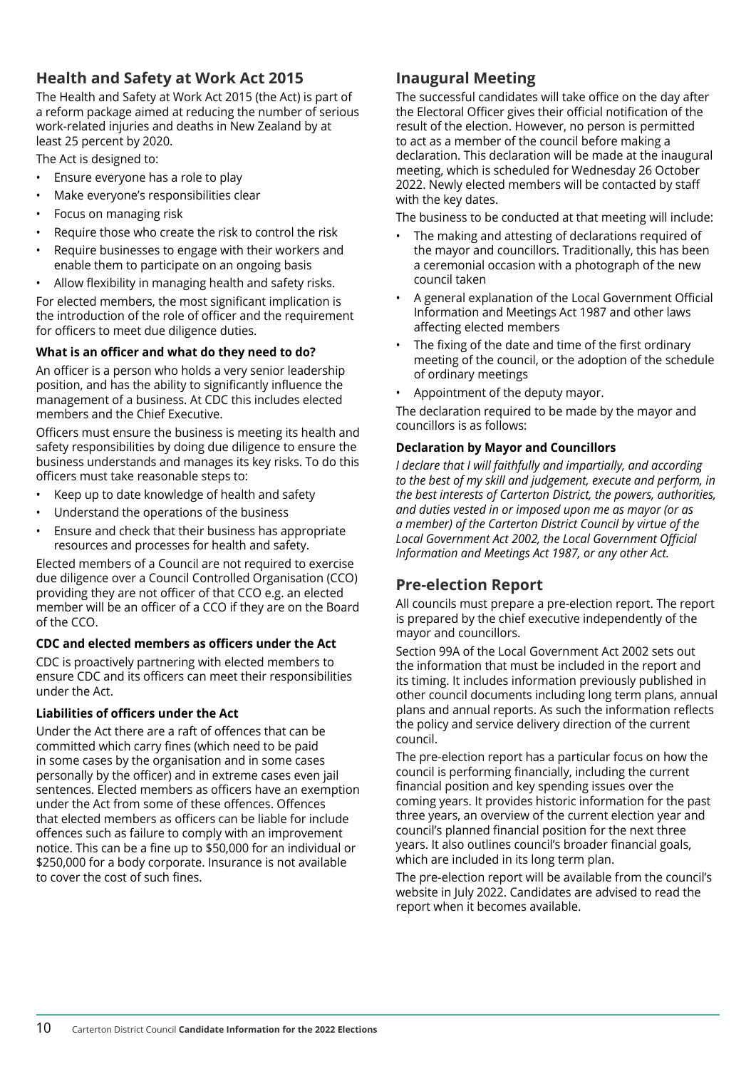## Health and Safety at Work Act 2015

The Health and Safety at Work Act 2015 (the Act) is part of a reform package aimed at reducing the number of serious work-related injuries and deaths in New Zealand by at least 25 percent by 2020.

The Act is designed to:

- Ensure everyone has a role to play
- Make everyone's responsibilities clear
- Focus on managing risk
- Require those who create the risk to control the risk
- Require businesses to engage with their workers and enable them to participate on an ongoing basis
- Allow flexibility in managing health and safety risks.

For elected members, the most significant implication is the introduction of the role of officer and the requirement for officers to meet due diligence duties.

### What is an officer and what do they need to do?

An officer is a person who holds a very senior leadership position, and has the ability to significantly influence the management of a business. At CDC this includes elected members and the Chief Executive.

Officers must ensure the business is meeting its health and safety responsibilities by doing due diligence to ensure the business understands and manages its key risks. To do this officers must take reasonable steps to:

- Keep up to date knowledge of health and safety
- Understand the operations of the business
- Ensure and check that their business has appropriate resources and processes for health and safety.

Elected members of a Council are not required to exercise due diligence over a Council Controlled Organisation (CCO) providing they are not officer of that CCO e.g. an elected member will be an officer of a CCO if they are on the Board of the CCO.

### CDC and elected members as officers under the Act

CDC is proactively partnering with elected members to ensure CDC and its officers can meet their responsibilities under the Act.

### Liabilities of officers under the Act

Under the Act there are a raft of offences that can be committed which carry fines (which need to be paid in some cases by the organisation and in some cases personally by the officer) and in extreme cases even jail sentences. Elected members as officers have an exemption under the Act from some of these offences. Offences that elected members as officers can be liable for include offences such as failure to comply with an improvement notice. This can be a fine up to $50,000 for an individual or $250,000 for a body corporate. Insurance is not available to cover the cost of such fines.

## Inaugural Meeting

The successful candidates will take office on the day after the Electoral Officer gives their official notification of the result of the election. However, no person is permitted to act as a member of the council before making a declaration. This declaration will be made at the inaugural meeting, which is scheduled for Wednesday 26 October 2022. Newly elected members will be contacted by staff with the key dates.

The business to be conducted at that meeting will include:

- The making and attesting of declarations required of the mayor and councillors. Traditionally, this has been a ceremonial occasion with a photograph of the new council taken
- A general explanation of the Local Government Official Information and Meetings Act 1987 and other laws affecting elected members
- The fixing of the date and time of the first ordinary meeting of the council, or the adoption of the schedule of ordinary meetings
- Appointment of the deputy mayor.

The declaration required to be made by the mayor and councillors is as follows:

### Declaration by Mayor and Councillors

*I declare that I will faithfully and impartially, and according to the best of my skill and judgement, execute and perform, in the best interests of Carterton District, the powers, authorities, and duties vested in or imposed upon me as mayor (or as a member) of the Carterton District Council by virtue of the Local Government Act 2002, the Local Government Official Information and Meetings Act 1987, or any other Act.*

## Pre-election Report

All councils must prepare a pre-election report. The report is prepared by the chief executive independently of the mayor and councillors.

Section 99A of the Local Government Act 2002 sets out the information that must be included in the report and its timing. It includes information previously published in other council documents including long term plans, annual plans and annual reports. As such the information reflects the policy and service delivery direction of the current council.

The pre-election report has a particular focus on how the council is performing financially, including the current financial position and key spending issues over the coming years. It provides historic information for the past three years, an overview of the current election year and council's planned financial position for the next three years. It also outlines council's broader financial goals, which are included in its long term plan.

The pre-election report will be available from the council's website in July 2022. Candidates are advised to read the report when it becomes available.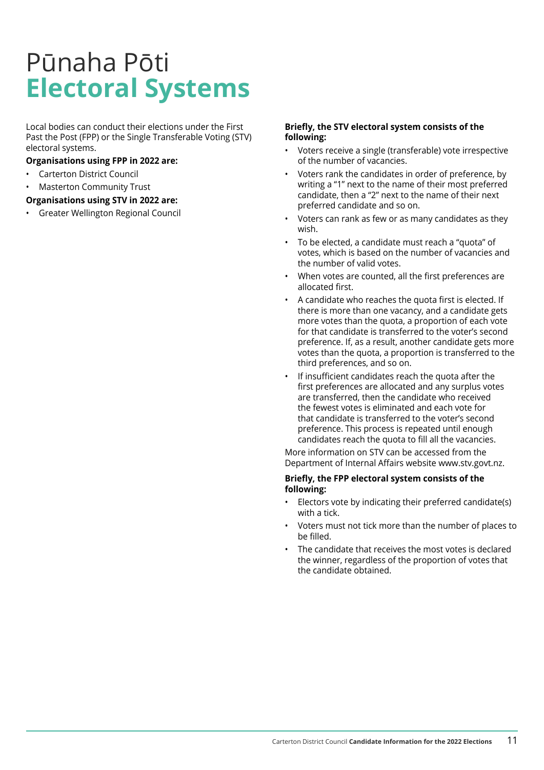# Pūnaha Pōti
# **Electoral Systems**

Local bodies can conduct their elections under the First Past the Post (FPP) or the Single Transferable Voting (STV) electoral systems.

**Organisations using FPP in 2022 are:**

- Carterton District Council
- Masterton Community Trust

**Organisations using STV in 2022 are:**

- Greater Wellington Regional Council

**Briefly, the STV electoral system consists of the following:**

- Voters receive a single (transferable) vote irrespective of the number of vacancies.
- Voters rank the candidates in order of preference, by writing a "1" next to the name of their most preferred candidate, then a "2" next to the name of their next preferred candidate and so on.
- Voters can rank as few or as many candidates as they wish.
- To be elected, a candidate must reach a "quota" of votes, which is based on the number of vacancies and the number of valid votes.
- When votes are counted, all the first preferences are allocated first.
- A candidate who reaches the quota first is elected. If there is more than one vacancy, and a candidate gets more votes than the quota, a proportion of each vote for that candidate is transferred to the voter's second preference. If, as a result, another candidate gets more votes than the quota, a proportion is transferred to the third preferences, and so on.
- If insufficient candidates reach the quota after the first preferences are allocated and any surplus votes are transferred, then the candidate who received the fewest votes is eliminated and each vote for that candidate is transferred to the voter's second preference. This process is repeated until enough candidates reach the quota to fill all the vacancies.

More information on STV can be accessed from the Department of Internal Affairs website www.stv.govt.nz.

**Briefly, the FPP electoral system consists of the following:**

- Electors vote by indicating their preferred candidate(s) with a tick.
- Voters must not tick more than the number of places to be filled.
- The candidate that receives the most votes is declared the winner, regardless of the proportion of votes that the candidate obtained.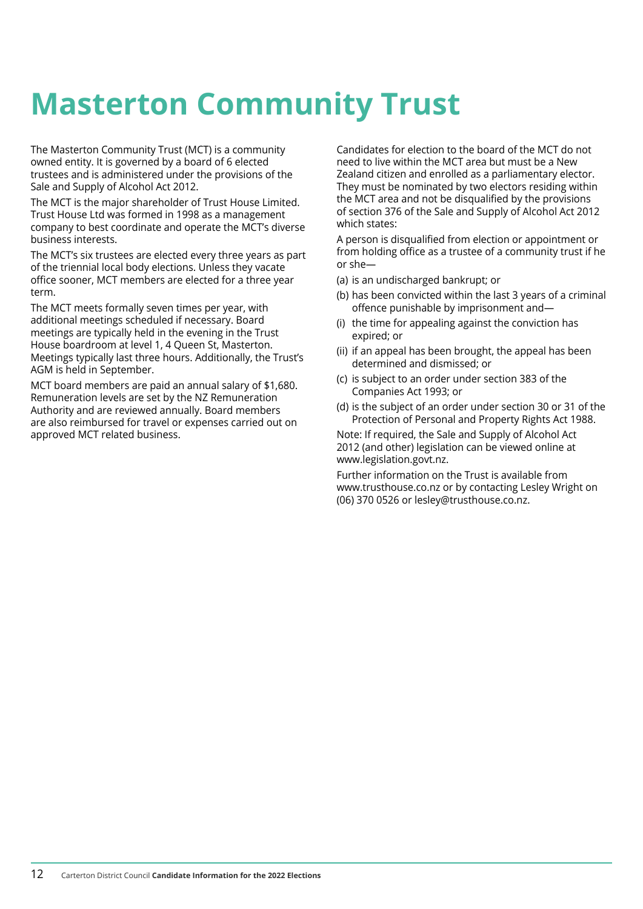# Masterton Community Trust

The Masterton Community Trust (MCT) is a community owned entity. It is governed by a board of 6 elected trustees and is administered under the provisions of the Sale and Supply of Alcohol Act 2012.

The MCT is the major shareholder of Trust House Limited. Trust House Ltd was formed in 1998 as a management company to best coordinate and operate the MCT's diverse business interests.

The MCT's six trustees are elected every three years as part of the triennial local body elections. Unless they vacate office sooner, MCT members are elected for a three year term.

The MCT meets formally seven times per year, with additional meetings scheduled if necessary. Board meetings are typically held in the evening in the Trust House boardroom at level 1, 4 Queen St, Masterton. Meetings typically last three hours. Additionally, the Trust's AGM is held in September.

MCT board members are paid an annual salary of $1,680. Remuneration levels are set by the NZ Remuneration Authority and are reviewed annually. Board members are also reimbursed for travel or expenses carried out on approved MCT related business.

Candidates for election to the board of the MCT do not need to live within the MCT area but must be a New Zealand citizen and enrolled as a parliamentary elector. They must be nominated by two electors residing within the MCT area and not be disqualified by the provisions of section 376 of the Sale and Supply of Alcohol Act 2012 which states:

A person is disqualified from election or appointment or from holding office as a trustee of a community trust if he or she—

(a) is an undischarged bankrupt; or

(b) has been convicted within the last 3 years of a criminal offence punishable by imprisonment and—

(i) the time for appealing against the conviction has expired; or

(ii) if an appeal has been brought, the appeal has been determined and dismissed; or

(c) is subject to an order under section 383 of the Companies Act 1993; or

(d) is the subject of an order under section 30 or 31 of the Protection of Personal and Property Rights Act 1988.

Note: If required, the Sale and Supply of Alcohol Act 2012 (and other) legislation can be viewed online at www.legislation.govt.nz.

Further information on the Trust is available from www.trusthouse.co.nz or by contacting Lesley Wright on (06) 370 0526 or lesley@trusthouse.co.nz.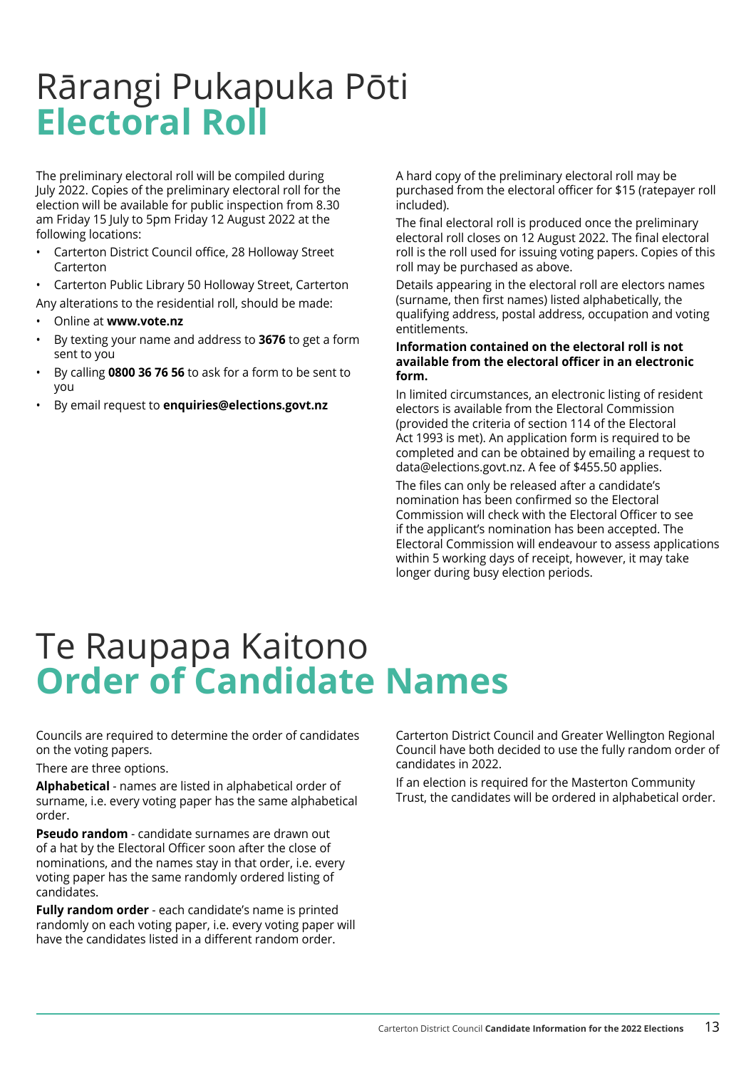# Rārangi Pukapuka Pōti
# Electoral Roll

The preliminary electoral roll will be compiled during July 2022. Copies of the preliminary electoral roll for the election will be available for public inspection from 8.30 am Friday 15 July to 5pm Friday 12 August 2022 at the following locations:

- Carterton District Council office, 28 Holloway Street Carterton
- Carterton Public Library 50 Holloway Street, Carterton

Any alterations to the residential roll, should be made:

- Online at **www.vote.nz**
- By texting your name and address to **3676** to get a form sent to you
- By calling **0800 36 76 56** to ask for a form to be sent to you
- By email request to **enquiries@elections.govt.nz**

A hard copy of the preliminary electoral roll may be purchased from the electoral officer for $15 (ratepayer roll included).

The final electoral roll is produced once the preliminary electoral roll closes on 12 August 2022. The final electoral roll is the roll used for issuing voting papers. Copies of this roll may be purchased as above.

Details appearing in the electoral roll are electors names (surname, then first names) listed alphabetically, the qualifying address, postal address, occupation and voting entitlements.

**Information contained on the electoral roll is not available from the electoral officer in an electronic form.**

In limited circumstances, an electronic listing of resident electors is available from the Electoral Commission (provided the criteria of section 114 of the Electoral Act 1993 is met). An application form is required to be completed and can be obtained by emailing a request to data@elections.govt.nz. A fee of $455.50 applies.

The files can only be released after a candidate's nomination has been confirmed so the Electoral Commission will check with the Electoral Officer to see if the applicant's nomination has been accepted. The Electoral Commission will endeavour to assess applications within 5 working days of receipt, however, it may take longer during busy election periods.

# Te Raupapa Kaitono
# Order of Candidate Names

Councils are required to determine the order of candidates on the voting papers.

There are three options.

**Alphabetical** - names are listed in alphabetical order of surname, i.e. every voting paper has the same alphabetical order.

**Pseudo random** - candidate surnames are drawn out of a hat by the Electoral Officer soon after the close of nominations, and the names stay in that order, i.e. every voting paper has the same randomly ordered listing of candidates.

**Fully random order** - each candidate's name is printed randomly on each voting paper, i.e. every voting paper will have the candidates listed in a different random order.

Carterton District Council and Greater Wellington Regional Council have both decided to use the fully random order of candidates in 2022.

If an election is required for the Masterton Community Trust, the candidates will be ordered in alphabetical order.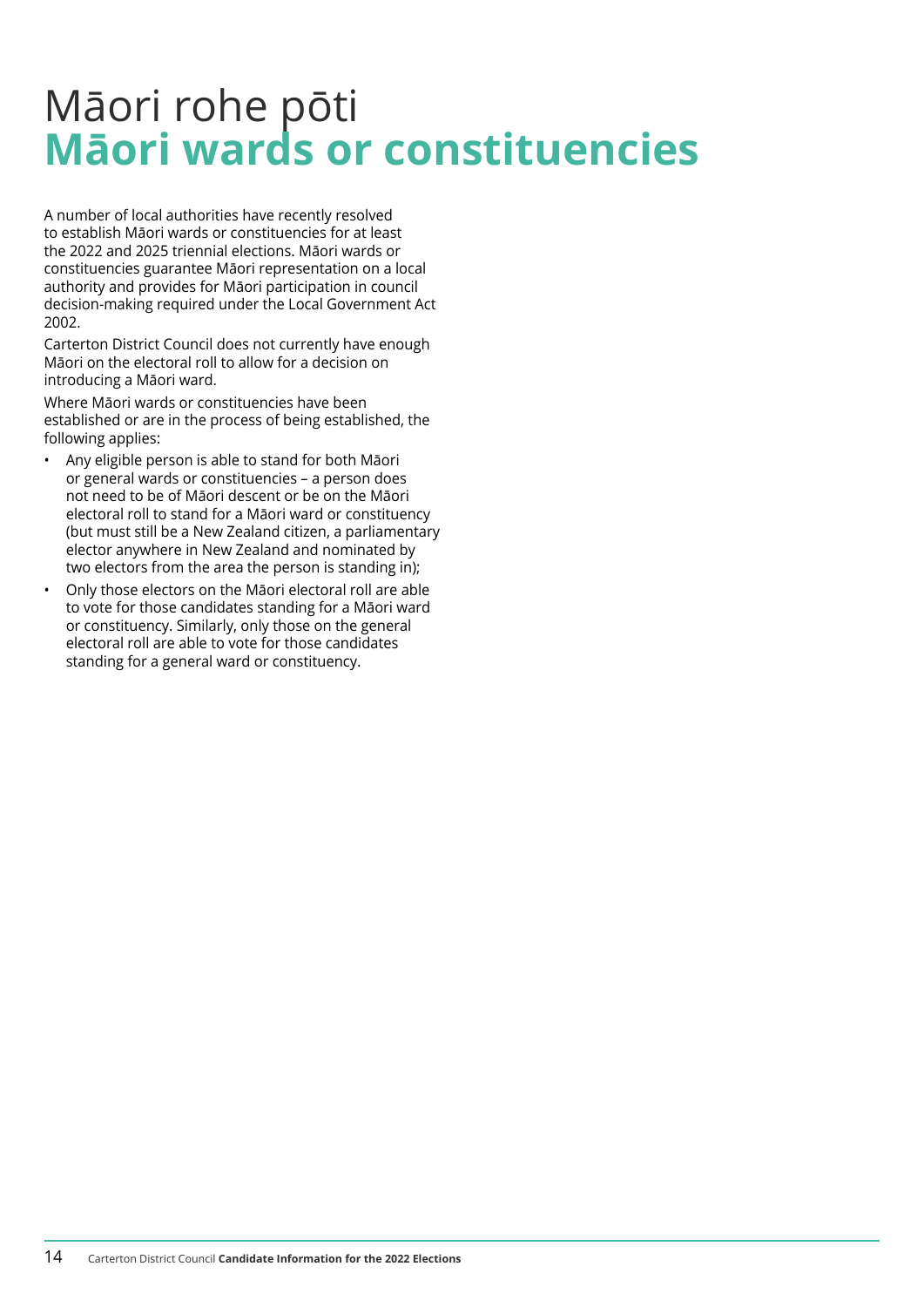# Māori rohe pōti
# Māori wards or constituencies

A number of local authorities have recently resolved to establish Māori wards or constituencies for at least the 2022 and 2025 triennial elections. Māori wards or constituencies guarantee Māori representation on a local authority and provides for Māori participation in council decision-making required under the Local Government Act 2002.

Carterton District Council does not currently have enough Māori on the electoral roll to allow for a decision on introducing a Māori ward.

Where Māori wards or constituencies have been established or are in the process of being established, the following applies:

- Any eligible person is able to stand for both Māori or general wards or constituencies – a person does not need to be of Māori descent or be on the Māori electoral roll to stand for a Māori ward or constituency (but must still be a New Zealand citizen, a parliamentary elector anywhere in New Zealand and nominated by two electors from the area the person is standing in);
- Only those electors on the Māori electoral roll are able to vote for those candidates standing for a Māori ward or constituency. Similarly, only those on the general electoral roll are able to vote for those candidates standing for a general ward or constituency.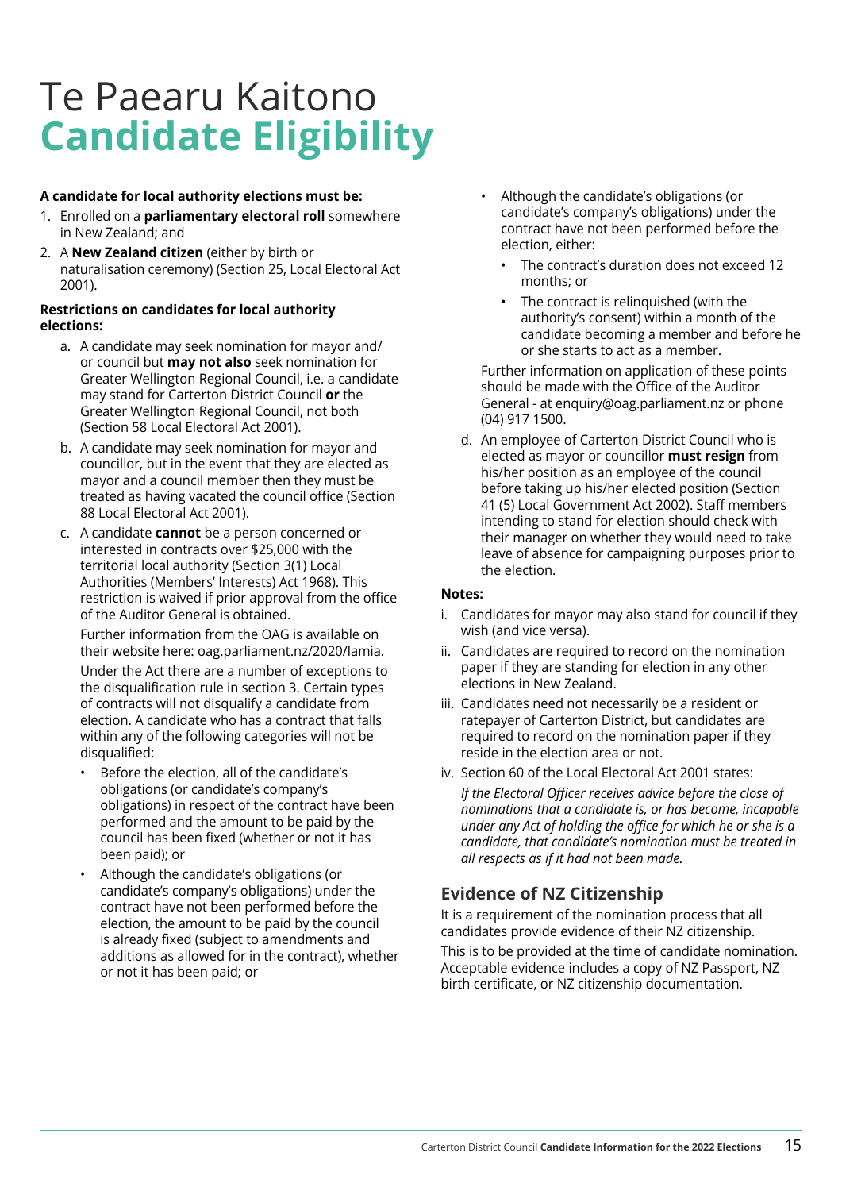# Te Paearu Kaitono
# Candidate Eligibility

**A candidate for local authority elections must be:**

1. Enrolled on a **parliamentary electoral roll** somewhere in New Zealand; and
2. A **New Zealand citizen** (either by birth or naturalisation ceremony) (Section 25, Local Electoral Act 2001).

**Restrictions on candidates for local authority elections:**

a. A candidate may seek nomination for mayor and/or council but **may not also** seek nomination for Greater Wellington Regional Council, i.e. a candidate may stand for Carterton District Council **or** the Greater Wellington Regional Council, not both (Section 58 Local Electoral Act 2001).

b. A candidate may seek nomination for mayor and councillor, but in the event that they are elected as mayor and a council member then they must be treated as having vacated the council office (Section 88 Local Electoral Act 2001).

c. A candidate **cannot** be a person concerned or interested in contracts over $25,000 with the territorial local authority (Section 3(1) Local Authorities (Members' Interests) Act 1968). This restriction is waived if prior approval from the office of the Auditor General is obtained.

   Further information from the OAG is available on their website here: oag.parliament.nz/2020/lamia.

   Under the Act there are a number of exceptions to the disqualification rule in section 3. Certain types of contracts will not disqualify a candidate from election. A candidate who has a contract that falls within any of the following categories will not be disqualified:

   - Before the election, all of the candidate's obligations (or candidate's company's obligations) in respect of the contract have been performed and the amount to be paid by the council has been fixed (whether or not it has been paid); or
   - Although the candidate's obligations (or candidate's company's obligations) under the contract have not been performed before the election, the amount to be paid by the council is already fixed (subject to amendments and additions as allowed for in the contract), whether or not it has been paid; or
   - Although the candidate's obligations (or candidate's company's obligations) under the contract have not been performed before the election, either:
     - The contract's duration does not exceed 12 months; or
     - The contract is relinquished (with the authority's consent) within a month of the candidate becoming a member and before he or she starts to act as a member.

   Further information on application of these points should be made with the Office of the Auditor General - at enquiry@oag.parliament.nz or phone (04) 917 1500.

d. An employee of Carterton District Council who is elected as mayor or councillor **must resign** from his/her position as an employee of the council before taking up his/her elected position (Section 41 (5) Local Government Act 2002). Staff members intending to stand for election should check with their manager on whether they would need to take leave of absence for campaigning purposes prior to the election.

**Notes:**

i. Candidates for mayor may also stand for council if they wish (and vice versa).

ii. Candidates are required to record on the nomination paper if they are standing for election in any other elections in New Zealand.

iii. Candidates need not necessarily be a resident or ratepayer of Carterton District, but candidates are required to record on the nomination paper if they reside in the election area or not.

iv. Section 60 of the Local Electoral Act 2001 states:

   *If the Electoral Officer receives advice before the close of nominations that a candidate is, or has become, incapable under any Act of holding the office for which he or she is a candidate, that candidate's nomination must be treated in all respects as if it had not been made.*

## Evidence of NZ Citizenship

It is a requirement of the nomination process that all candidates provide evidence of their NZ citizenship.

This is to be provided at the time of candidate nomination. Acceptable evidence includes a copy of NZ Passport, NZ birth certificate, or NZ citizenship documentation.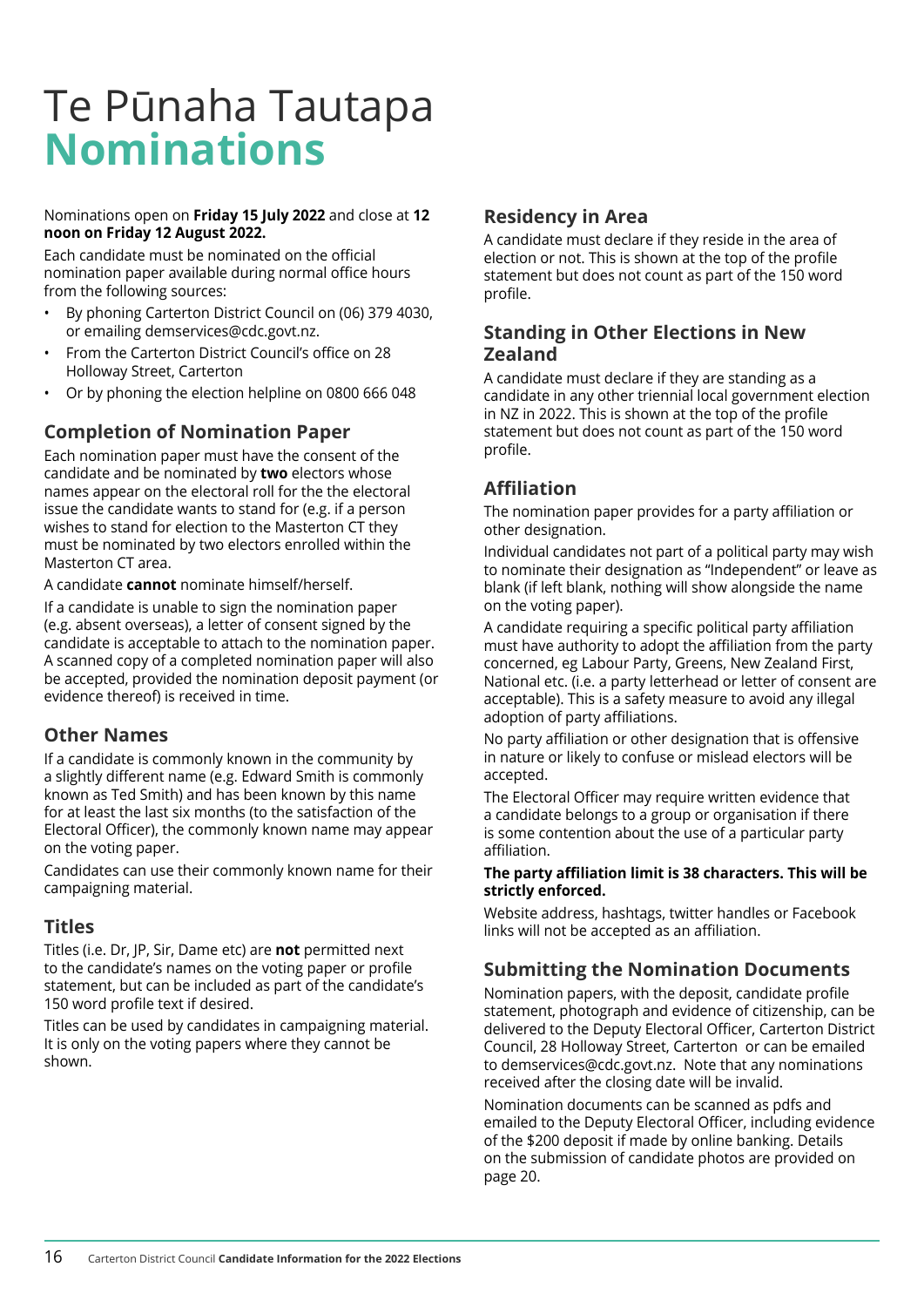# Te Pūnaha Tautapa **Nominations**

Nominations open on **Friday 15 July 2022** and close at **12 noon on Friday 12 August 2022.**

Each candidate must be nominated on the official nomination paper available during normal office hours from the following sources:

- By phoning Carterton District Council on (06) 379 4030, or emailing demservices@cdc.govt.nz.
- From the Carterton District Council's office on 28 Holloway Street, Carterton
- Or by phoning the election helpline on 0800 666 048

## Completion of Nomination Paper

Each nomination paper must have the consent of the candidate and be nominated by **two** electors whose names appear on the electoral roll for the electoral issue the candidate wants to stand for (e.g. if a person wishes to stand for election to the Masterton CT they must be nominated by two electors enrolled within the Masterton CT area.

A candidate **cannot** nominate himself/herself.

If a candidate is unable to sign the nomination paper (e.g. absent overseas), a letter of consent signed by the candidate is acceptable to attach to the nomination paper. A scanned copy of a completed nomination paper will also be accepted, provided the nomination deposit payment (or evidence thereof) is received in time.

## Other Names

If a candidate is commonly known in the community by a slightly different name (e.g. Edward Smith is commonly known as Ted Smith) and has been known by this name for at least the last six months (to the satisfaction of the Electoral Officer), the commonly known name may appear on the voting paper.

Candidates can use their commonly known name for their campaigning material.

## Titles

Titles (i.e. Dr, JP, Sir, Dame etc) are **not** permitted next to the candidate's names on the voting paper or profile statement, but can be included as part of the candidate's 150 word profile text if desired.

Titles can be used by candidates in campaigning material. It is only on the voting papers where they cannot be shown.

## Residency in Area

A candidate must declare if they reside in the area of election or not. This is shown at the top of the profile statement but does not count as part of the 150 word profile.

## Standing in Other Elections in New Zealand

A candidate must declare if they are standing as a candidate in any other triennial local government election in NZ in 2022. This is shown at the top of the profile statement but does not count as part of the 150 word profile.

## Affiliation

The nomination paper provides for a party affiliation or other designation.

Individual candidates not part of a political party may wish to nominate their designation as "Independent" or leave as blank (if left blank, nothing will show alongside the name on the voting paper).

A candidate requiring a specific political party affiliation must have authority to adopt the affiliation from the party concerned, eg Labour Party, Greens, New Zealand First, National etc. (i.e. a party letterhead or letter of consent are acceptable). This is a safety measure to avoid any illegal adoption of party affiliations.

No party affiliation or other designation that is offensive in nature or likely to confuse or mislead electors will be accepted.

The Electoral Officer may require written evidence that a candidate belongs to a group or organisation if there is some contention about the use of a particular party affiliation.

**The party affiliation limit is 38 characters. This will be strictly enforced.**

Website address, hashtags, twitter handles or Facebook links will not be accepted as an affiliation.

## Submitting the Nomination Documents

Nomination papers, with the deposit, candidate profile statement, photograph and evidence of citizenship, can be delivered to the Deputy Electoral Officer, Carterton District Council, 28 Holloway Street, Carterton or can be emailed to demservices@cdc.govt.nz. Note that any nominations received after the closing date will be invalid.

Nomination documents can be scanned as pdfs and emailed to the Deputy Electoral Officer, including evidence of the $200 deposit if made by online banking. Details on the submission of candidate photos are provided on page 20.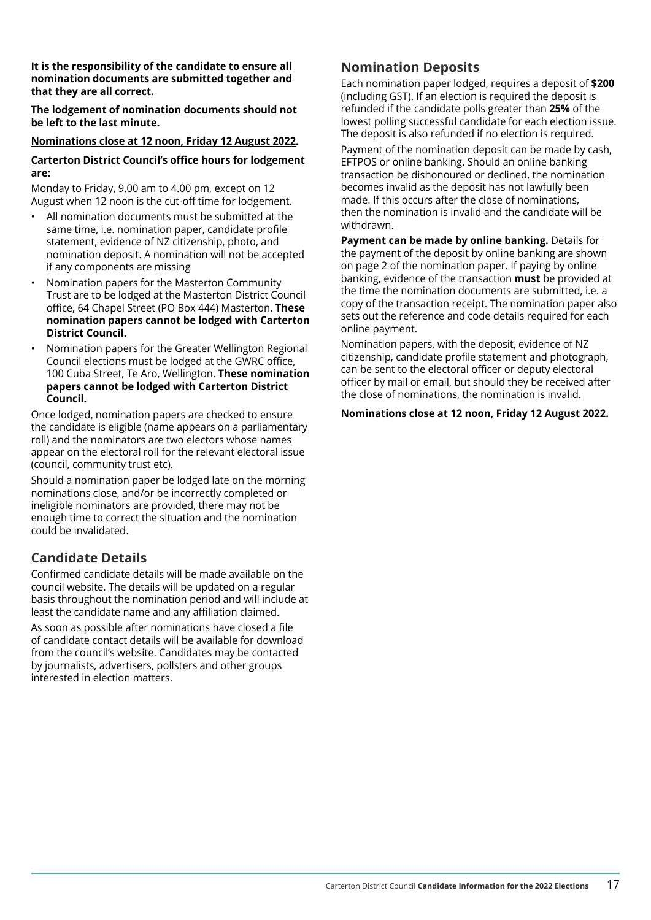**It is the responsibility of the candidate to ensure all nomination documents are submitted together and that they are all correct.**

**The lodgement of nomination documents should not be left to the last minute.**

**Nominations close at 12 noon, Friday 12 August 2022.**

**Carterton District Council's office hours for lodgement are:**

Monday to Friday, 9.00 am to 4.00 pm, except on 12 August when 12 noon is the cut-off time for lodgement.

- All nomination documents must be submitted at the same time, i.e. nomination paper, candidate profile statement, evidence of NZ citizenship, photo, and nomination deposit. A nomination will not be accepted if any components are missing
- Nomination papers for the Masterton Community Trust are to be lodged at the Masterton District Council office, 64 Chapel Street (PO Box 444) Masterton. **These nomination papers cannot be lodged with Carterton District Council.**
- Nomination papers for the Greater Wellington Regional Council elections must be lodged at the GWRC office, 100 Cuba Street, Te Aro, Wellington. **These nomination papers cannot be lodged with Carterton District Council.**

Once lodged, nomination papers are checked to ensure the candidate is eligible (name appears on a parliamentary roll) and the nominators are two electors whose names appear on the electoral roll for the relevant electoral issue (council, community trust etc).

Should a nomination paper be lodged late on the morning nominations close, and/or be incorrectly completed or ineligible nominators are provided, there may not be enough time to correct the situation and the nomination could be invalidated.

## Candidate Details

Confirmed candidate details will be made available on the council website. The details will be updated on a regular basis throughout the nomination period and will include at least the candidate name and any affiliation claimed.

As soon as possible after nominations have closed a file of candidate contact details will be available for download from the council's website. Candidates may be contacted by journalists, advertisers, pollsters and other groups interested in election matters.

## Nomination Deposits

Each nomination paper lodged, requires a deposit of **$200** (including GST). If an election is required the deposit is refunded if the candidate polls greater than **25%** of the lowest polling successful candidate for each election issue. The deposit is also refunded if no election is required.

Payment of the nomination deposit can be made by cash, EFTPOS or online banking. Should an online banking transaction be dishonoured or declined, the nomination becomes invalid as the deposit has not lawfully been made. If this occurs after the close of nominations, then the nomination is invalid and the candidate will be withdrawn.

**Payment can be made by online banking.** Details for the payment of the deposit by online banking are shown on page 2 of the nomination paper. If paying by online banking, evidence of the transaction **must** be provided at the time the nomination documents are submitted, i.e. a copy of the transaction receipt. The nomination paper also sets out the reference and code details required for each online payment.

Nomination papers, with the deposit, evidence of NZ citizenship, candidate profile statement and photograph, can be sent to the electoral officer or deputy electoral officer by mail or email, but should they be received after the close of nominations, the nomination is invalid.

**Nominations close at 12 noon, Friday 12 August 2022.**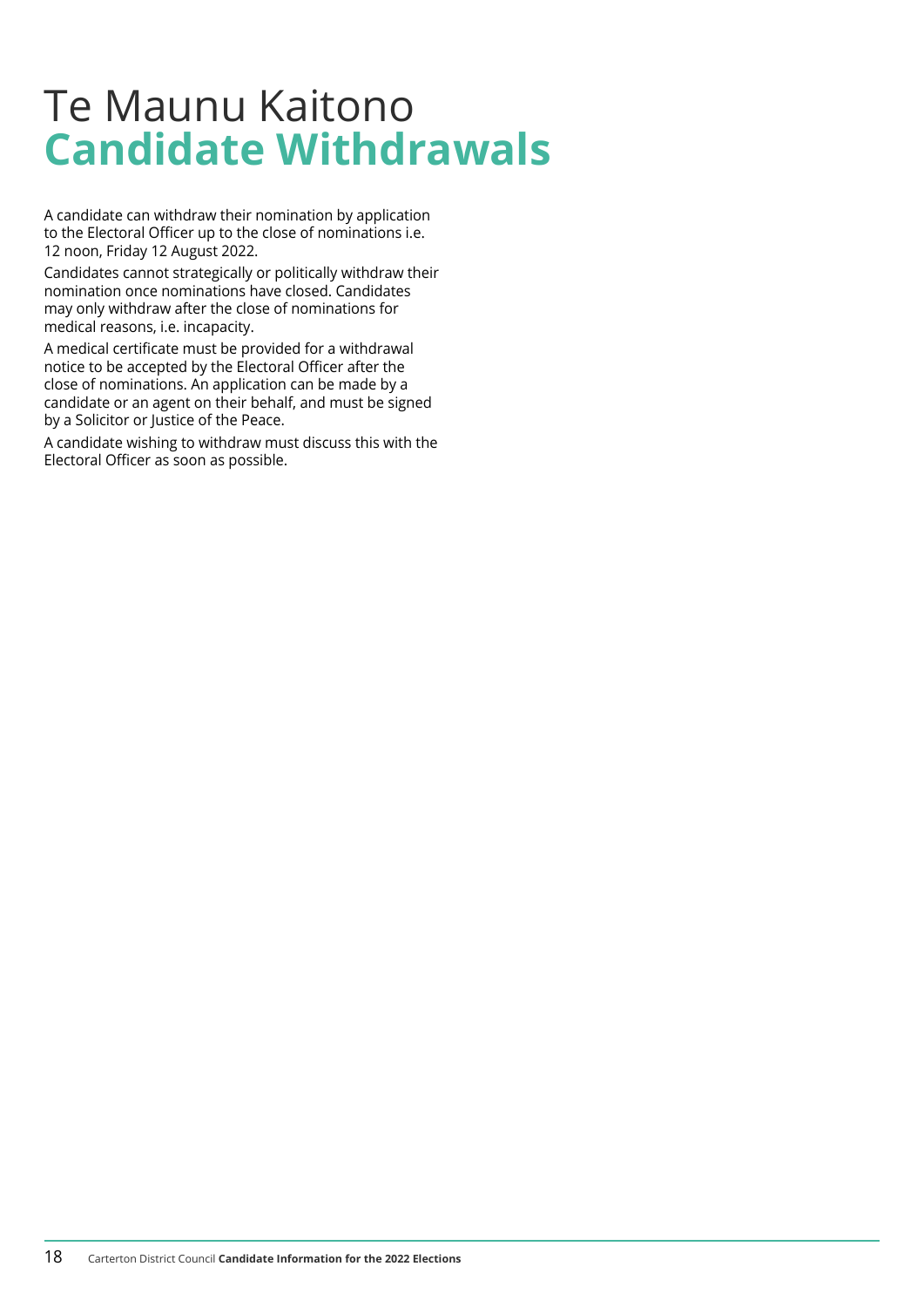# Te Maunu Kaitono
# **Candidate Withdrawals**

A candidate can withdraw their nomination by application to the Electoral Officer up to the close of nominations i.e. 12 noon, Friday 12 August 2022.

Candidates cannot strategically or politically withdraw their nomination once nominations have closed. Candidates may only withdraw after the close of nominations for medical reasons, i.e. incapacity.

A medical certificate must be provided for a withdrawal notice to be accepted by the Electoral Officer after the close of nominations. An application can be made by a candidate or an agent on their behalf, and must be signed by a Solicitor or Justice of the Peace.

A candidate wishing to withdraw must discuss this with the Electoral Officer as soon as possible.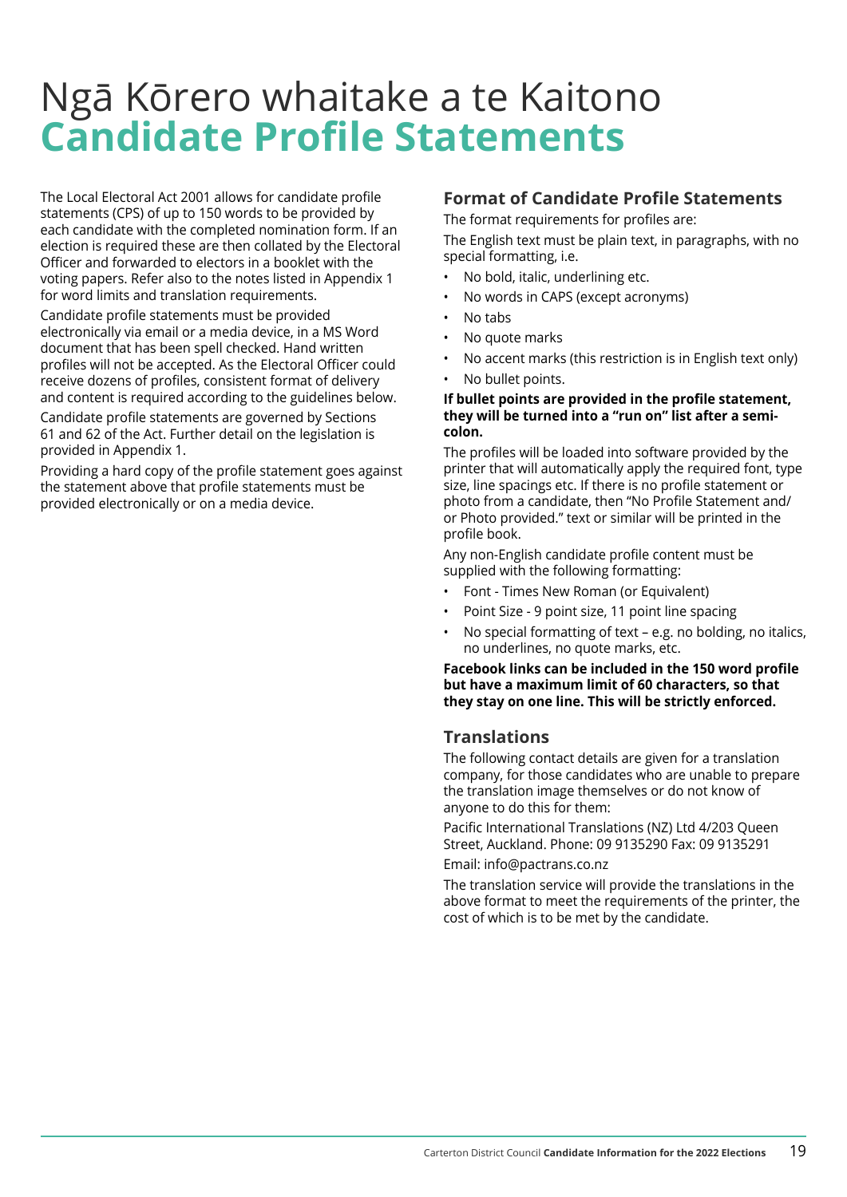# Ngā Kōrero whaitake a te Kaitono **Candidate Profile Statements**

The Local Electoral Act 2001 allows for candidate profile statements (CPS) of up to 150 words to be provided by each candidate with the completed nomination form. If an election is required these are then collated by the Electoral Officer and forwarded to electors in a booklet with the voting papers. Refer also to the notes listed in Appendix 1 for word limits and translation requirements.

Candidate profile statements must be provided electronically via email or a media device, in a MS Word document that has been spell checked. Hand written profiles will not be accepted. As the Electoral Officer could receive dozens of profiles, consistent format of delivery and content is required according to the guidelines below.

Candidate profile statements are governed by Sections 61 and 62 of the Act. Further detail on the legislation is provided in Appendix 1.

Providing a hard copy of the profile statement goes against the statement above that profile statements must be provided electronically or on a media device.

## Format of Candidate Profile Statements

The format requirements for profiles are:

The English text must be plain text, in paragraphs, with no special formatting, i.e.

- No bold, italic, underlining etc.
- No words in CAPS (except acronyms)
- No tabs
- No quote marks
- No accent marks (this restriction is in English text only)
- No bullet points.

**If bullet points are provided in the profile statement, they will be turned into a "run on" list after a semi-colon.**

The profiles will be loaded into software provided by the printer that will automatically apply the required font, type size, line spacings etc. If there is no profile statement or photo from a candidate, then "No Profile Statement and/or Photo provided." text or similar will be printed in the profile book.

Any non-English candidate profile content must be supplied with the following formatting:

- Font - Times New Roman (or Equivalent)
- Point Size - 9 point size, 11 point line spacing
- No special formatting of text – e.g. no bolding, no italics, no underlines, no quote marks, etc.

**Facebook links can be included in the 150 word profile but have a maximum limit of 60 characters, so that they stay on one line. This will be strictly enforced.**

## Translations

The following contact details are given for a translation company, for those candidates who are unable to prepare the translation image themselves or do not know of anyone to do this for them:

Pacific International Translations (NZ) Ltd 4/203 Queen Street, Auckland. Phone: 09 9135290 Fax: 09 9135291

Email: info@pactrans.co.nz

The translation service will provide the translations in the above format to meet the requirements of the printer, the cost of which is to be met by the candidate.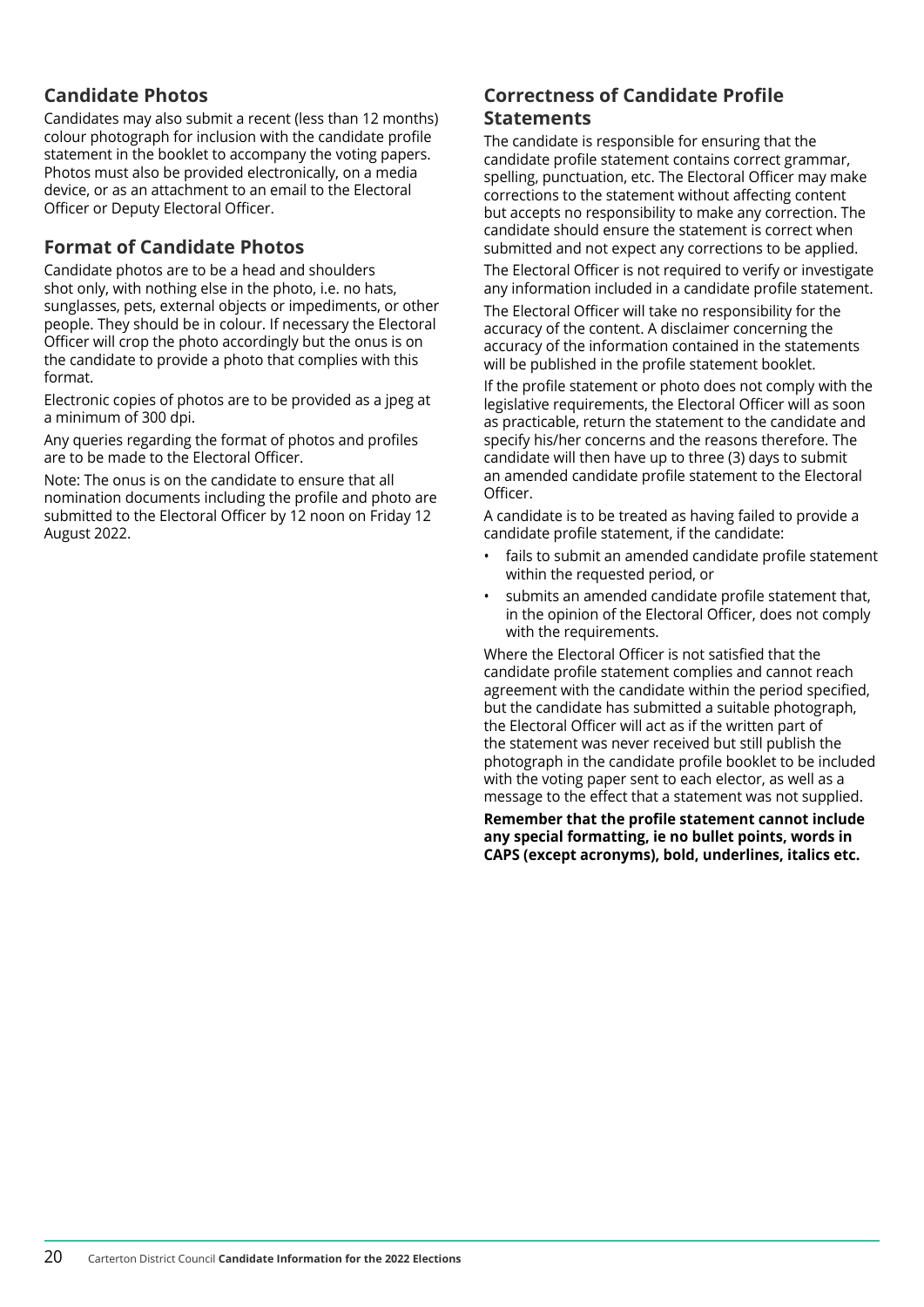## Candidate Photos

Candidates may also submit a recent (less than 12 months) colour photograph for inclusion with the candidate profile statement in the booklet to accompany the voting papers. Photos must also be provided electronically, on a media device, or as an attachment to an email to the Electoral Officer or Deputy Electoral Officer.

## Format of Candidate Photos

Candidate photos are to be a head and shoulders shot only, with nothing else in the photo, i.e. no hats, sunglasses, pets, external objects or impediments, or other people. They should be in colour. If necessary the Electoral Officer will crop the photo accordingly but the onus is on the candidate to provide a photo that complies with this format.

Electronic copies of photos are to be provided as a jpeg at a minimum of 300 dpi.

Any queries regarding the format of photos and profiles are to be made to the Electoral Officer.

Note: The onus is on the candidate to ensure that all nomination documents including the profile and photo are submitted to the Electoral Officer by 12 noon on Friday 12 August 2022.

## Correctness of Candidate Profile Statements

The candidate is responsible for ensuring that the candidate profile statement contains correct grammar, spelling, punctuation, etc. The Electoral Officer may make corrections to the statement without affecting content but accepts no responsibility to make any correction. The candidate should ensure the statement is correct when submitted and not expect any corrections to be applied.

The Electoral Officer is not required to verify or investigate any information included in a candidate profile statement.

The Electoral Officer will take no responsibility for the accuracy of the content. A disclaimer concerning the accuracy of the information contained in the statements will be published in the profile statement booklet.

If the profile statement or photo does not comply with the legislative requirements, the Electoral Officer will as soon as practicable, return the statement to the candidate and specify his/her concerns and the reasons therefore. The candidate will then have up to three (3) days to submit an amended candidate profile statement to the Electoral Officer.

A candidate is to be treated as having failed to provide a candidate profile statement, if the candidate:

- fails to submit an amended candidate profile statement within the requested period, or
- submits an amended candidate profile statement that, in the opinion of the Electoral Officer, does not comply with the requirements.

Where the Electoral Officer is not satisfied that the candidate profile statement complies and cannot reach agreement with the candidate within the period specified, but the candidate has submitted a suitable photograph, the Electoral Officer will act as if the written part of the statement was never received but still publish the photograph in the candidate profile booklet to be included with the voting paper sent to each elector, as well as a message to the effect that a statement was not supplied.

**Remember that the profile statement cannot include any special formatting, ie no bullet points, words in CAPS (except acronyms), bold, underlines, italics etc.**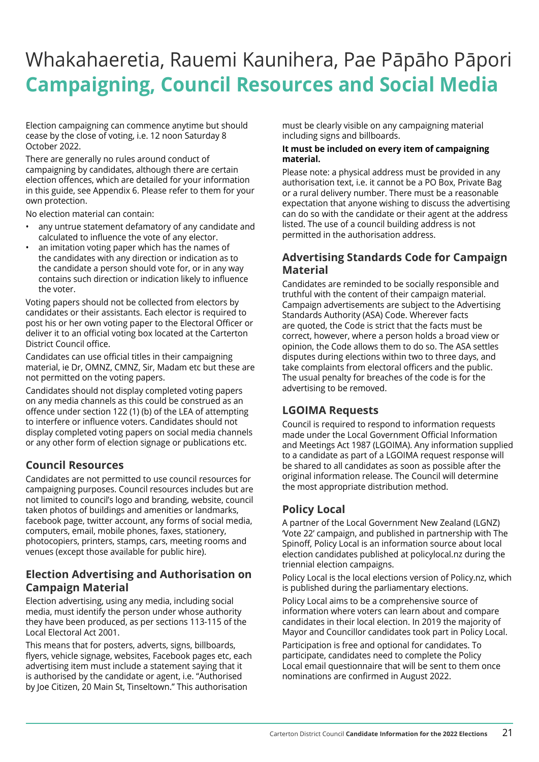# Whakahaeretia, Rauemi Kaunihera, Pae Pāpāho Pāpori **Campaigning, Council Resources and Social Media**

Election campaigning can commence anytime but should cease by the close of voting, i.e. 12 noon Saturday 8 October 2022.

There are generally no rules around conduct of campaigning by candidates, although there are certain election offences, which are detailed for your information in this guide, see Appendix 6. Please refer to them for your own protection.

No election material can contain:

- any untrue statement defamatory of any candidate and calculated to influence the vote of any elector.
- an imitation voting paper which has the names of the candidates with any direction or indication as to the candidate a person should vote for, or in any way contains such direction or indication likely to influence the voter.

Voting papers should not be collected from electors by candidates or their assistants. Each elector is required to post his or her own voting paper to the Electoral Officer or deliver it to an official voting box located at the Carterton District Council office.

Candidates can use official titles in their campaigning material, ie Dr, OMNZ, CMNZ, Sir, Madam etc but these are not permitted on the voting papers.

Candidates should not display completed voting papers on any media channels as this could be construed as an offence under section 122 (1) (b) of the LEA of attempting to interfere or influence voters. Candidates should not display completed voting papers on social media channels or any other form of election signage or publications etc.

## Council Resources

Candidates are not permitted to use council resources for campaigning purposes. Council resources includes but are not limited to council's logo and branding, website, council taken photos of buildings and amenities or landmarks, facebook page, twitter account, any forms of social media, computers, email, mobile phones, faxes, stationery, photocopiers, printers, stamps, cars, meeting rooms and venues (except those available for public hire).

## Election Advertising and Authorisation on Campaign Material

Election advertising, using any media, including social media, must identify the person under whose authority they have been produced, as per sections 113-115 of the Local Electoral Act 2001.

This means that for posters, adverts, signs, billboards, flyers, vehicle signage, websites, Facebook pages etc, each advertising item must include a statement saying that it is authorised by the candidate or agent, i.e. "Authorised by Joe Citizen, 20 Main St, Tinseltown." This authorisation must be clearly visible on any campaigning material including signs and billboards.

**It must be included on every item of campaigning material.**

Please note: a physical address must be provided in any authorisation text, i.e. it cannot be a PO Box, Private Bag or a rural delivery number. There must be a reasonable expectation that anyone wishing to discuss the advertising can do so with the candidate or their agent at the address listed. The use of a council building address is not permitted in the authorisation address.

## Advertising Standards Code for Campaign Material

Candidates are reminded to be socially responsible and truthful with the content of their campaign material. Campaign advertisements are subject to the Advertising Standards Authority (ASA) Code. Wherever facts are quoted, the Code is strict that the facts must be correct, however, where a person holds a broad view or opinion, the Code allows them to do so. The ASA settles disputes during elections within two to three days, and take complaints from electoral officers and the public. The usual penalty for breaches of the code is for the advertising to be removed.

## LGOIMA Requests

Council is required to respond to information requests made under the Local Government Official Information and Meetings Act 1987 (LGOIMA). Any information supplied to a candidate as part of a LGOIMA request response will be shared to all candidates as soon as possible after the original information release. The Council will determine the most appropriate distribution method.

## Policy Local

A partner of the Local Government New Zealand (LGNZ) 'Vote 22' campaign, and published in partnership with The Spinoff, Policy Local is an information source about local election candidates published at policylocal.nz during the triennial election campaigns.

Policy Local is the local elections version of Policy.nz, which is published during the parliamentary elections.

Policy Local aims to be a comprehensive source of information where voters can learn about and compare candidates in their local election. In 2019 the majority of Mayor and Councillor candidates took part in Policy Local.

Participation is free and optional for candidates. To participate, candidates need to complete the Policy Local email questionnaire that will be sent to them once nominations are confirmed in August 2022.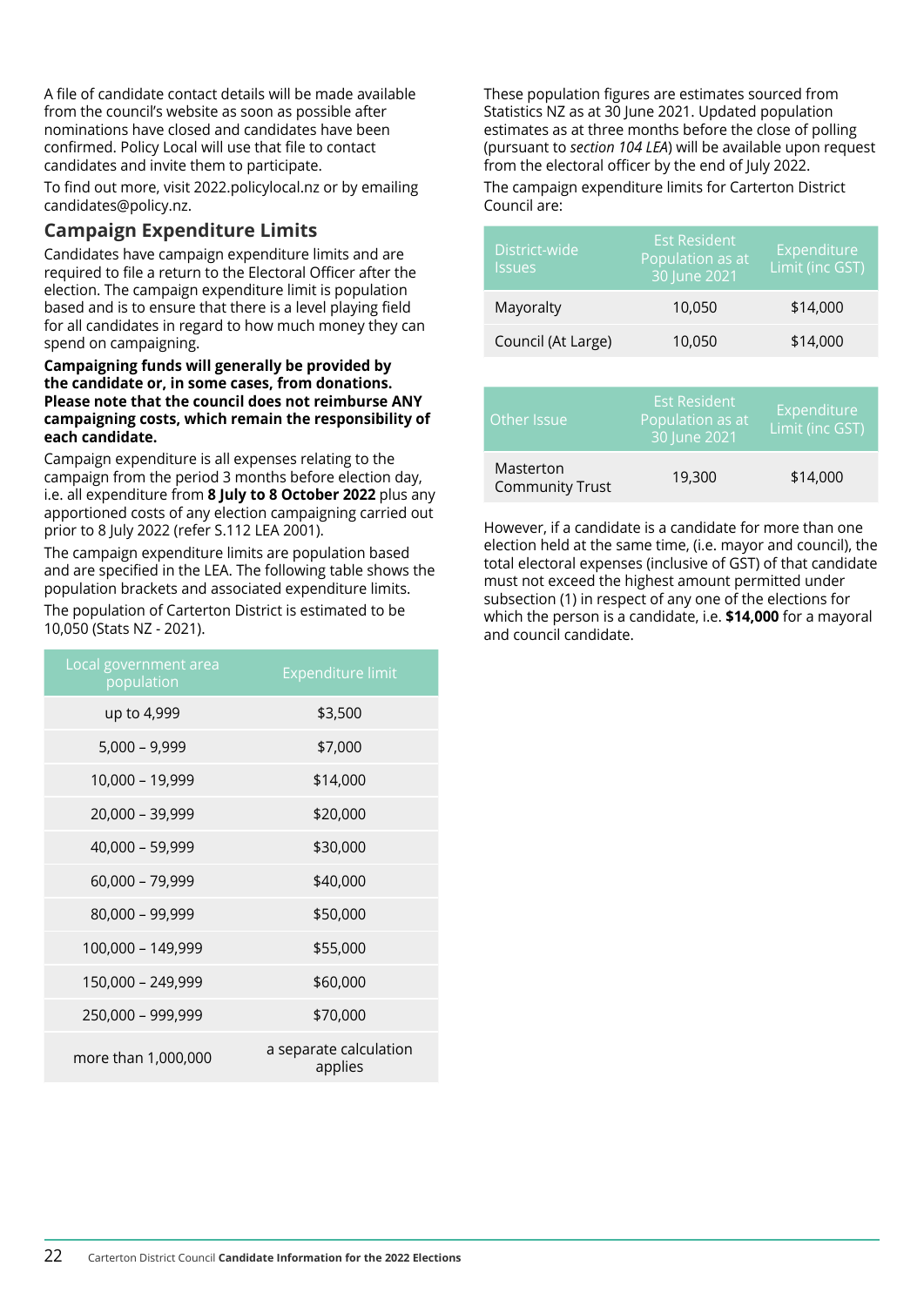A file of candidate contact details will be made available from the council's website as soon as possible after nominations have closed and candidates have been confirmed. Policy Local will use that file to contact candidates and invite them to participate.

To find out more, visit 2022.policylocal.nz or by emailing candidates@policy.nz.

## Campaign Expenditure Limits

Candidates have campaign expenditure limits and are required to file a return to the Electoral Officer after the election. The campaign expenditure limit is population based and is to ensure that there is a level playing field for all candidates in regard to how much money they can spend on campaigning.

**Campaigning funds will generally be provided by the candidate or, in some cases, from donations. Please note that the council does not reimburse ANY campaigning costs, which remain the responsibility of each candidate.**

Campaign expenditure is all expenses relating to the campaign from the period 3 months before election day, i.e. all expenditure from **8 July to 8 October 2022** plus any apportioned costs of any election campaigning carried out prior to 8 July 2022 (refer S.112 LEA 2001).

The campaign expenditure limits are population based and are specified in the LEA. The following table shows the population brackets and associated expenditure limits.

The population of Carterton District is estimated to be 10,050 (Stats NZ - 2021).

| Local government area population | Expenditure limit |
|---|---|
| up to 4,999 | $3,500 |
| 5,000 – 9,999 | $7,000 |
| 10,000 – 19,999 | $14,000 |
| 20,000 – 39,999 | $20,000 |
| 40,000 – 59,999 | $30,000 |
| 60,000 – 79,999 | $40,000 |
| 80,000 – 99,999 | $50,000 |
| 100,000 – 149,999 | $55,000 |
| 150,000 – 249,999 | $60,000 |
| 250,000 – 999,999 | $70,000 |
| more than 1,000,000 | a separate calculation applies |

These population figures are estimates sourced from Statistics NZ as at 30 June 2021. Updated population estimates as at three months before the close of polling (pursuant to *section 104 LEA*) will be available upon request from the electoral officer by the end of July 2022.

The campaign expenditure limits for Carterton District Council are:

| District-wide Issues | Est Resident Population as at 30 June 2021 | Expenditure Limit (inc GST) |
|---|---|---|
| Mayoralty | 10,050 | $14,000 |
| Council (At Large) | 10,050 | $14,000 |

| Other Issue | Est Resident Population as at 30 June 2021 | Expenditure Limit (inc GST) |
|---|---|---|
| Masterton Community Trust | 19,300 | $14,000 |

However, if a candidate is a candidate for more than one election held at the same time, (i.e. mayor and council), the total electoral expenses (inclusive of GST) of that candidate must not exceed the highest amount permitted under subsection (1) in respect of any one of the elections for which the person is a candidate, i.e. **$14,000** for a mayoral and council candidate.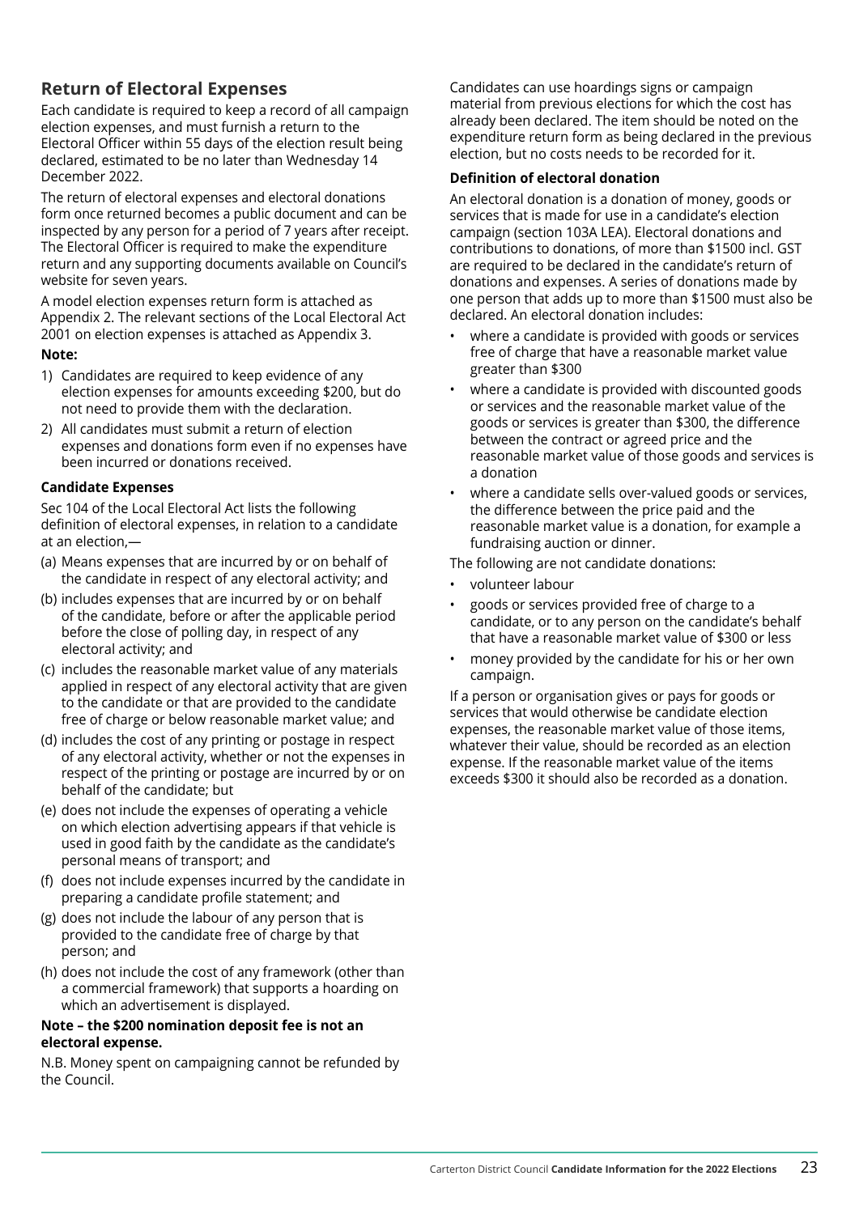## Return of Electoral Expenses

Each candidate is required to keep a record of all campaign election expenses, and must furnish a return to the Electoral Officer within 55 days of the election result being declared, estimated to be no later than Wednesday 14 December 2022.

The return of electoral expenses and electoral donations form once returned becomes a public document and can be inspected by any person for a period of 7 years after receipt. The Electoral Officer is required to make the expenditure return and any supporting documents available on Council's website for seven years.

A model election expenses return form is attached as Appendix 2. The relevant sections of the Local Electoral Act 2001 on election expenses is attached as Appendix 3.

**Note:**

1) Candidates are required to keep evidence of any election expenses for amounts exceeding $200, but do not need to provide them with the declaration.
2) All candidates must submit a return of election expenses and donations form even if no expenses have been incurred or donations received.

**Candidate Expenses**

Sec 104 of the Local Electoral Act lists the following definition of electoral expenses, in relation to a candidate at an election,—

(a) Means expenses that are incurred by or on behalf of the candidate in respect of any electoral activity; and

(b) includes expenses that are incurred by or on behalf of the candidate, before or after the applicable period before the close of polling day, in respect of any electoral activity; and

(c) includes the reasonable market value of any materials applied in respect of any electoral activity that are given to the candidate or that are provided to the candidate free of charge or below reasonable market value; and

(d) includes the cost of any printing or postage in respect of any electoral activity, whether or not the expenses in respect of the printing or postage are incurred by or on behalf of the candidate; but

(e) does not include the expenses of operating a vehicle on which election advertising appears if that vehicle is used in good faith by the candidate as the candidate's personal means of transport; and

(f) does not include expenses incurred by the candidate in preparing a candidate profile statement; and

(g) does not include the labour of any person that is provided to the candidate free of charge by that person; and

(h) does not include the cost of any framework (other than a commercial framework) that supports a hoarding on which an advertisement is displayed.

**Note – the $200 nomination deposit fee is not an electoral expense.**

N.B. Money spent on campaigning cannot be refunded by the Council.

Candidates can use hoardings signs or campaign material from previous elections for which the cost has already been declared. The item should be noted on the expenditure return form as being declared in the previous election, but no costs needs to be recorded for it.

**Definition of electoral donation**

An electoral donation is a donation of money, goods or services that is made for use in a candidate's election campaign (section 103A LEA). Electoral donations and contributions to donations, of more than $1500 incl. GST are required to be declared in the candidate's return of donations and expenses. A series of donations made by one person that adds up to more than $1500 must also be declared. An electoral donation includes:

- where a candidate is provided with goods or services free of charge that have a reasonable market value greater than $300
- where a candidate is provided with discounted goods or services and the reasonable market value of the goods or services is greater than $300, the difference between the contract or agreed price and the reasonable market value of those goods and services is a donation
- where a candidate sells over-valued goods or services, the difference between the price paid and the reasonable market value is a donation, for example a fundraising auction or dinner.

The following are not candidate donations:

- volunteer labour
- goods or services provided free of charge to a candidate, or to any person on the candidate's behalf that have a reasonable market value of $300 or less
- money provided by the candidate for his or her own campaign.

If a person or organisation gives or pays for goods or services that would otherwise be candidate election expenses, the reasonable market value of those items, whatever their value, should be recorded as an election expense. If the reasonable market value of the items exceeds $300 it should also be recorded as a donation.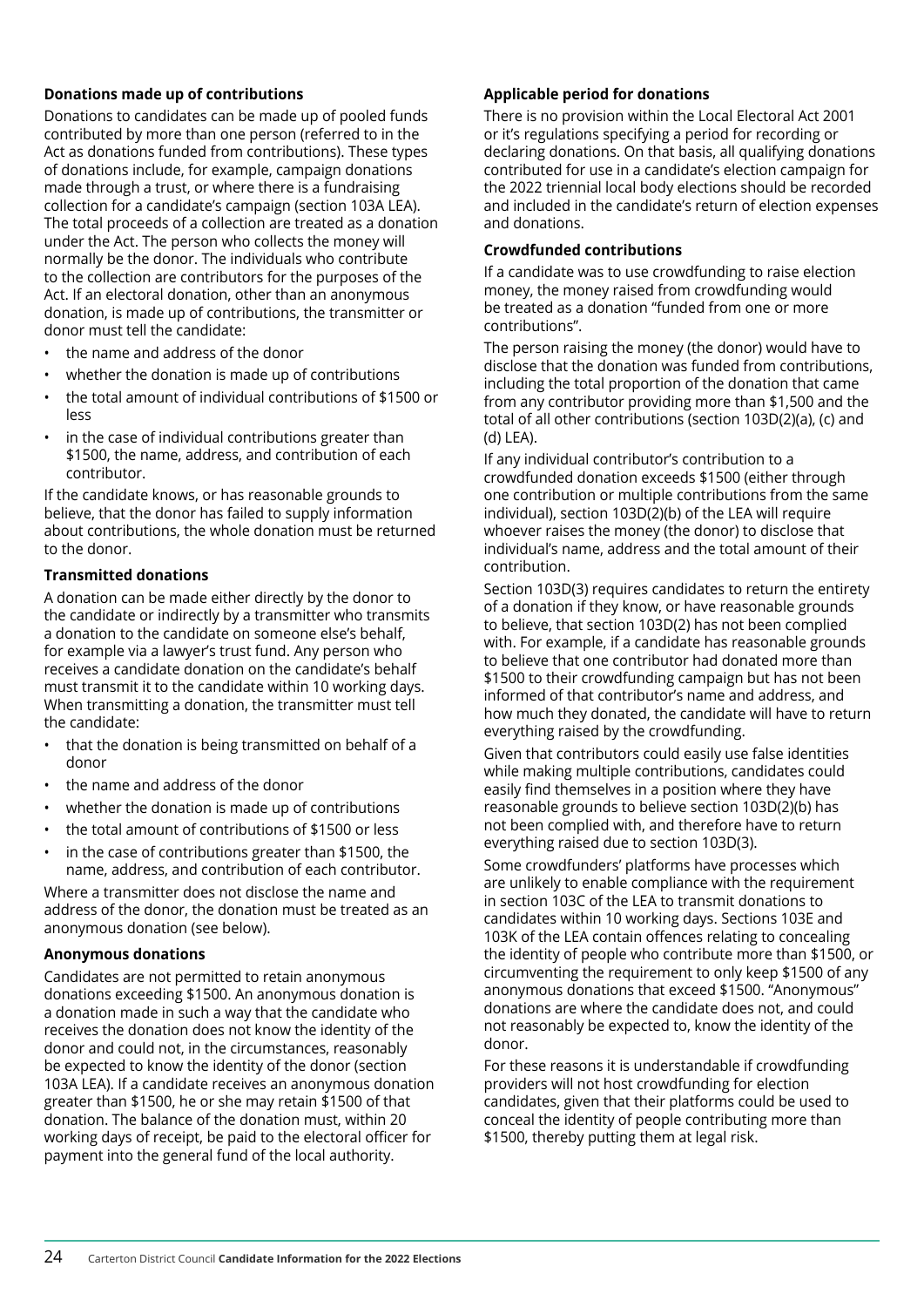### Donations made up of contributions

Donations to candidates can be made up of pooled funds contributed by more than one person (referred to in the Act as donations funded from contributions). These types of donations include, for example, campaign donations made through a trust, or where there is a fundraising collection for a candidate's campaign (section 103A LEA). The total proceeds of a collection are treated as a donation under the Act. The person who collects the money will normally be the donor. The individuals who contribute to the collection are contributors for the purposes of the Act. If an electoral donation, other than an anonymous donation, is made up of contributions, the transmitter or donor must tell the candidate:

- the name and address of the donor
- whether the donation is made up of contributions
- the total amount of individual contributions of $1500 or less
- in the case of individual contributions greater than $1500, the name, address, and contribution of each contributor.

If the candidate knows, or has reasonable grounds to believe, that the donor has failed to supply information about contributions, the whole donation must be returned to the donor.

### Transmitted donations

A donation can be made either directly by the donor to the candidate or indirectly by a transmitter who transmits a donation to the candidate on someone else's behalf, for example via a lawyer's trust fund. Any person who receives a candidate donation on the candidate's behalf must transmit it to the candidate within 10 working days. When transmitting a donation, the transmitter must tell the candidate:

- that the donation is being transmitted on behalf of a donor
- the name and address of the donor
- whether the donation is made up of contributions
- the total amount of contributions of $1500 or less
- in the case of contributions greater than $1500, the name, address, and contribution of each contributor.

Where a transmitter does not disclose the name and address of the donor, the donation must be treated as an anonymous donation (see below).

### Anonymous donations

Candidates are not permitted to retain anonymous donations exceeding $1500. An anonymous donation is a donation made in such a way that the candidate who receives the donation does not know the identity of the donor and could not, in the circumstances, reasonably be expected to know the identity of the donor (section 103A LEA). If a candidate receives an anonymous donation greater than $1500, he or she may retain $1500 of that donation. The balance of the donation must, within 20 working days of receipt, be paid to the electoral officer for payment into the general fund of the local authority.

### Applicable period for donations

There is no provision within the Local Electoral Act 2001 or it's regulations specifying a period for recording or declaring donations. On that basis, all qualifying donations contributed for use in a candidate's election campaign for the 2022 triennial local body elections should be recorded and included in the candidate's return of election expenses and donations.

### Crowdfunded contributions

If a candidate was to use crowdfunding to raise election money, the money raised from crowdfunding would be treated as a donation "funded from one or more contributions".

The person raising the money (the donor) would have to disclose that the donation was funded from contributions, including the total proportion of the donation that came from any contributor providing more than $1,500 and the total of all other contributions (section 103D(2)(a), (c) and (d) LEA).

If any individual contributor's contribution to a crowdfunded donation exceeds $1500 (either through one contribution or multiple contributions from the same individual), section 103D(2)(b) of the LEA will require whoever raises the money (the donor) to disclose that individual's name, address and the total amount of their contribution.

Section 103D(3) requires candidates to return the entirety of a donation if they know, or have reasonable grounds to believe, that section 103D(2) has not been complied with. For example, if a candidate has reasonable grounds to believe that one contributor had donated more than $1500 to their crowdfunding campaign but has not been informed of that contributor's name and address, and how much they donated, the candidate will have to return everything raised by the crowdfunding.

Given that contributors could easily use false identities while making multiple contributions, candidates could easily find themselves in a position where they have reasonable grounds to believe section 103D(2)(b) has not been complied with, and therefore have to return everything raised due to section 103D(3).

Some crowdfunders' platforms have processes which are unlikely to enable compliance with the requirement in section 103C of the LEA to transmit donations to candidates within 10 working days. Sections 103E and 103K of the LEA contain offences relating to concealing the identity of people who contribute more than $1500, or circumventing the requirement to only keep $1500 of any anonymous donations that exceed $1500. "Anonymous" donations are where the candidate does not, and could not reasonably be expected to, know the identity of the donor.

For these reasons it is understandable if crowdfunding providers will not host crowdfunding for election candidates, given that their platforms could be used to conceal the identity of people contributing more than $1500, thereby putting them at legal risk.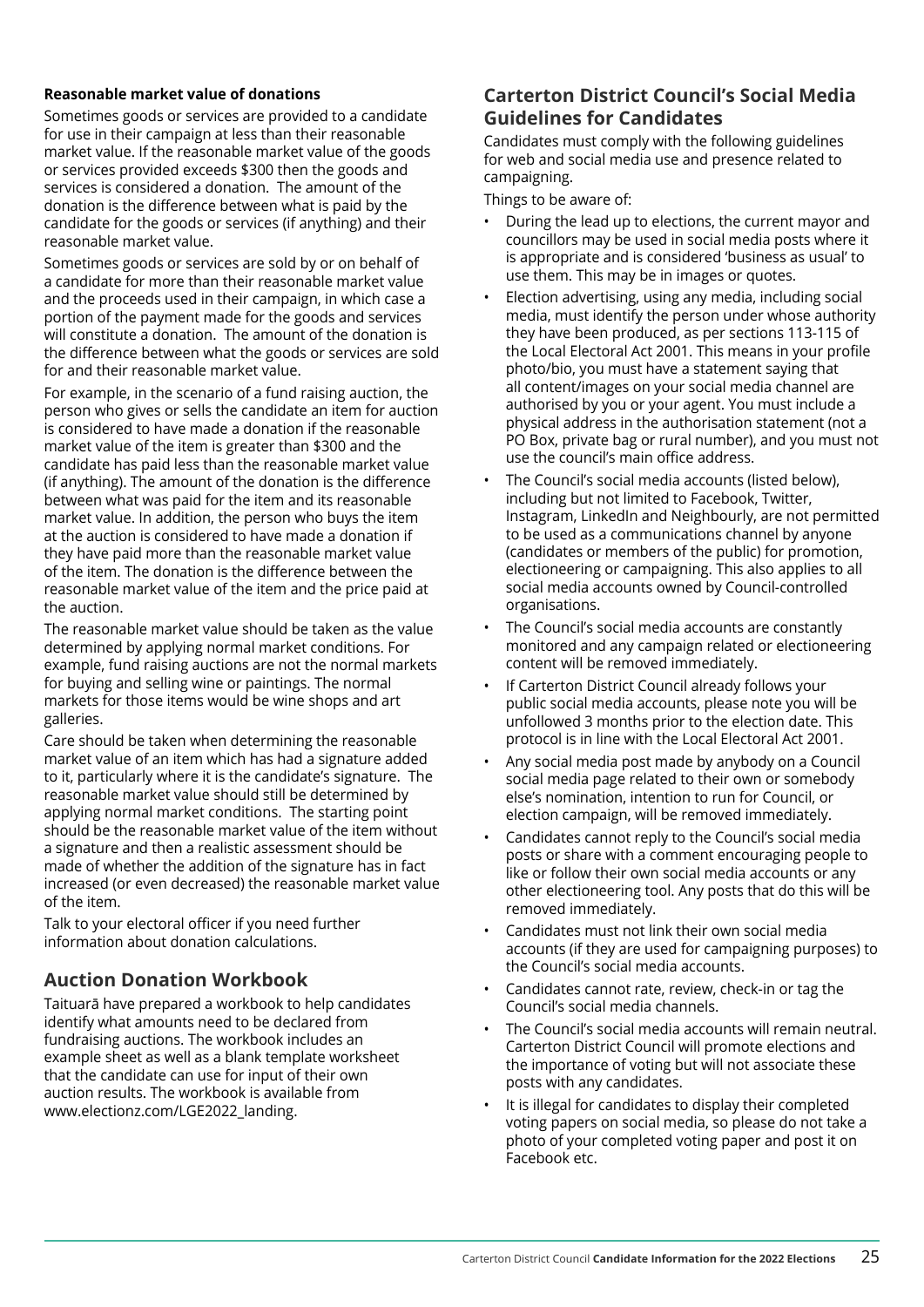**Reasonable market value of donations**

Sometimes goods or services are provided to a candidate for use in their campaign at less than their reasonable market value. If the reasonable market value of the goods or services provided exceeds $300 then the goods and services is considered a donation. The amount of the donation is the difference between what is paid by the candidate for the goods or services (if anything) and their reasonable market value.

Sometimes goods or services are sold by or on behalf of a candidate for more than their reasonable market value and the proceeds used in their campaign, in which case a portion of the payment made for the goods and services will constitute a donation. The amount of the donation is the difference between what the goods or services are sold for and their reasonable market value.

For example, in the scenario of a fund raising auction, the person who gives or sells the candidate an item for auction is considered to have made a donation if the reasonable market value of the item is greater than $300 and the candidate has paid less than the reasonable market value (if anything). The amount of the donation is the difference between what was paid for the item and its reasonable market value. In addition, the person who buys the item at the auction is considered to have made a donation if they have paid more than the reasonable market value of the item. The donation is the difference between the reasonable market value of the item and the price paid at the auction.

The reasonable market value should be taken as the value determined by applying normal market conditions. For example, fund raising auctions are not the normal markets for buying and selling wine or paintings. The normal markets for those items would be wine shops and art galleries.

Care should be taken when determining the reasonable market value of an item which has had a signature added to it, particularly where it is the candidate's signature. The reasonable market value should still be determined by applying normal market conditions. The starting point should be the reasonable market value of the item without a signature and then a realistic assessment should be made of whether the addition of the signature has in fact increased (or even decreased) the reasonable market value of the item.

Talk to your electoral officer if you need further information about donation calculations.

## Auction Donation Workbook

Taituarā have prepared a workbook to help candidates identify what amounts need to be declared from fundraising auctions. The workbook includes an example sheet as well as a blank template worksheet that the candidate can use for input of their own auction results. The workbook is available from www.electionz.com/LGE2022_landing.

## Carterton District Council's Social Media Guidelines for Candidates

Candidates must comply with the following guidelines for web and social media use and presence related to campaigning.

Things to be aware of:

- During the lead up to elections, the current mayor and councillors may be used in social media posts where it is appropriate and is considered 'business as usual' to use them. This may be in images or quotes.
- Election advertising, using any media, including social media, must identify the person under whose authority they have been produced, as per sections 113-115 of the Local Electoral Act 2001. This means in your profile photo/bio, you must have a statement saying that all content/images on your social media channel are authorised by you or your agent. You must include a physical address in the authorisation statement (not a PO Box, private bag or rural number), and you must not use the council's main office address.
- The Council's social media accounts (listed below), including but not limited to Facebook, Twitter, Instagram, LinkedIn and Neighbourly, are not permitted to be used as a communications channel by anyone (candidates or members of the public) for promotion, electioneering or campaigning. This also applies to all social media accounts owned by Council-controlled organisations.
- The Council's social media accounts are constantly monitored and any campaign related or electioneering content will be removed immediately.
- If Carterton District Council already follows your public social media accounts, please note you will be unfollowed 3 months prior to the election date. This protocol is in line with the Local Electoral Act 2001.
- Any social media post made by anybody on a Council social media page related to their own or somebody else's nomination, intention to run for Council, or election campaign, will be removed immediately.
- Candidates cannot reply to the Council's social media posts or share with a comment encouraging people to like or follow their own social media accounts or any other electioneering tool. Any posts that do this will be removed immediately.
- Candidates must not link their own social media accounts (if they are used for campaigning purposes) to the Council's social media accounts.
- Candidates cannot rate, review, check-in or tag the Council's social media channels.
- The Council's social media accounts will remain neutral. Carterton District Council will promote elections and the importance of voting but will not associate these posts with any candidates.
- It is illegal for candidates to display their completed voting papers on social media, so please do not take a photo of your completed voting paper and post it on Facebook etc.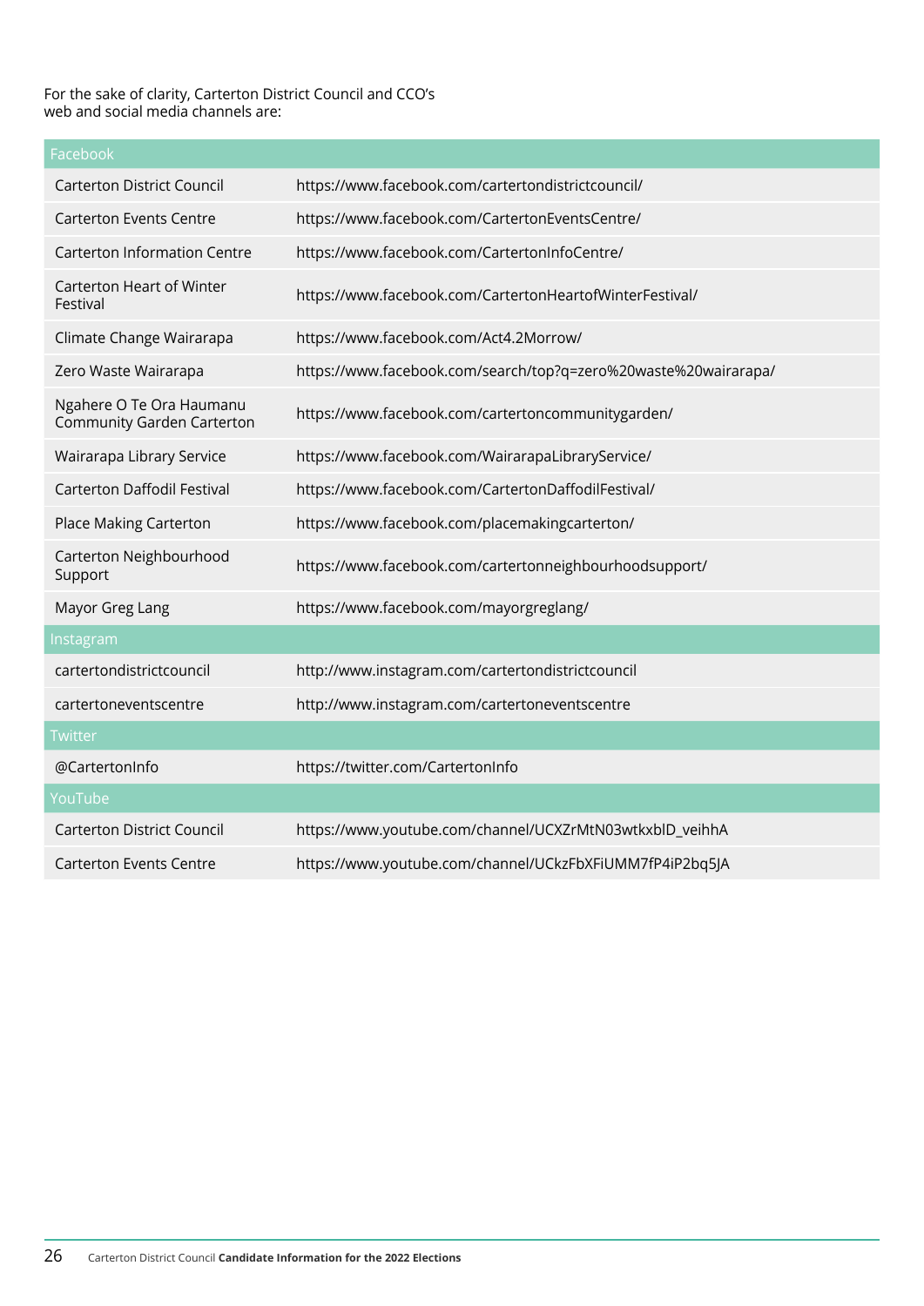For the sake of clarity, Carterton District Council and CCO's web and social media channels are:

| Facebook | |
|---|---|
| Carterton District Council | https://www.facebook.com/cartertondistrictcouncil/ |
| Carterton Events Centre | https://www.facebook.com/CartertonEventsCentre/ |
| Carterton Information Centre | https://www.facebook.com/CartertonInfoCentre/ |
| Carterton Heart of Winter Festival | https://www.facebook.com/CartertonHeartofWinterFestival/ |
| Climate Change Wairarapa | https://www.facebook.com/Act4.2Morrow/ |
| Zero Waste Wairarapa | https://www.facebook.com/search/top?q=zero%20waste%20wairarapa/ |
| Ngahere O Te Ora Haumanu Community Garden Carterton | https://www.facebook.com/cartertoncommunitygarden/ |
| Wairarapa Library Service | https://www.facebook.com/WairarapaLibraryService/ |
| Carterton Daffodil Festival | https://www.facebook.com/CartertonDaffodilFestival/ |
| Place Making Carterton | https://www.facebook.com/placemakingcarterton/ |
| Carterton Neighbourhood Support | https://www.facebook.com/cartertonneighbourhoodsupport/ |
| Mayor Greg Lang | https://www.facebook.com/mayorgreglang/ |
| **Instagram** | |
| cartertondistrictcouncil | http://www.instagram.com/cartertondistrictcouncil |
| cartertoneventscentre | http://www.instagram.com/cartertoneventscentre |
| **Twitter** | |
| @CartertonInfo | https://twitter.com/CartertonInfo |
| **YouTube** | |
| Carterton District Council | https://www.youtube.com/channel/UCXZrMtN03wtkxblD_veihhA |
| Carterton Events Centre | https://www.youtube.com/channel/UCkzFbXFiUMM7fP4iP2bq5JA |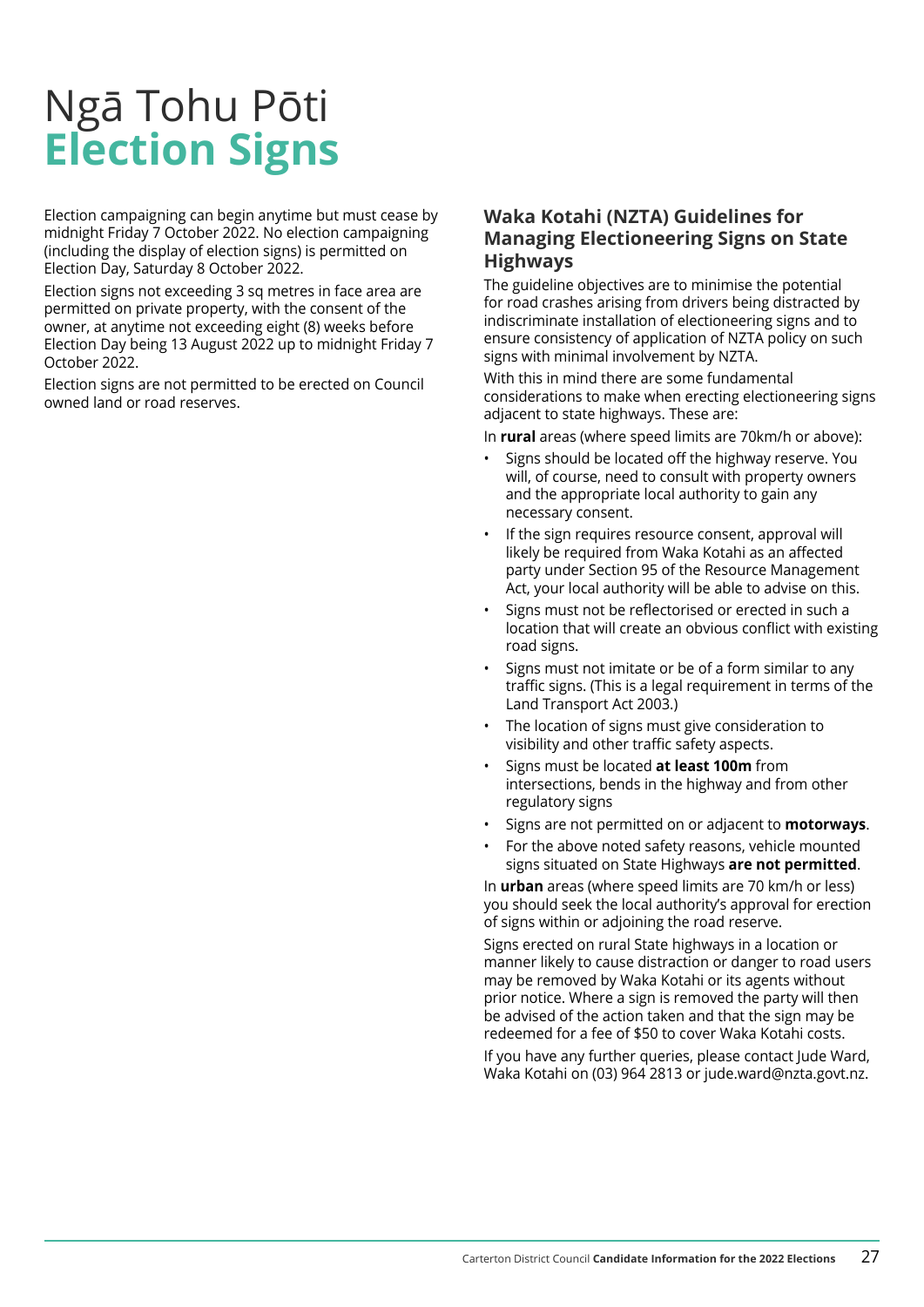# Ngā Tohu Pōti
# **Election Signs**

Election campaigning can begin anytime but must cease by midnight Friday 7 October 2022. No election campaigning (including the display of election signs) is permitted on Election Day, Saturday 8 October 2022.

Election signs not exceeding 3 sq metres in face area are permitted on private property, with the consent of the owner, at anytime not exceeding eight (8) weeks before Election Day being 13 August 2022 up to midnight Friday 7 October 2022.

Election signs are not permitted to be erected on Council owned land or road reserves.

## Waka Kotahi (NZTA) Guidelines for Managing Electioneering Signs on State Highways

The guideline objectives are to minimise the potential for road crashes arising from drivers being distracted by indiscriminate installation of electioneering signs and to ensure consistency of application of NZTA policy on such signs with minimal involvement by NZTA.

With this in mind there are some fundamental considerations to make when erecting electioneering signs adjacent to state highways. These are:

In **rural** areas (where speed limits are 70km/h or above):

- Signs should be located off the highway reserve. You will, of course, need to consult with property owners and the appropriate local authority to gain any necessary consent.
- If the sign requires resource consent, approval will likely be required from Waka Kotahi as an affected party under Section 95 of the Resource Management Act, your local authority will be able to advise on this.
- Signs must not be reflectorised or erected in such a location that will create an obvious conflict with existing road signs.
- Signs must not imitate or be of a form similar to any traffic signs. (This is a legal requirement in terms of the Land Transport Act 2003.)
- The location of signs must give consideration to visibility and other traffic safety aspects.
- Signs must be located **at least 100m** from intersections, bends in the highway and from other regulatory signs
- Signs are not permitted on or adjacent to **motorways**.
- For the above noted safety reasons, vehicle mounted signs situated on State Highways **are not permitted**.

In **urban** areas (where speed limits are 70 km/h or less) you should seek the local authority's approval for erection of signs within or adjoining the road reserve.

Signs erected on rural State highways in a location or manner likely to cause distraction or danger to road users may be removed by Waka Kotahi or its agents without prior notice. Where a sign is removed the party will then be advised of the action taken and that the sign may be redeemed for a fee of $50 to cover Waka Kotahi costs.

If you have any further queries, please contact Jude Ward, Waka Kotahi on (03) 964 2813 or jude.ward@nzta.govt.nz.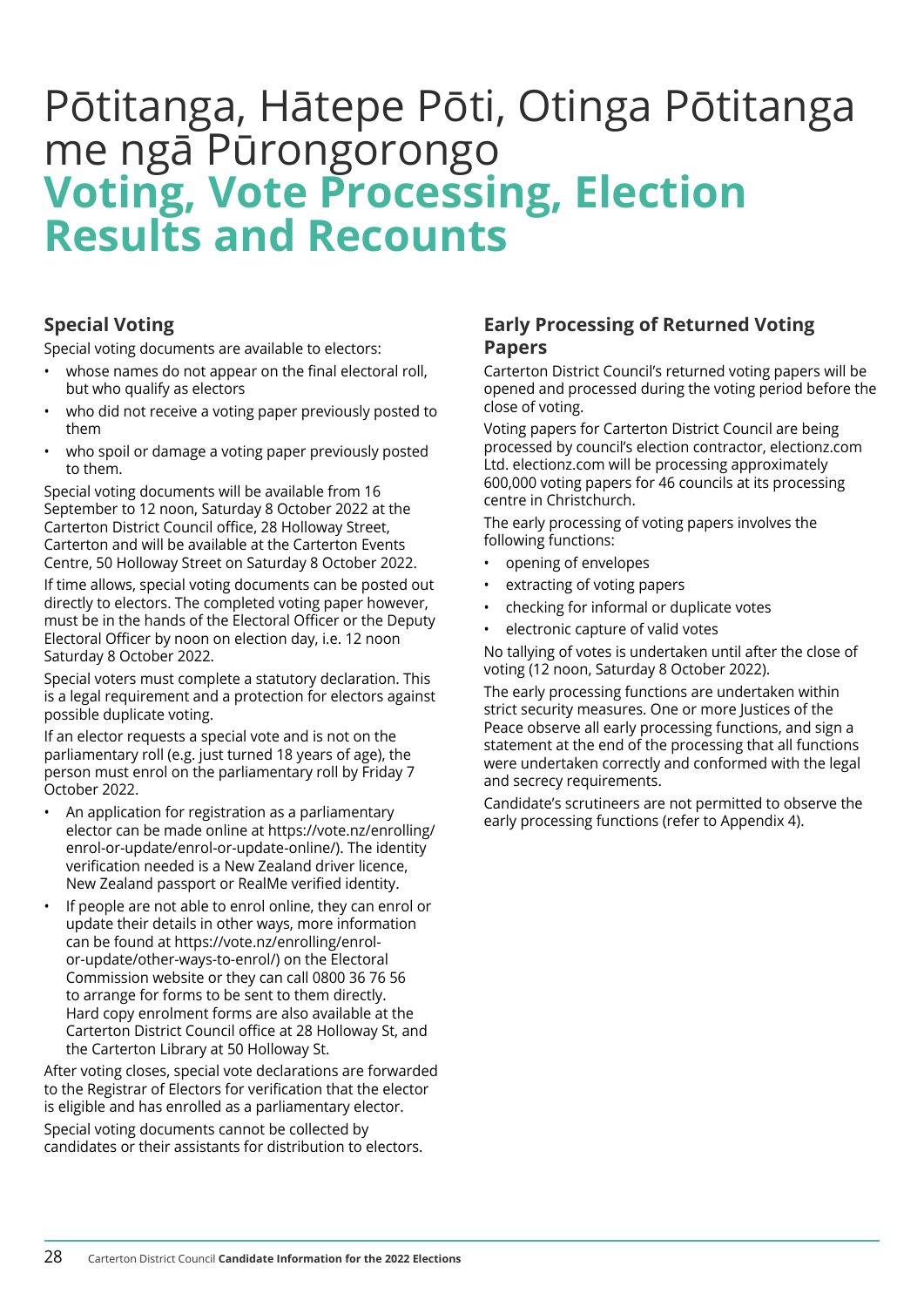# Pōtitanga, Hātepe Pōti, Otinga Pōtitanga me ngā Pūrongorongo
# Voting, Vote Processing, Election Results and Recounts

## Special Voting

Special voting documents are available to electors:

- whose names do not appear on the final electoral roll, but who qualify as electors
- who did not receive a voting paper previously posted to them
- who spoil or damage a voting paper previously posted to them.

Special voting documents will be available from 16 September to 12 noon, Saturday 8 October 2022 at the Carterton District Council office, 28 Holloway Street, Carterton and will be available at the Carterton Events Centre, 50 Holloway Street on Saturday 8 October 2022.

If time allows, special voting documents can be posted out directly to electors. The completed voting paper however, must be in the hands of the Electoral Officer or the Deputy Electoral Officer by noon on election day, i.e. 12 noon Saturday 8 October 2022.

Special voters must complete a statutory declaration. This is a legal requirement and a protection for electors against possible duplicate voting.

If an elector requests a special vote and is not on the parliamentary roll (e.g. just turned 18 years of age), the person must enrol on the parliamentary roll by Friday 7 October 2022.

- An application for registration as a parliamentary elector can be made online at https://vote.nz/enrolling/enrol-or-update/enrol-or-update-online/). The identity verification needed is a New Zealand driver licence, New Zealand passport or RealMe verified identity.
- If people are not able to enrol online, they can enrol or update their details in other ways, more information can be found at https://vote.nz/enrolling/enrol-or-update/other-ways-to-enrol/) on the Electoral Commission website or they can call 0800 36 76 56 to arrange for forms to be sent to them directly. Hard copy enrolment forms are also available at the Carterton District Council office at 28 Holloway St, and the Carterton Library at 50 Holloway St.

After voting closes, special vote declarations are forwarded to the Registrar of Electors for verification that the elector is eligible and has enrolled as a parliamentary elector.

Special voting documents cannot be collected by candidates or their assistants for distribution to electors.

## Early Processing of Returned Voting Papers

Carterton District Council's returned voting papers will be opened and processed during the voting period before the close of voting.

Voting papers for Carterton District Council are being processed by council's election contractor, electionz.com Ltd. electionz.com will be processing approximately 600,000 voting papers for 46 councils at its processing centre in Christchurch.

The early processing of voting papers involves the following functions:

- opening of envelopes
- extracting of voting papers
- checking for informal or duplicate votes
- electronic capture of valid votes

No tallying of votes is undertaken until after the close of voting (12 noon, Saturday 8 October 2022).

The early processing functions are undertaken within strict security measures. One or more Justices of the Peace observe all early processing functions, and sign a statement at the end of the processing that all functions were undertaken correctly and conformed with the legal and secrecy requirements.

Candidate's scrutineers are not permitted to observe the early processing functions (refer to Appendix 4).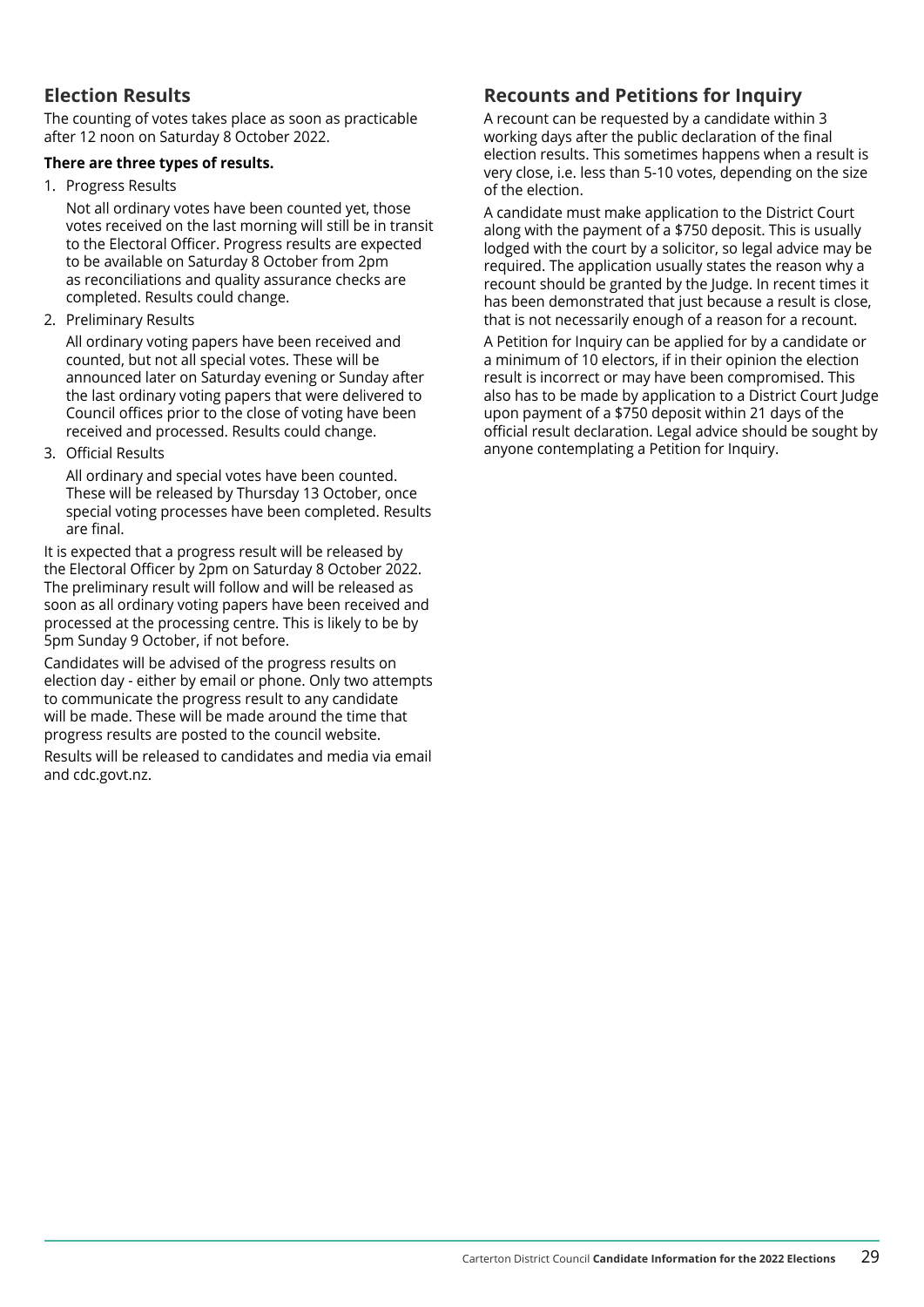## Election Results

The counting of votes takes place as soon as practicable after 12 noon on Saturday 8 October 2022.

**There are three types of results.**

1. Progress Results

   Not all ordinary votes have been counted yet, those votes received on the last morning will still be in transit to the Electoral Officer. Progress results are expected to be available on Saturday 8 October from 2pm as reconciliations and quality assurance checks are completed. Results could change.

2. Preliminary Results

   All ordinary voting papers have been received and counted, but not all special votes. These will be announced later on Saturday evening or Sunday after the last ordinary voting papers that were delivered to Council offices prior to the close of voting have been received and processed. Results could change.

3. Official Results

   All ordinary and special votes have been counted. These will be released by Thursday 13 October, once special voting processes have been completed. Results are final.

It is expected that a progress result will be released by the Electoral Officer by 2pm on Saturday 8 October 2022. The preliminary result will follow and will be released as soon as all ordinary voting papers have been received and processed at the processing centre. This is likely to be by 5pm Sunday 9 October, if not before.

Candidates will be advised of the progress results on election day - either by email or phone. Only two attempts to communicate the progress result to any candidate will be made. These will be made around the time that progress results are posted to the council website.

Results will be released to candidates and media via email and cdc.govt.nz.

## Recounts and Petitions for Inquiry

A recount can be requested by a candidate within 3 working days after the public declaration of the final election results. This sometimes happens when a result is very close, i.e. less than 5-10 votes, depending on the size of the election.

A candidate must make application to the District Court along with the payment of a $750 deposit. This is usually lodged with the court by a solicitor, so legal advice may be required. The application usually states the reason why a recount should be granted by the Judge. In recent times it has been demonstrated that just because a result is close, that is not necessarily enough of a reason for a recount.

A Petition for Inquiry can be applied for by a candidate or a minimum of 10 electors, if in their opinion the election result is incorrect or may have been compromised. This also has to be made by application to a District Court Judge upon payment of a $750 deposit within 21 days of the official result declaration. Legal advice should be sought by anyone contemplating a Petition for Inquiry.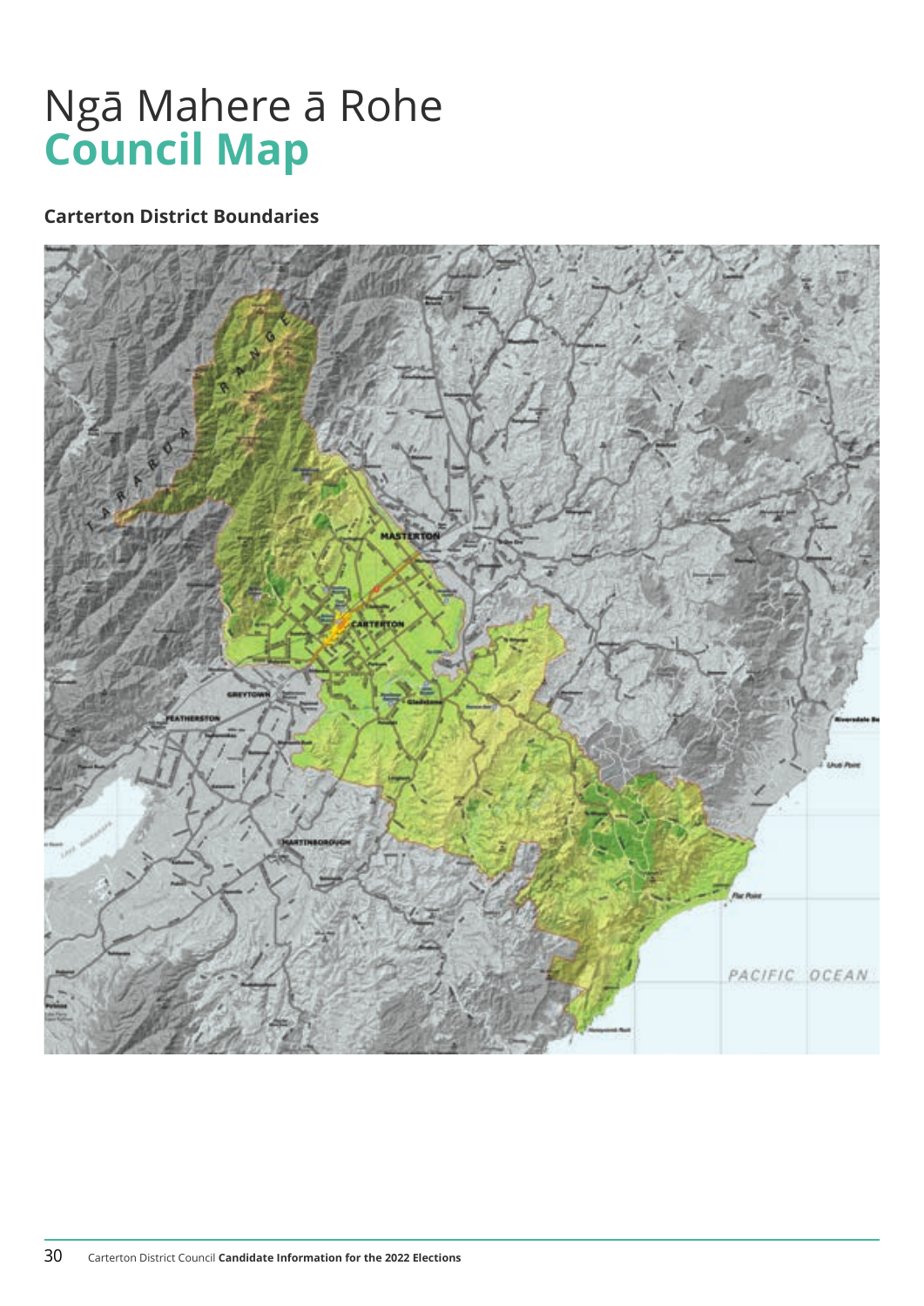# Ngā Mahere ā Rohe
# Council Map

### Carterton District Boundaries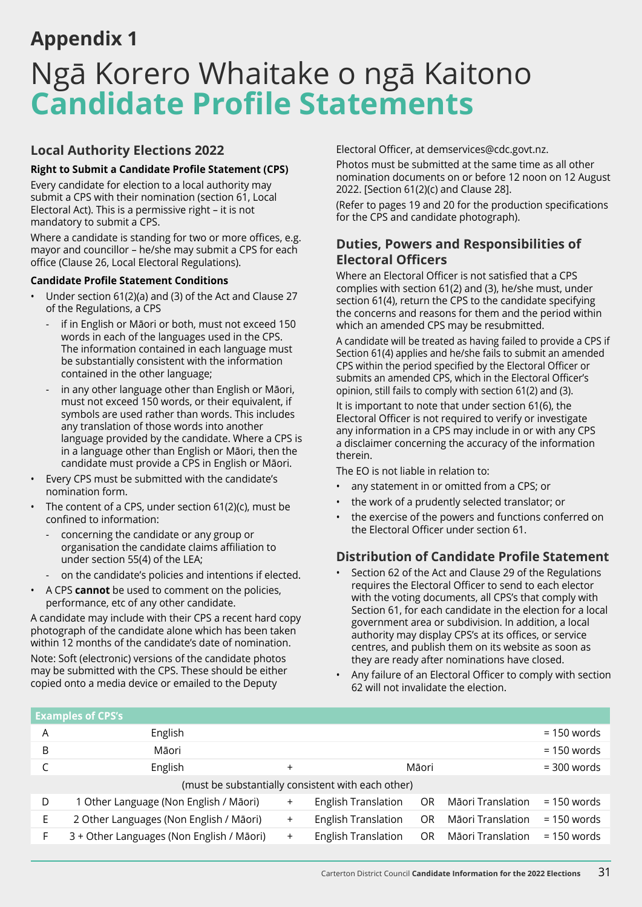# Appendix 1

# Ngā Korero Whaitake o ngā Kaitono **Candidate Profile Statements**

## Local Authority Elections 2022

**Right to Submit a Candidate Profile Statement (CPS)**

Every candidate for election to a local authority may submit a CPS with their nomination (section 61, Local Electoral Act). This is a permissive right – it is not mandatory to submit a CPS.

Where a candidate is standing for two or more offices, e.g. mayor and councillor – he/she may submit a CPS for each office (Clause 26, Local Electoral Regulations).

**Candidate Profile Statement Conditions**

- Under section 61(2)(a) and (3) of the Act and Clause 27 of the Regulations, a CPS
  - if in English or Māori or both, must not exceed 150 words in each of the languages used in the CPS. The information contained in each language must be substantially consistent with the information contained in the other language;
  - in any other language other than English or Māori, must not exceed 150 words, or their equivalent, if symbols are used rather than words. This includes any translation of those words into another language provided by the candidate. Where a CPS is in a language other than English or Māori, then the candidate must provide a CPS in English or Māori.
- Every CPS must be submitted with the candidate's nomination form.
- The content of a CPS, under section 61(2)(c), must be confined to information:
  - concerning the candidate or any group or organisation the candidate claims affiliation to under section 55(4) of the LEA;
  - on the candidate's policies and intentions if elected.
- A CPS **cannot** be used to comment on the policies, performance, etc of any other candidate.

A candidate may include with their CPS a recent hard copy photograph of the candidate alone which has been taken within 12 months of the candidate's date of nomination.

Note: Soft (electronic) versions of the candidate photos may be submitted with the CPS. These should be either copied onto a media device or emailed to the Deputy Electoral Officer, at demservices@cdc.govt.nz.

Photos must be submitted at the same time as all other nomination documents on or before 12 noon on 12 August 2022. [Section 61(2)(c) and Clause 28].

(Refer to pages 19 and 20 for the production specifications for the CPS and candidate photograph).

## Duties, Powers and Responsibilities of Electoral Officers

Where an Electoral Officer is not satisfied that a CPS complies with section 61(2) and (3), he/she must, under section 61(4), return the CPS to the candidate specifying the concerns and reasons for them and the period within which an amended CPS may be resubmitted.

A candidate will be treated as having failed to provide a CPS if Section 61(4) applies and he/she fails to submit an amended CPS within the period specified by the Electoral Officer or submits an amended CPS, which in the Electoral Officer's opinion, still fails to comply with section 61(2) and (3).

It is important to note that under section 61(6), the Electoral Officer is not required to verify or investigate any information in a CPS may include in or with any CPS a disclaimer concerning the accuracy of the information therein.

The EO is not liable in relation to:

- any statement in or omitted from a CPS; or
- the work of a prudently selected translator; or
- the exercise of the powers and functions conferred on the Electoral Officer under section 61.

## Distribution of Candidate Profile Statement

- Section 62 of the Act and Clause 29 of the Regulations requires the Electoral Officer to send to each elector with the voting documents, all CPS's that comply with Section 61, for each candidate in the election for a local government area or subdivision. In addition, a local authority may display CPS's at its offices, or service centres, and publish them on its website as soon as they are ready after nominations have closed.
- Any failure of an Electoral Officer to comply with section 62 will not invalidate the election.

| Examples of CPS's | | | | | | |
|---|---|---|---|---|---|---|
| A | English | | | | | = 150 words |
| B | Māori | | | | | = 150 words |
| C | English | + | Māori | | | = 300 words |
| | (must be substantially consistent with each other) | | | | | |
| D | 1 Other Language (Non English / Māori) | + | English Translation | OR | Māori Translation | = 150 words |
| E | 2 Other Languages (Non English / Māori) | + | English Translation | OR | Māori Translation | = 150 words |
| F | 3 + Other Languages (Non English / Māori) | + | English Translation | OR | Māori Translation | = 150 words |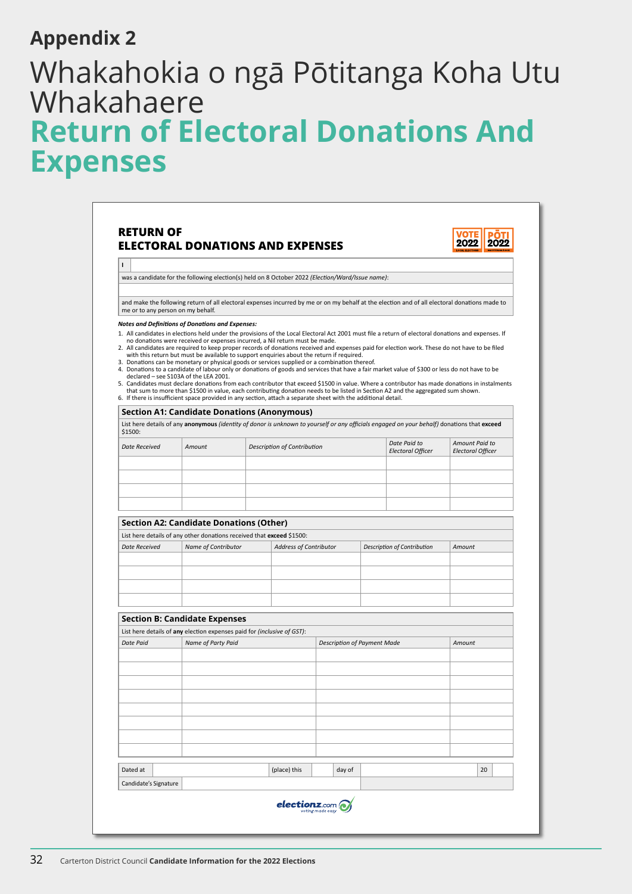## Appendix 2

# Whakahokia o ngā Pōtitanga Koha Utu Whakahaere

# Return of Electoral Donations And Expenses

**RETURN OF ELECTORAL DONATIONS AND EXPENSES**

VOTE 2022 | PŌTI 2022

| I | |
|---|---|

was a candidate for the following election(s) held on 8 October 2022 *(Election/Ward/Issue name)*:

| |
|---|

and make the following return of all electoral expenses incurred by me or on my behalf at the election and of all electoral donations made to me or to any person on my behalf.

***Notes and Definitions of Donations and Expenses:***

1. All candidates in elections held under the provisions of the Local Electoral Act 2001 must file a return of electoral donations and expenses. If no donations were received or expenses incurred, a Nil return must be made.
2. All candidates are required to keep proper records of donations received and expenses paid for election work. These do not have to be filed with this return but must be available to support enquiries about the return if required.
3. Donations can be monetary or physical goods or services supplied or a combination thereof.
4. Donations to a candidate of labour only or donations of goods and services that have a fair market value of $300 or less do not have to be declared – see S103A of the LEA 2001.
5. Candidates must declare donations from each contributor that exceed $1500 in value. Where a contributor has made donations in instalments that sum to more than $1500 in value, each contributing donation needs to be listed in Section A2 and the aggregated sum shown.
6. If there is insufficient space provided in any section, attach a separate sheet with the additional detail.

**Section A1: Candidate Donations (Anonymous)**

List here details of any **anonymous** *(identity of donor is unknown to yourself or any officials engaged on your behalf)* donations that **exceed** $1500:

| *Date Received* | *Amount* | *Description of Contribution* | *Date Paid to Electoral Officer* | *Amount Paid to Electoral Officer* |
|---|---|---|---|---|
| | | | | |
| | | | | |
| | | | | |
| | | | | |

**Section A2: Candidate Donations (Other)**

List here details of any other donations received that **exceed** $1500:

| *Date Received* | *Name of Contributor* | *Address of Contributor* | *Description of Contribution* | *Amount* |
|---|---|---|---|---|
| | | | | |
| | | | | |
| | | | | |
| | | | | |

**Section B: Candidate Expenses**

List here details of **any** election expenses paid for *(inclusive of GST)*:

| *Date Paid* | *Name of Party Paid* | *Description of Payment Made* | *Amount* |
|---|---|---|---|
| | | | |
| | | | |
| | | | |
| | | | |
| | | | |
| | | | |
| | | | |
| | | | |

| Dated at | | (place) this | | day of | | 20 | |
|---|---|---|---|---|---|---|---|
| Candidate's Signature | | | | | | | |

electionz.com voting made easy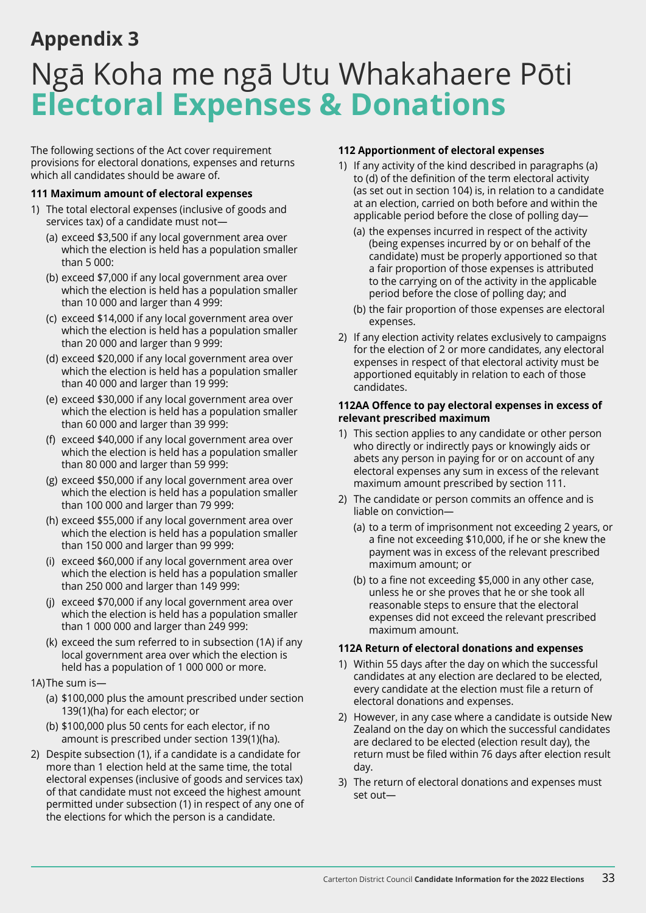## Appendix 3

# Ngā Koha me ngā Utu Whakahaere Pōti
# Electoral Expenses & Donations

The following sections of the Act cover requirement provisions for electoral donations, expenses and returns which all candidates should be aware of.

**111 Maximum amount of electoral expenses**

1) The total electoral expenses (inclusive of goods and services tax) of a candidate must not—
   (a) exceed $3,500 if any local government area over which the election is held has a population smaller than 5 000:
   (b) exceed $7,000 if any local government area over which the election is held has a population smaller than 10 000 and larger than 4 999:
   (c) exceed $14,000 if any local government area over which the election is held has a population smaller than 20 000 and larger than 9 999:
   (d) exceed $20,000 if any local government area over which the election is held has a population smaller than 40 000 and larger than 19 999:
   (e) exceed $30,000 if any local government area over which the election is held has a population smaller than 60 000 and larger than 39 999:
   (f) exceed $40,000 if any local government area over which the election is held has a population smaller than 80 000 and larger than 59 999:
   (g) exceed $50,000 if any local government area over which the election is held has a population smaller than 100 000 and larger than 79 999:
   (h) exceed $55,000 if any local government area over which the election is held has a population smaller than 150 000 and larger than 99 999:
   (i) exceed $60,000 if any local government area over which the election is held has a population smaller than 250 000 and larger than 149 999:
   (j) exceed $70,000 if any local government area over which the election is held has a population smaller than 1 000 000 and larger than 249 999:
   (k) exceed the sum referred to in subsection (1A) if any local government area over which the election is held has a population of 1 000 000 or more.

1A) The sum is—
   (a) $100,000 plus the amount prescribed under section 139(1)(ha) for each elector; or
   (b) $100,000 plus 50 cents for each elector, if no amount is prescribed under section 139(1)(ha).

2) Despite subsection (1), if a candidate is a candidate for more than 1 election held at the same time, the total electoral expenses (inclusive of goods and services tax) of that candidate must not exceed the highest amount permitted under subsection (1) in respect of any one of the elections for which the person is a candidate.

**112 Apportionment of electoral expenses**

1) If any activity of the kind described in paragraphs (a) to (d) of the definition of the term electoral activity (as set out in section 104) is, in relation to a candidate at an election, carried on both before and within the applicable period before the close of polling day—
   (a) the expenses incurred in respect of the activity (being expenses incurred by or on behalf of the candidate) must be properly apportioned so that a fair proportion of those expenses is attributed to the carrying on of the activity in the applicable period before the close of polling day; and
   (b) the fair proportion of those expenses are electoral expenses.

2) If any election activity relates exclusively to campaigns for the election of 2 or more candidates, any electoral expenses in respect of that electoral activity must be apportioned equitably in relation to each of those candidates.

**112AA Offence to pay electoral expenses in excess of relevant prescribed maximum**

1) This section applies to any candidate or other person who directly or indirectly pays or knowingly aids or abets any person in paying for or on account of any electoral expenses any sum in excess of the relevant maximum amount prescribed by section 111.

2) The candidate or person commits an offence and is liable on conviction—
   (a) to a term of imprisonment not exceeding 2 years, or a fine not exceeding $10,000, if he or she knew the payment was in excess of the relevant prescribed maximum amount; or
   (b) to a fine not exceeding $5,000 in any other case, unless he or she proves that he or she took all reasonable steps to ensure that the electoral expenses did not exceed the relevant prescribed maximum amount.

**112A Return of electoral donations and expenses**

1) Within 55 days after the day on which the successful candidates at any election are declared to be elected, every candidate at the election must file a return of electoral donations and expenses.

2) However, in any case where a candidate is outside New Zealand on the day on which the successful candidates are declared to be elected (election result day), the return must be filed within 76 days after election result day.

3) The return of electoral donations and expenses must set out—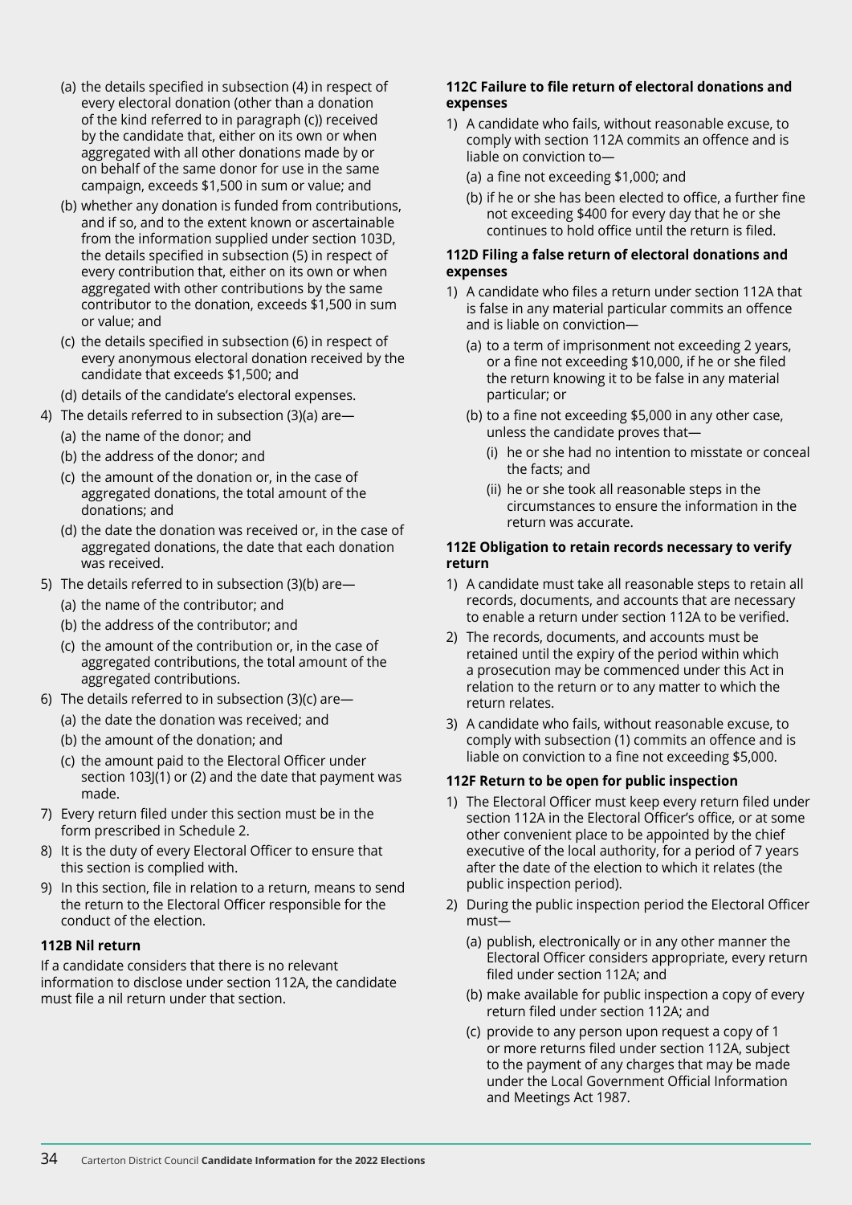(a) the details specified in subsection (4) in respect of every electoral donation (other than a donation of the kind referred to in paragraph (c)) received by the candidate that, either on its own or when aggregated with all other donations made by or on behalf of the same donor for use in the same campaign, exceeds $1,500 in sum or value; and

(b) whether any donation is funded from contributions, and if so, and to the extent known or ascertainable from the information supplied under section 103D, the details specified in subsection (5) in respect of every contribution that, either on its own or when aggregated with other contributions by the same contributor to the donation, exceeds $1,500 in sum or value; and

(c) the details specified in subsection (6) in respect of every anonymous electoral donation received by the candidate that exceeds $1,500; and

(d) details of the candidate's electoral expenses.

4) The details referred to in subsection (3)(a) are—
   (a) the name of the donor; and
   (b) the address of the donor; and
   (c) the amount of the donation or, in the case of aggregated donations, the total amount of the donations; and
   (d) the date the donation was received or, in the case of aggregated donations, the date that each donation was received.

5) The details referred to in subsection (3)(b) are—
   (a) the name of the contributor; and
   (b) the address of the contributor; and
   (c) the amount of the contribution or, in the case of aggregated contributions, the total amount of the aggregated contributions.

6) The details referred to in subsection (3)(c) are—
   (a) the date the donation was received; and
   (b) the amount of the donation; and
   (c) the amount paid to the Electoral Officer under section 103J(1) or (2) and the date that payment was made.

7) Every return filed under this section must be in the form prescribed in Schedule 2.

8) It is the duty of every Electoral Officer to ensure that this section is complied with.

9) In this section, file in relation to a return, means to send the return to the Electoral Officer responsible for the conduct of the election.

**112B Nil return**

If a candidate considers that there is no relevant information to disclose under section 112A, the candidate must file a nil return under that section.

**112C Failure to file return of electoral donations and expenses**

1) A candidate who fails, without reasonable excuse, to comply with section 112A commits an offence and is liable on conviction to—
   (a) a fine not exceeding $1,000; and
   (b) if he or she has been elected to office, a further fine not exceeding $400 for every day that he or she continues to hold office until the return is filed.

**112D Filing a false return of electoral donations and expenses**

1) A candidate who files a return under section 112A that is false in any material particular commits an offence and is liable on conviction—
   (a) to a term of imprisonment not exceeding 2 years, or a fine not exceeding $10,000, if he or she filed the return knowing it to be false in any material particular; or
   (b) to a fine not exceeding $5,000 in any other case, unless the candidate proves that—
      (i) he or she had no intention to misstate or conceal the facts; and
      (ii) he or she took all reasonable steps in the circumstances to ensure the information in the return was accurate.

**112E Obligation to retain records necessary to verify return**

1) A candidate must take all reasonable steps to retain all records, documents, and accounts that are necessary to enable a return under section 112A to be verified.

2) The records, documents, and accounts must be retained until the expiry of the period within which a prosecution may be commenced under this Act in relation to the return or to any matter to which the return relates.

3) A candidate who fails, without reasonable excuse, to comply with subsection (1) commits an offence and is liable on conviction to a fine not exceeding $5,000.

**112F Return to be open for public inspection**

1) The Electoral Officer must keep every return filed under section 112A in the Electoral Officer's office, or at some other convenient place to be appointed by the chief executive of the local authority, for a period of 7 years after the date of the election to which it relates (the public inspection period).

2) During the public inspection period the Electoral Officer must—
   (a) publish, electronically or in any other manner the Electoral Officer considers appropriate, every return filed under section 112A; and
   (b) make available for public inspection a copy of every return filed under section 112A; and
   (c) provide to any person upon request a copy of 1 or more returns filed under section 112A, subject to the payment of any charges that may be made under the Local Government Official Information and Meetings Act 1987.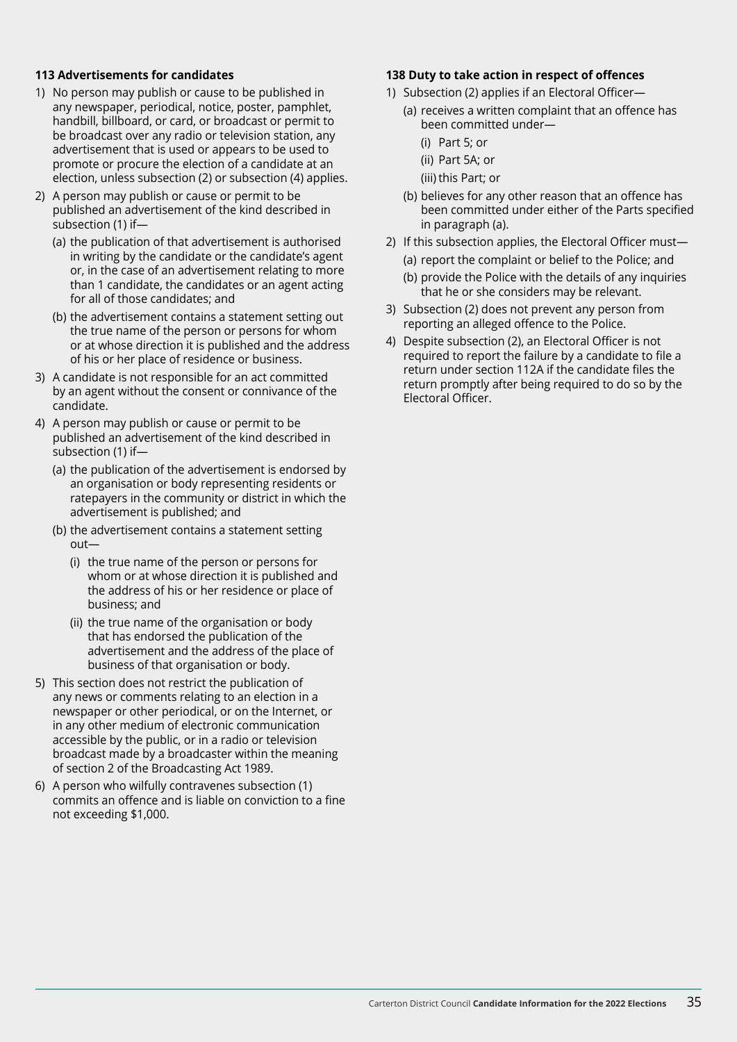**113 Advertisements for candidates**

1) No person may publish or cause to be published in any newspaper, periodical, notice, poster, pamphlet, handbill, billboard, or card, or broadcast or permit to be broadcast over any radio or television station, any advertisement that is used or appears to be used to promote or procure the election of a candidate at an election, unless subsection (2) or subsection (4) applies.
2) A person may publish or cause or permit to be published an advertisement of the kind described in subsection (1) if—
   (a) the publication of that advertisement is authorised in writing by the candidate or the candidate's agent or, in the case of an advertisement relating to more than 1 candidate, the candidates or an agent acting for all of those candidates; and
   (b) the advertisement contains a statement setting out the true name of the person or persons for whom or at whose direction it is published and the address of his or her place of residence or business.
3) A candidate is not responsible for an act committed by an agent without the consent or connivance of the candidate.
4) A person may publish or cause or permit to be published an advertisement of the kind described in subsection (1) if—
   (a) the publication of the advertisement is endorsed by an organisation or body representing residents or ratepayers in the community or district in which the advertisement is published; and
   (b) the advertisement contains a statement setting out—
      (i) the true name of the person or persons for whom or at whose direction it is published and the address of his or her residence or place of business; and
      (ii) the true name of the organisation or body that has endorsed the publication of the advertisement and the address of the place of business of that organisation or body.
5) This section does not restrict the publication of any news or comments relating to an election in a newspaper or other periodical, or on the Internet, or in any other medium of electronic communication accessible by the public, or in a radio or television broadcast made by a broadcaster within the meaning of section 2 of the Broadcasting Act 1989.
6) A person who wilfully contravenes subsection (1) commits an offence and is liable on conviction to a fine not exceeding $1,000.

**138 Duty to take action in respect of offences**

1) Subsection (2) applies if an Electoral Officer—
   (a) receives a written complaint that an offence has been committed under—
      (i) Part 5; or
      (ii) Part 5A; or
      (iii) this Part; or
   (b) believes for any other reason that an offence has been committed under either of the Parts specified in paragraph (a).
2) If this subsection applies, the Electoral Officer must—
   (a) report the complaint or belief to the Police; and
   (b) provide the Police with the details of any inquiries that he or she considers may be relevant.
3) Subsection (2) does not prevent any person from reporting an alleged offence to the Police.
4) Despite subsection (2), an Electoral Officer is not required to report the failure by a candidate to file a return under section 112A if the candidate files the return promptly after being required to do so by the Electoral Officer.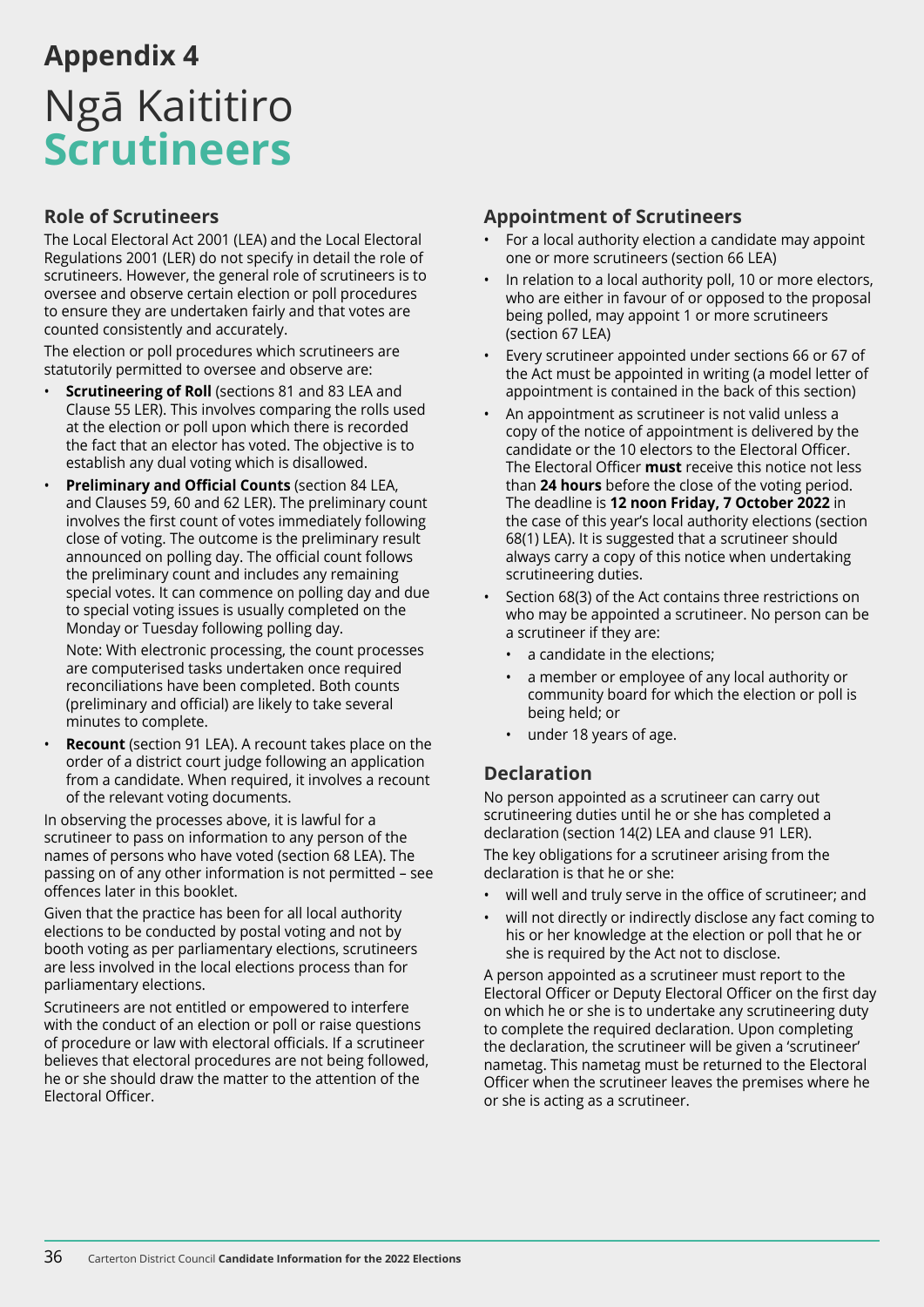# Appendix 4

# Ngā Kaititiro Scrutineers

## Role of Scrutineers

The Local Electoral Act 2001 (LEA) and the Local Electoral Regulations 2001 (LER) do not specify in detail the role of scrutineers. However, the general role of scrutineers is to oversee and observe certain election or poll procedures to ensure they are undertaken fairly and that votes are counted consistently and accurately.

The election or poll procedures which scrutineers are statutorily permitted to oversee and observe are:

- **Scrutineering of Roll** (sections 81 and 83 LEA and Clause 55 LER). This involves comparing the rolls used at the election or poll upon which there is recorded the fact that an elector has voted. The objective is to establish any dual voting which is disallowed.
- **Preliminary and Official Counts** (section 84 LEA, and Clauses 59, 60 and 62 LER). The preliminary count involves the first count of votes immediately following close of voting. The outcome is the preliminary result announced on polling day. The official count follows the preliminary count and includes any remaining special votes. It can commence on polling day and due to special voting issues is usually completed on the Monday or Tuesday following polling day.

  Note: With electronic processing, the count processes are computerised tasks undertaken once required reconciliations have been completed. Both counts (preliminary and official) are likely to take several minutes to complete.
- **Recount** (section 91 LEA). A recount takes place on the order of a district court judge following an application from a candidate. When required, it involves a recount of the relevant voting documents.

In observing the processes above, it is lawful for a scrutineer to pass on information to any person of the names of persons who have voted (section 68 LEA). The passing on of any other information is not permitted – see offences later in this booklet.

Given that the practice has been for all local authority elections to be conducted by postal voting and not by booth voting as per parliamentary elections, scrutineers are less involved in the local elections process than for parliamentary elections.

Scrutineers are not entitled or empowered to interfere with the conduct of an election or poll or raise questions of procedure or law with electoral officials. If a scrutineer believes that electoral procedures are not being followed, he or she should draw the matter to the attention of the Electoral Officer.

## Appointment of Scrutineers

- For a local authority election a candidate may appoint one or more scrutineers (section 66 LEA)
- In relation to a local authority poll, 10 or more electors, who are either in favour of or opposed to the proposal being polled, may appoint 1 or more scrutineers (section 67 LEA)
- Every scrutineer appointed under sections 66 or 67 of the Act must be appointed in writing (a model letter of appointment is contained in the back of this section)
- An appointment as scrutineer is not valid unless a copy of the notice of appointment is delivered by the candidate or the 10 electors to the Electoral Officer. The Electoral Officer **must** receive this notice not less than **24 hours** before the close of the voting period. The deadline is **12 noon Friday, 7 October 2022** in the case of this year's local authority elections (section 68(1) LEA). It is suggested that a scrutineer should always carry a copy of this notice when undertaking scrutineering duties.
- Section 68(3) of the Act contains three restrictions on who may be appointed a scrutineer. No person can be a scrutineer if they are:
  - a candidate in the elections;
  - a member or employee of any local authority or community board for which the election or poll is being held; or
  - under 18 years of age.

## Declaration

No person appointed as a scrutineer can carry out scrutineering duties until he or she has completed a declaration (section 14(2) LEA and clause 91 LER).

The key obligations for a scrutineer arising from the declaration is that he or she:

- will well and truly serve in the office of scrutineer; and
- will not directly or indirectly disclose any fact coming to his or her knowledge at the election or poll that he or she is required by the Act not to disclose.

A person appointed as a scrutineer must report to the Electoral Officer or Deputy Electoral Officer on the first day on which he or she is to undertake any scrutineering duty to complete the required declaration. Upon completing the declaration, the scrutineer will be given a 'scrutineer' nametag. This nametag must be returned to the Electoral Officer when the scrutineer leaves the premises where he or she is acting as a scrutineer.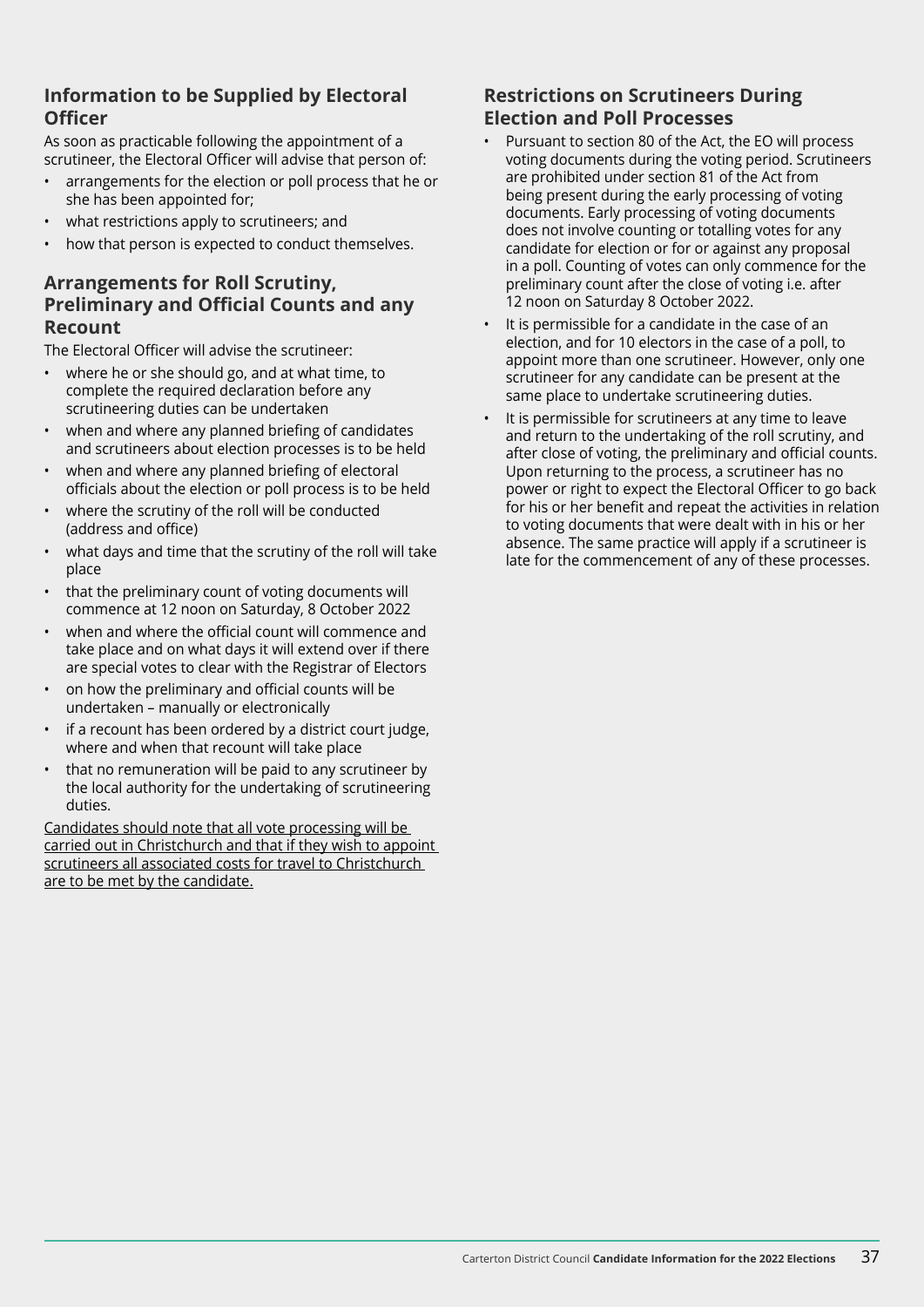## Information to be Supplied by Electoral Officer

As soon as practicable following the appointment of a scrutineer, the Electoral Officer will advise that person of:

- arrangements for the election or poll process that he or she has been appointed for;
- what restrictions apply to scrutineers; and
- how that person is expected to conduct themselves.

## Arrangements for Roll Scrutiny, Preliminary and Official Counts and any Recount

The Electoral Officer will advise the scrutineer:

- where he or she should go, and at what time, to complete the required declaration before any scrutineering duties can be undertaken
- when and where any planned briefing of candidates and scrutineers about election processes is to be held
- when and where any planned briefing of electoral officials about the election or poll process is to be held
- where the scrutiny of the roll will be conducted (address and office)
- what days and time that the scrutiny of the roll will take place
- that the preliminary count of voting documents will commence at 12 noon on Saturday, 8 October 2022
- when and where the official count will commence and take place and on what days it will extend over if there are special votes to clear with the Registrar of Electors
- on how the preliminary and official counts will be undertaken – manually or electronically
- if a recount has been ordered by a district court judge, where and when that recount will take place
- that no remuneration will be paid to any scrutineer by the local authority for the undertaking of scrutineering duties.

Candidates should note that all vote processing will be carried out in Christchurch and that if they wish to appoint scrutineers all associated costs for travel to Christchurch are to be met by the candidate.

## Restrictions on Scrutineers During Election and Poll Processes

- Pursuant to section 80 of the Act, the EO will process voting documents during the voting period. Scrutineers are prohibited under section 81 of the Act from being present during the early processing of voting documents. Early processing of voting documents does not involve counting or totalling votes for any candidate for election or for or against any proposal in a poll. Counting of votes can only commence for the preliminary count after the close of voting i.e. after 12 noon on Saturday 8 October 2022.
- It is permissible for a candidate in the case of an election, and for 10 electors in the case of a poll, to appoint more than one scrutineer. However, only one scrutineer for any candidate can be present at the same place to undertake scrutineering duties.
- It is permissible for scrutineers at any time to leave and return to the undertaking of the roll scrutiny, and after close of voting, the preliminary and official counts. Upon returning to the process, a scrutineer has no power or right to expect the Electoral Officer to go back for his or her benefit and repeat the activities in relation to voting documents that were dealt with in his or her absence. The same practice will apply if a scrutineer is late for the commencement of any of these processes.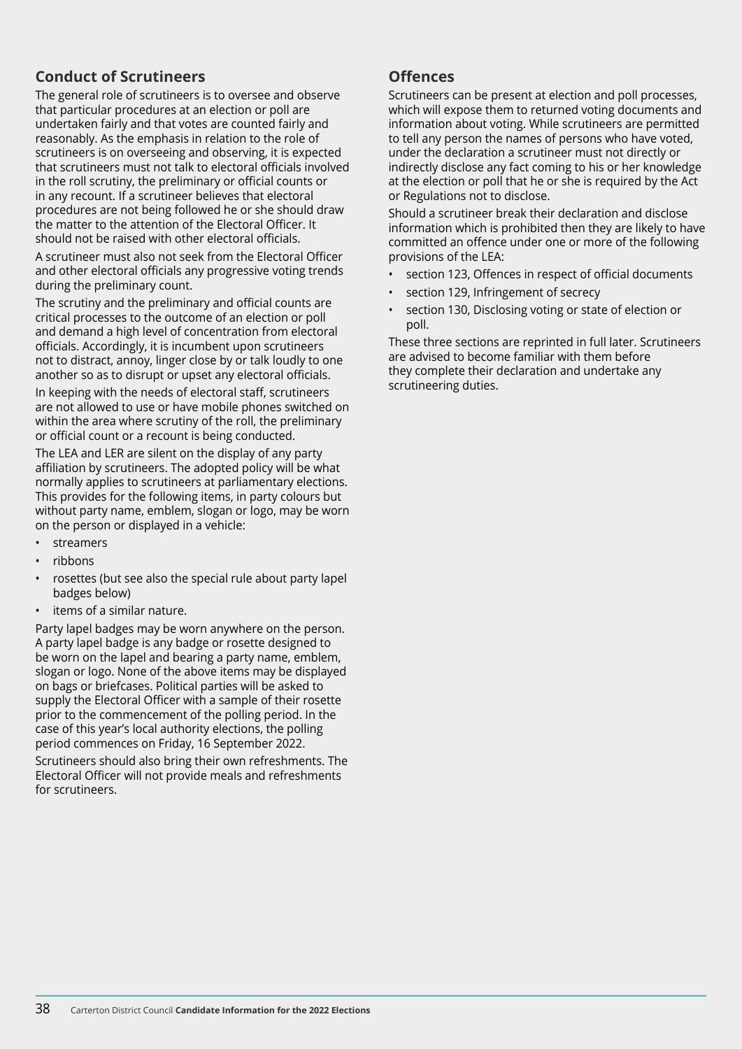## Conduct of Scrutineers

The general role of scrutineers is to oversee and observe that particular procedures at an election or poll are undertaken fairly and that votes are counted fairly and reasonably. As the emphasis in relation to the role of scrutineers is on overseeing and observing, it is expected that scrutineers must not talk to electoral officials involved in the roll scrutiny, the preliminary or official counts or in any recount. If a scrutineer believes that electoral procedures are not being followed he or she should draw the matter to the attention of the Electoral Officer. It should not be raised with other electoral officials.

A scrutineer must also not seek from the Electoral Officer and other electoral officials any progressive voting trends during the preliminary count.

The scrutiny and the preliminary and official counts are critical processes to the outcome of an election or poll and demand a high level of concentration from electoral officials. Accordingly, it is incumbent upon scrutineers not to distract, annoy, linger close by or talk loudly to one another so as to disrupt or upset any electoral officials.

In keeping with the needs of electoral staff, scrutineers are not allowed to use or have mobile phones switched on within the area where scrutiny of the roll, the preliminary or official count or a recount is being conducted.

The LEA and LER are silent on the display of any party affiliation by scrutineers. The adopted policy will be what normally applies to scrutineers at parliamentary elections. This provides for the following items, in party colours but without party name, emblem, slogan or logo, may be worn on the person or displayed in a vehicle:

- streamers
- ribbons
- rosettes (but see also the special rule about party lapel badges below)
- items of a similar nature.

Party lapel badges may be worn anywhere on the person. A party lapel badge is any badge or rosette designed to be worn on the lapel and bearing a party name, emblem, slogan or logo. None of the above items may be displayed on bags or briefcases. Political parties will be asked to supply the Electoral Officer with a sample of their rosette prior to the commencement of the polling period. In the case of this year's local authority elections, the polling period commences on Friday, 16 September 2022.

Scrutineers should also bring their own refreshments. The Electoral Officer will not provide meals and refreshments for scrutineers.

## Offences

Scrutineers can be present at election and poll processes, which will expose them to returned voting documents and information about voting. While scrutineers are permitted to tell any person the names of persons who have voted, under the declaration a scrutineer must not directly or indirectly disclose any fact coming to his or her knowledge at the election or poll that he or she is required by the Act or Regulations not to disclose.

Should a scrutineer break their declaration and disclose information which is prohibited then they are likely to have committed an offence under one or more of the following provisions of the LEA:

- section 123, Offences in respect of official documents
- section 129, Infringement of secrecy
- section 130, Disclosing voting or state of election or poll.

These three sections are reprinted in full later. Scrutineers are advised to become familiar with them before they complete their declaration and undertake any scrutineering duties.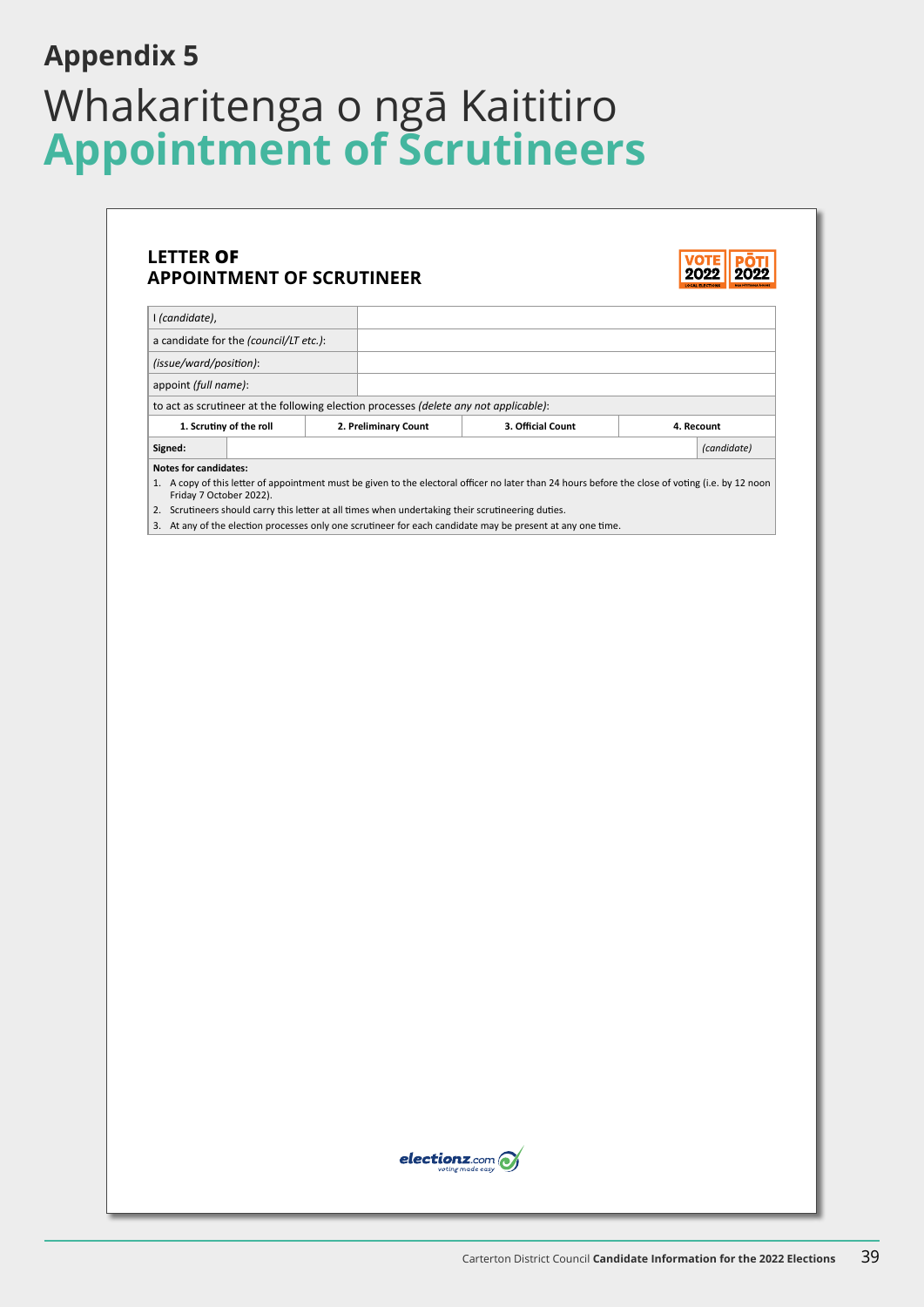# Appendix 5

# Whakaritenga o ngā Kaititiro
# Appointment of Scrutineers

**LETTER OF APPOINTMENT OF SCRUTINEER**

| | | | |
|---|---|---|---|
| I *(candidate)*, | | | |
| a candidate for the *(council/LT etc.)*: | | | |
| *(issue/ward/position)*: | | | |
| appoint *(full name)*: | | | |
| to act as scrutineer at the following election processes *(delete any not applicable)*: | | | |
| **1. Scrutiny of the roll** | **2. Preliminary Count** | **3. Official Count** | **4. Recount** |
| **Signed:** | | | *(candidate)* |

**Notes for candidates:**

1. A copy of this letter of appointment must be given to the electoral officer no later than 24 hours before the close of voting (i.e. by 12 noon Friday 7 October 2022).
2. Scrutineers should carry this letter at all times when undertaking their scrutineering duties.
3. At any of the election processes only one scrutineer for each candidate may be present at any one time.

electionz.com voting made easy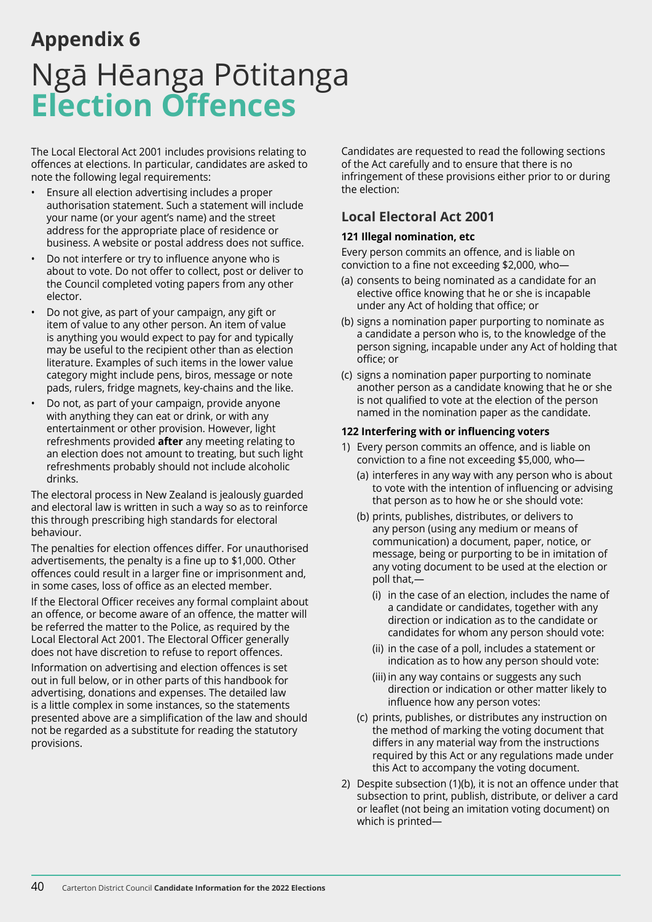# Appendix 6

# Ngā Hēanga Pōtitanga **Election Offences**

The Local Electoral Act 2001 includes provisions relating to offences at elections. In particular, candidates are asked to note the following legal requirements:

- Ensure all election advertising includes a proper authorisation statement. Such a statement will include your name (or your agent's name) and the street address for the appropriate place of residence or business. A website or postal address does not suffice.
- Do not interfere or try to influence anyone who is about to vote. Do not offer to collect, post or deliver to the Council completed voting papers from any other elector.
- Do not give, as part of your campaign, any gift or item of value to any other person. An item of value is anything you would expect to pay for and typically may be useful to the recipient other than as election literature. Examples of such items in the lower value category might include pens, biros, message or note pads, rulers, fridge magnets, key-chains and the like.
- Do not, as part of your campaign, provide anyone with anything they can eat or drink, or with any entertainment or other provision. However, light refreshments provided **after** any meeting relating to an election does not amount to treating, but such light refreshments probably should not include alcoholic drinks.

The electoral process in New Zealand is jealously guarded and electoral law is written in such a way so as to reinforce this through prescribing high standards for electoral behaviour.

The penalties for election offences differ. For unauthorised advertisements, the penalty is a fine up to $1,000. Other offences could result in a larger fine or imprisonment and, in some cases, loss of office as an elected member.

If the Electoral Officer receives any formal complaint about an offence, or become aware of an offence, the matter will be referred the matter to the Police, as required by the Local Electoral Act 2001. The Electoral Officer generally does not have discretion to refuse to report offences.

Information on advertising and election offences is set out in full below, or in other parts of this handbook for advertising, donations and expenses. The detailed law is a little complex in some instances, so the statements presented above are a simplification of the law and should not be regarded as a substitute for reading the statutory provisions.

Candidates are requested to read the following sections of the Act carefully and to ensure that there is no infringement of these provisions either prior to or during the election:

## Local Electoral Act 2001

**121 Illegal nomination, etc**

Every person commits an offence, and is liable on conviction to a fine not exceeding $2,000, who—

(a) consents to being nominated as a candidate for an elective office knowing that he or she is incapable under any Act of holding that office; or

(b) signs a nomination paper purporting to nominate as a candidate a person who is, to the knowledge of the person signing, incapable under any Act of holding that office; or

(c) signs a nomination paper purporting to nominate another person as a candidate knowing that he or she is not qualified to vote at the election of the person named in the nomination paper as the candidate.

**122 Interfering with or influencing voters**

1) Every person commits an offence, and is liable on conviction to a fine not exceeding $5,000, who—

   (a) interferes in any way with any person who is about to vote with the intention of influencing or advising that person as to how he or she should vote:

   (b) prints, publishes, distributes, or delivers to any person (using any medium or means of communication) a document, paper, notice, or message, being or purporting to be in imitation of any voting document to be used at the election or poll that,—

      (i) in the case of an election, includes the name of a candidate or candidates, together with any direction or indication as to the candidate or candidates for whom any person should vote:

      (ii) in the case of a poll, includes a statement or indication as to how any person should vote:

      (iii) in any way contains or suggests any such direction or indication or other matter likely to influence how any person votes:

   (c) prints, publishes, or distributes any instruction on the method of marking the voting document that differs in any material way from the instructions required by this Act or any regulations made under this Act to accompany the voting document.

2) Despite subsection (1)(b), it is not an offence under that subsection to print, publish, distribute, or deliver a card or leaflet (not being an imitation voting document) on which is printed—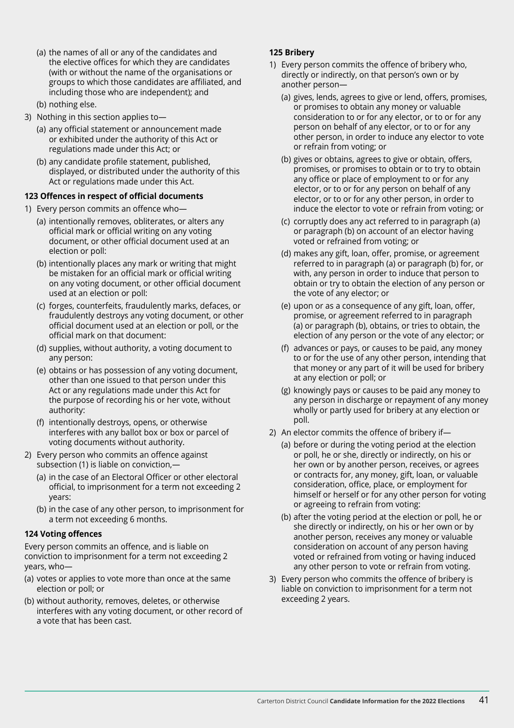(a) the names of all or any of the candidates and the elective offices for which they are candidates (with or without the name of the organisations or groups to which those candidates are affiliated, and including those who are independent); and

(b) nothing else.

3) Nothing in this section applies to—

(a) any official statement or announcement made or exhibited under the authority of this Act or regulations made under this Act; or

(b) any candidate profile statement, published, displayed, or distributed under the authority of this Act or regulations made under this Act.

**123 Offences in respect of official documents**

1) Every person commits an offence who—

(a) intentionally removes, obliterates, or alters any official mark or official writing on any voting document, or other official document used at an election or poll:

(b) intentionally places any mark or writing that might be mistaken for an official mark or official writing on any voting document, or other official document used at an election or poll:

(c) forges, counterfeits, fraudulently marks, defaces, or fraudulently destroys any voting document, or other official document used at an election or poll, or the official mark on that document:

(d) supplies, without authority, a voting document to any person:

(e) obtains or has possession of any voting document, other than one issued to that person under this Act or any regulations made under this Act for the purpose of recording his or her vote, without authority:

(f) intentionally destroys, opens, or otherwise interferes with any ballot box or box or parcel of voting documents without authority.

2) Every person who commits an offence against subsection (1) is liable on conviction,—

(a) in the case of an Electoral Officer or other electoral official, to imprisonment for a term not exceeding 2 years:

(b) in the case of any other person, to imprisonment for a term not exceeding 6 months.

**124 Voting offences**

Every person commits an offence, and is liable on conviction to imprisonment for a term not exceeding 2 years, who—

(a) votes or applies to vote more than once at the same election or poll; or

(b) without authority, removes, deletes, or otherwise interferes with any voting document, or other record of a vote that has been cast.

**125 Bribery**

1) Every person commits the offence of bribery who, directly or indirectly, on that person's own or by another person—

(a) gives, lends, agrees to give or lend, offers, promises, or promises to obtain any money or valuable consideration to or for any elector, or to or for any person on behalf of any elector, or to or for any other person, in order to induce any elector to vote or refrain from voting; or

(b) gives or obtains, agrees to give or obtain, offers, promises, or promises to obtain or to try to obtain any office or place of employment to or for any elector, or to or for any person on behalf of any elector, or to or for any other person, in order to induce the elector to vote or refrain from voting; or

(c) corruptly does any act referred to in paragraph (a) or paragraph (b) on account of an elector having voted or refrained from voting; or

(d) makes any gift, loan, offer, promise, or agreement referred to in paragraph (a) or paragraph (b) for, or with, any person in order to induce that person to obtain or try to obtain the election of any person or the vote of any elector; or

(e) upon or as a consequence of any gift, loan, offer, promise, or agreement referred to in paragraph (a) or paragraph (b), obtains, or tries to obtain, the election of any person or the vote of any elector; or

(f) advances or pays, or causes to be paid, any money to or for the use of any other person, intending that that money or any part of it will be used for bribery at any election or poll; or

(g) knowingly pays or causes to be paid any money to any person in discharge or repayment of any money wholly or partly used for bribery at any election or poll.

2) An elector commits the offence of bribery if—

(a) before or during the voting period at the election or poll, he or she, directly or indirectly, on his or her own or by another person, receives, or agrees or contracts for, any money, gift, loan, or valuable consideration, office, place, or employment for himself or herself or for any other person for voting or agreeing to refrain from voting:

(b) after the voting period at the election or poll, he or she directly or indirectly, on his or her own or by another person, receives any money or valuable consideration on account of any person having voted or refrained from voting or having induced any other person to vote or refrain from voting.

3) Every person who commits the offence of bribery is liable on conviction to imprisonment for a term not exceeding 2 years.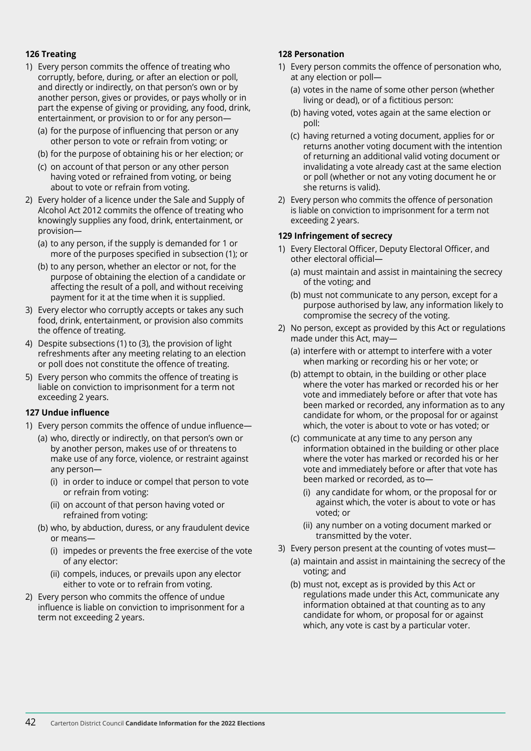**126 Treating**

1) Every person commits the offence of treating who corruptly, before, during, or after an election or poll, and directly or indirectly, on that person's own or by another person, gives or provides, or pays wholly or in part the expense of giving or providing, any food, drink, entertainment, or provision to or for any person—
   (a) for the purpose of influencing that person or any other person to vote or refrain from voting; or
   (b) for the purpose of obtaining his or her election; or
   (c) on account of that person or any other person having voted or refrained from voting, or being about to vote or refrain from voting.
2) Every holder of a licence under the Sale and Supply of Alcohol Act 2012 commits the offence of treating who knowingly supplies any food, drink, entertainment, or provision—
   (a) to any person, if the supply is demanded for 1 or more of the purposes specified in subsection (1); or
   (b) to any person, whether an elector or not, for the purpose of obtaining the election of a candidate or affecting the result of a poll, and without receiving payment for it at the time when it is supplied.
3) Every elector who corruptly accepts or takes any such food, drink, entertainment, or provision also commits the offence of treating.
4) Despite subsections (1) to (3), the provision of light refreshments after any meeting relating to an election or poll does not constitute the offence of treating.
5) Every person who commits the offence of treating is liable on conviction to imprisonment for a term not exceeding 2 years.

**127 Undue influence**

1) Every person commits the offence of undue influence—
   (a) who, directly or indirectly, on that person's own or by another person, makes use of or threatens to make use of any force, violence, or restraint against any person—
      (i) in order to induce or compel that person to vote or refrain from voting:
      (ii) on account of that person having voted or refrained from voting:
   (b) who, by abduction, duress, or any fraudulent device or means—
      (i) impedes or prevents the free exercise of the vote of any elector:
      (ii) compels, induces, or prevails upon any elector either to vote or to refrain from voting.
2) Every person who commits the offence of undue influence is liable on conviction to imprisonment for a term not exceeding 2 years.

**128 Personation**

1) Every person commits the offence of personation who, at any election or poll—
   (a) votes in the name of some other person (whether living or dead), or of a fictitious person:
   (b) having voted, votes again at the same election or poll:
   (c) having returned a voting document, applies for or returns another voting document with the intention of returning an additional valid voting document or invalidating a vote already cast at the same election or poll (whether or not any voting document he or she returns is valid).
2) Every person who commits the offence of personation is liable on conviction to imprisonment for a term not exceeding 2 years.

**129 Infringement of secrecy**

1) Every Electoral Officer, Deputy Electoral Officer, and other electoral official—
   (a) must maintain and assist in maintaining the secrecy of the voting; and
   (b) must not communicate to any person, except for a purpose authorised by law, any information likely to compromise the secrecy of the voting.
2) No person, except as provided by this Act or regulations made under this Act, may—
   (a) interfere with or attempt to interfere with a voter when marking or recording his or her vote; or
   (b) attempt to obtain, in the building or other place where the voter has marked or recorded his or her vote and immediately before or after that vote has been marked or recorded, any information as to any candidate for whom, or the proposal for or against which, the voter is about to vote or has voted; or
   (c) communicate at any time to any person any information obtained in the building or other place where the voter has marked or recorded his or her vote and immediately before or after that vote has been marked or recorded, as to—
      (i) any candidate for whom, or the proposal for or against which, the voter is about to vote or has voted; or
      (ii) any number on a voting document marked or transmitted by the voter.
3) Every person present at the counting of votes must—
   (a) maintain and assist in maintaining the secrecy of the voting; and
   (b) must not, except as is provided by this Act or regulations made under this Act, communicate any information obtained at that counting as to any candidate for whom, or proposal for or against which, any vote is cast by a particular voter.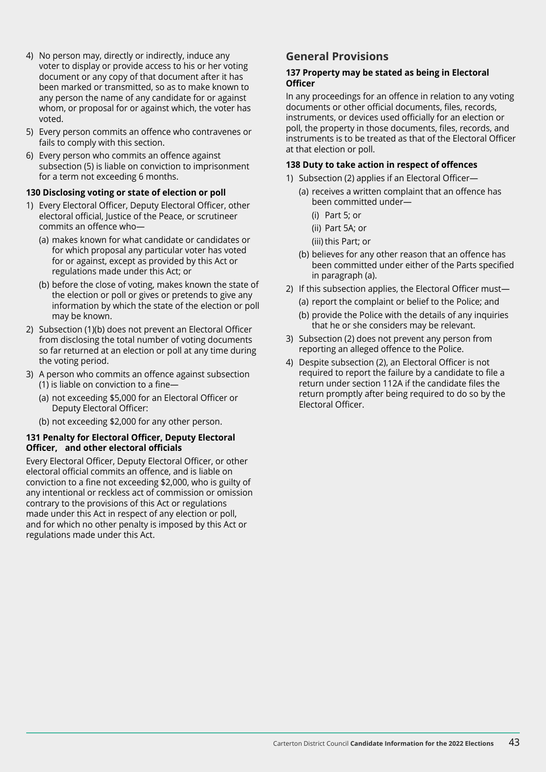4) No person may, directly or indirectly, induce any voter to display or provide access to his or her voting document or any copy of that document after it has been marked or transmitted, so as to make known to any person the name of any candidate for or against whom, or proposal for or against which, the voter has voted.
5) Every person commits an offence who contravenes or fails to comply with this section.
6) Every person who commits an offence against subsection (5) is liable on conviction to imprisonment for a term not exceeding 6 months.

**130 Disclosing voting or state of election or poll**

1) Every Electoral Officer, Deputy Electoral Officer, other electoral official, Justice of the Peace, or scrutineer commits an offence who—
   (a) makes known for what candidate or candidates or for which proposal any particular voter has voted for or against, except as provided by this Act or regulations made under this Act; or
   (b) before the close of voting, makes known the state of the election or poll or gives or pretends to give any information by which the state of the election or poll may be known.
2) Subsection (1)(b) does not prevent an Electoral Officer from disclosing the total number of voting documents so far returned at an election or poll at any time during the voting period.
3) A person who commits an offence against subsection (1) is liable on conviction to a fine—
   (a) not exceeding $5,000 for an Electoral Officer or Deputy Electoral Officer:
   (b) not exceeding $2,000 for any other person.

**131 Penalty for Electoral Officer, Deputy Electoral Officer, and other electoral officials**

Every Electoral Officer, Deputy Electoral Officer, or other electoral official commits an offence, and is liable on conviction to a fine not exceeding $2,000, who is guilty of any intentional or reckless act of commission or omission contrary to the provisions of this Act or regulations made under this Act in respect of any election or poll, and for which no other penalty is imposed by this Act or regulations made under this Act.

## General Provisions

**137 Property may be stated as being in Electoral Officer**

In any proceedings for an offence in relation to any voting documents or other official documents, files, records, instruments, or devices used officially for an election or poll, the property in those documents, files, records, and instruments is to be treated as that of the Electoral Officer at that election or poll.

**138 Duty to take action in respect of offences**

1) Subsection (2) applies if an Electoral Officer—
   (a) receives a written complaint that an offence has been committed under—
      (i) Part 5; or
      (ii) Part 5A; or
      (iii) this Part; or
   (b) believes for any other reason that an offence has been committed under either of the Parts specified in paragraph (a).
2) If this subsection applies, the Electoral Officer must—
   (a) report the complaint or belief to the Police; and
   (b) provide the Police with the details of any inquiries that he or she considers may be relevant.
3) Subsection (2) does not prevent any person from reporting an alleged offence to the Police.
4) Despite subsection (2), an Electoral Officer is not required to report the failure by a candidate to file a return under section 112A if the candidate files the return promptly after being required to do so by the Electoral Officer.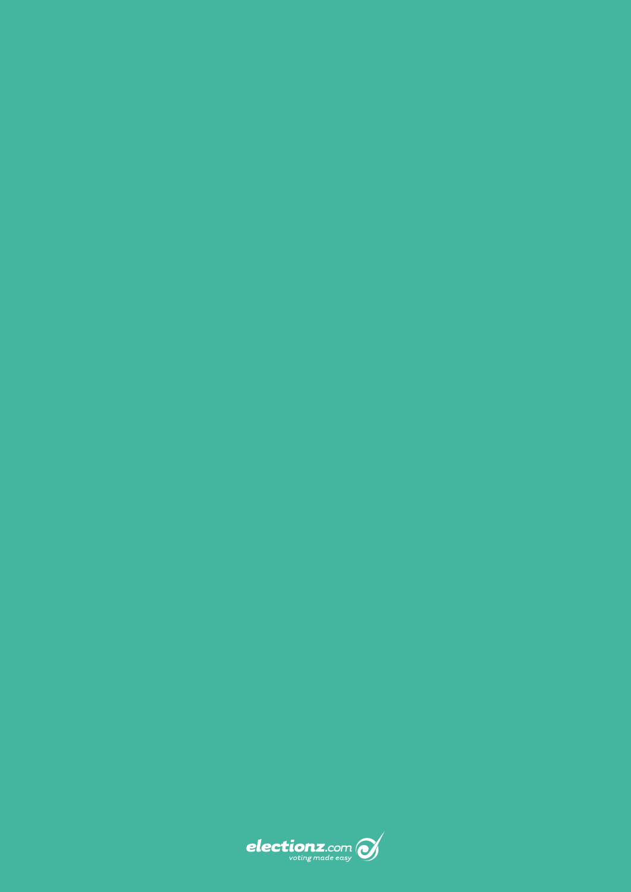electionz.com
voting made easy